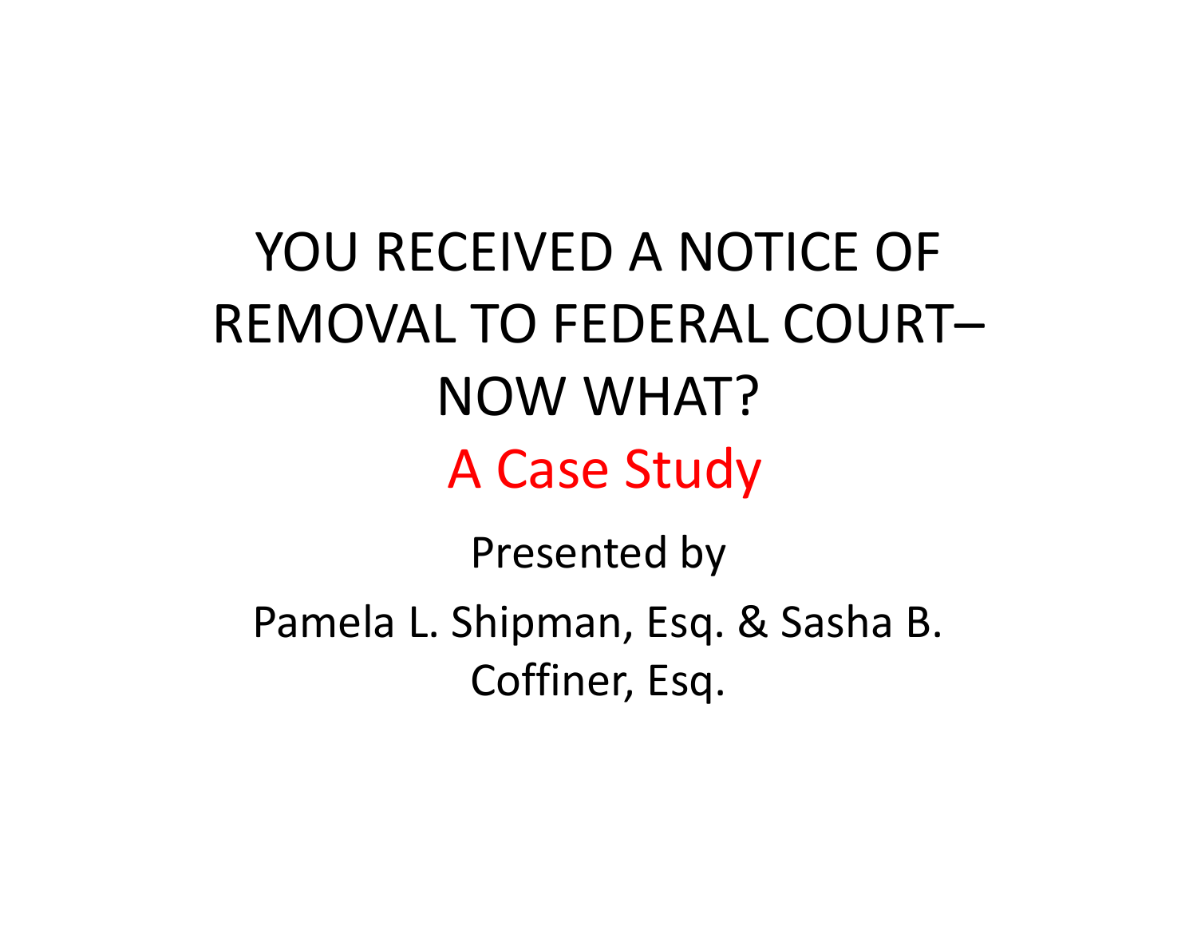# YOU RECEIVED A NOTICE OF REMOVAL TO FEDERAL COURT– NOW WHAT?

## A Case Study

Presented by

Pamela L. Shipman, Esq. & Sasha B. Coffiner, Esq.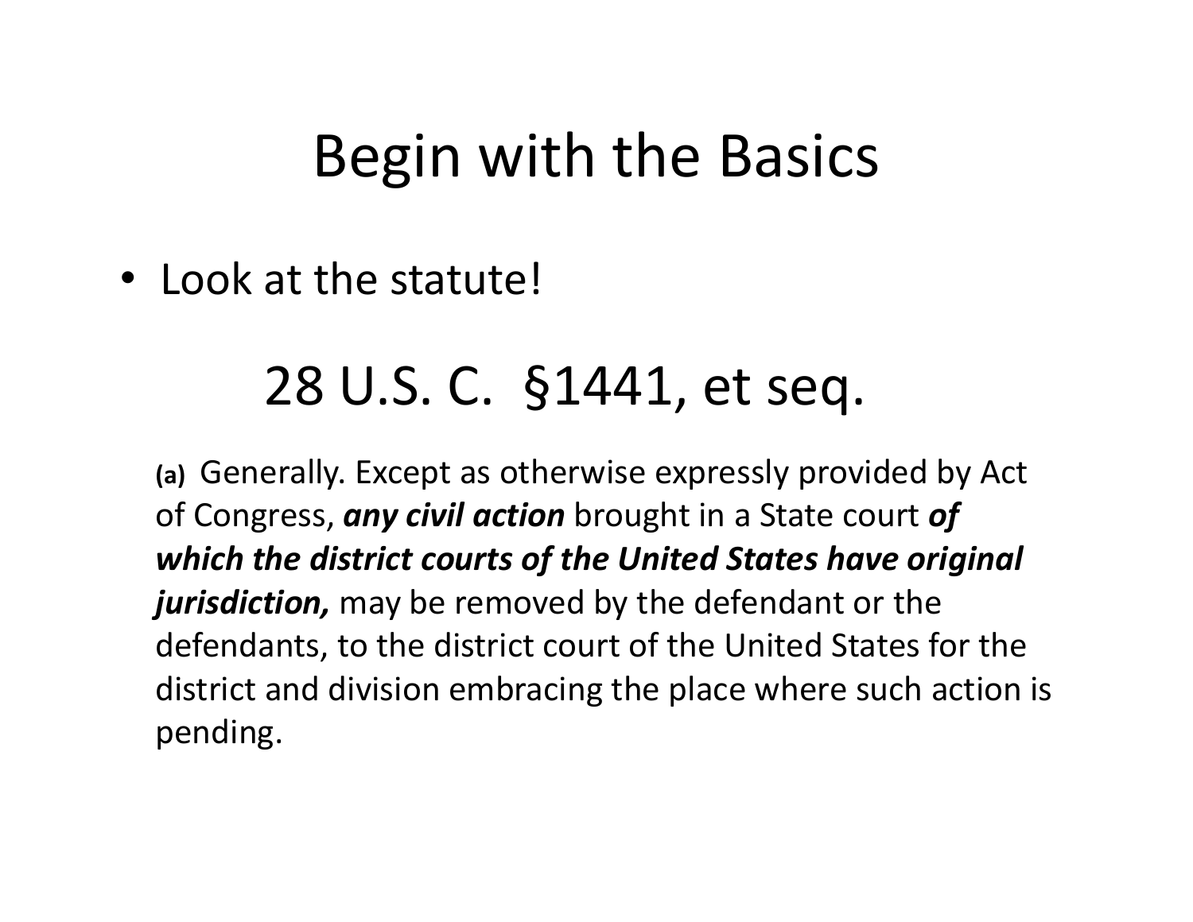# Begin with the Basics

- Look at the statute!

## 28 U.S. C. §1441, et seq.

**(a)** Generally. Except as otherwise expressly provided by Act of Congress, ***any civil action*** brought in a State court ***of which the district courts of the United States have original jurisdiction,*** may be removed by the defendant or the defendants, to the district court of the United States for the district and division embracing the place where such action is pending.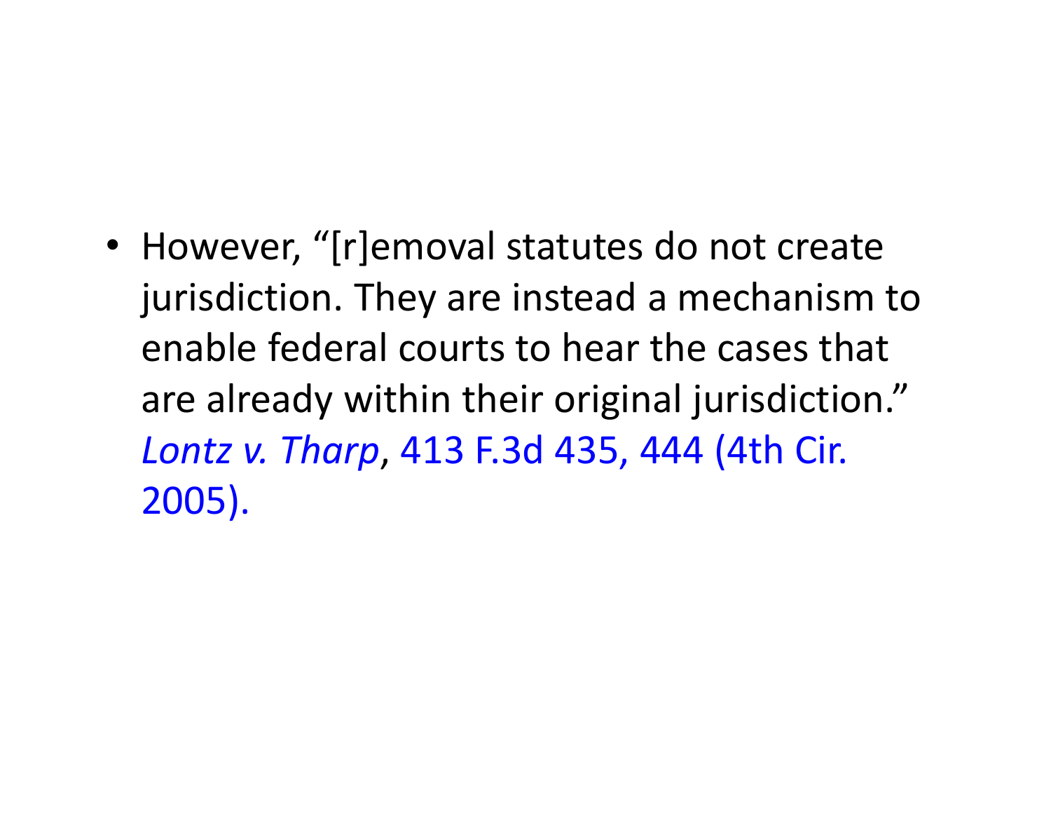- However, "[r]emoval statutes do not create jurisdiction. They are instead a mechanism to enable federal courts to hear the cases that are already within their original jurisdiction." *Lontz v. Tharp*, 413 F.3d 435, 444 (4th Cir. 2005).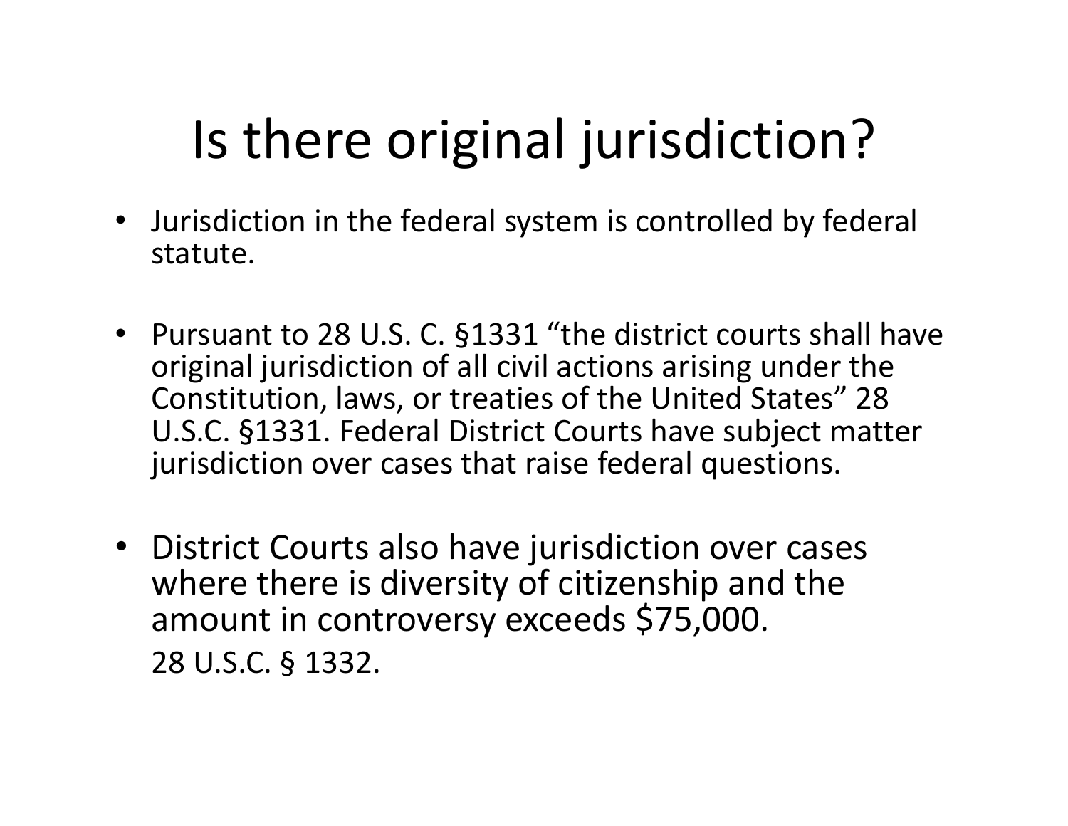# Is there original jurisdiction?

- Jurisdiction in the federal system is controlled by federal statute.

- Pursuant to 28 U.S. C. §1331 "the district courts shall have original jurisdiction of all civil actions arising under the Constitution, laws, or treaties of the United States" 28 U.S.C. §1331. Federal District Courts have subject matter jurisdiction over cases that raise federal questions.

- District Courts also have jurisdiction over cases where there is diversity of citizenship and the amount in controversy exceeds $75,000.

  28 U.S.C. § 1332.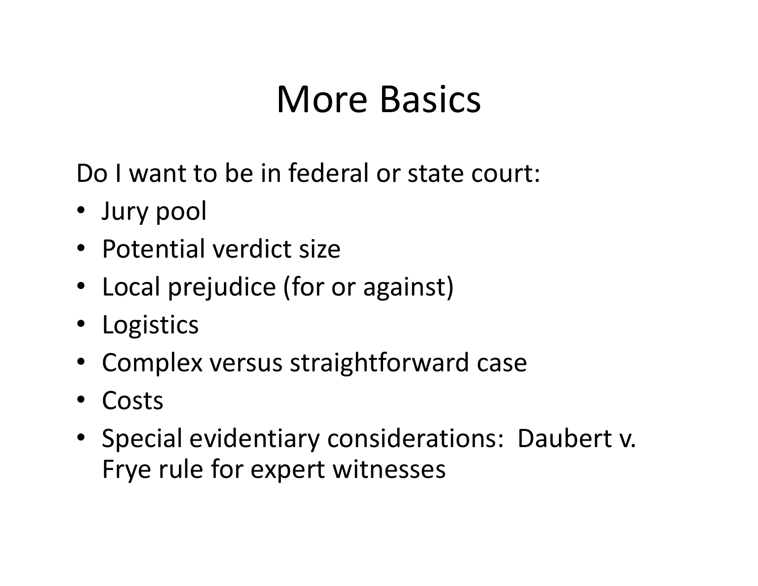# More Basics

Do I want to be in federal or state court:

- Jury pool
- Potential verdict size
- Local prejudice (for or against)
- Logistics
- Complex versus straightforward case
- Costs
- Special evidentiary considerations: Daubert v. Frye rule for expert witnesses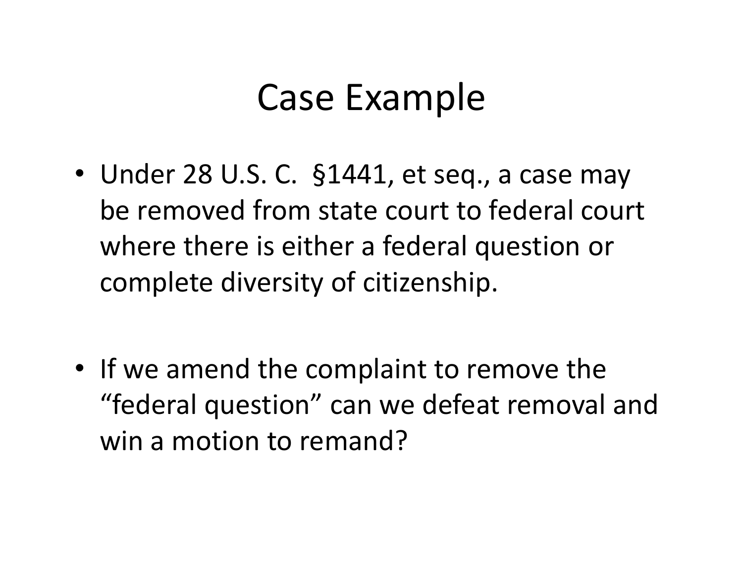# Case Example

- Under 28 U.S. C. §1441, et seq., a case may be removed from state court to federal court where there is either a federal question or complete diversity of citizenship.

- If we amend the complaint to remove the "federal question" can we defeat removal and win a motion to remand?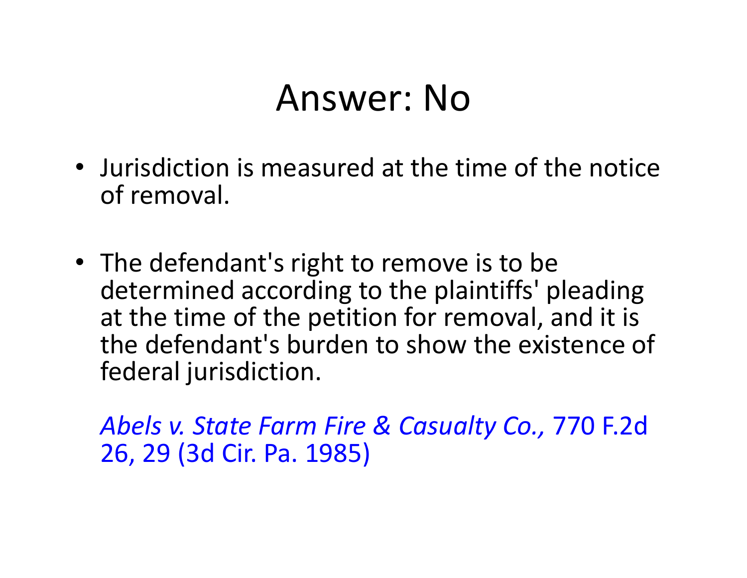# Answer: No

- Jurisdiction is measured at the time of the notice of removal.

- The defendant's right to remove is to be determined according to the plaintiffs' pleading at the time of the petition for removal, and it is the defendant's burden to show the existence of federal jurisdiction.

  *Abels v. State Farm Fire & Casualty Co.,* 770 F.2d 26, 29 (3d Cir. Pa. 1985)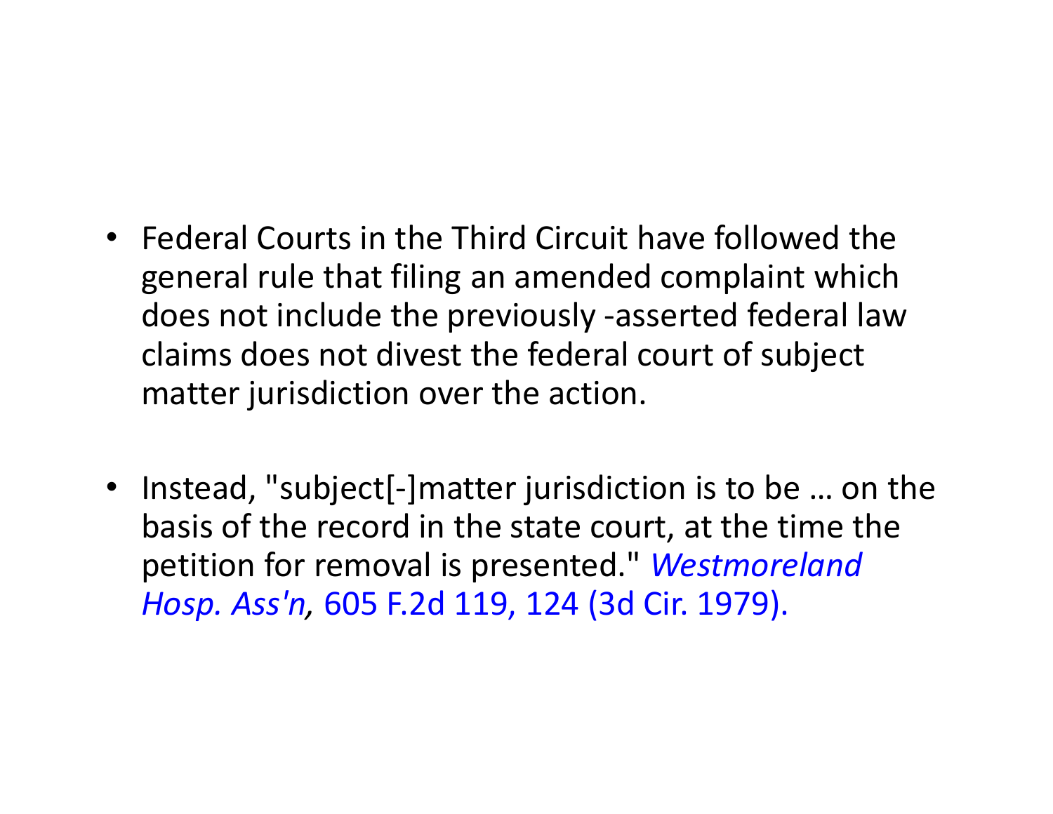- Federal Courts in the Third Circuit have followed the general rule that filing an amended complaint which does not include the previously -asserted federal law claims does not divest the federal court of subject matter jurisdiction over the action.

- Instead, "subject[-]matter jurisdiction is to be … on the basis of the record in the state court, at the time the petition for removal is presented." *Westmoreland Hosp. Ass'n,* 605 F.2d 119, 124 (3d Cir. 1979).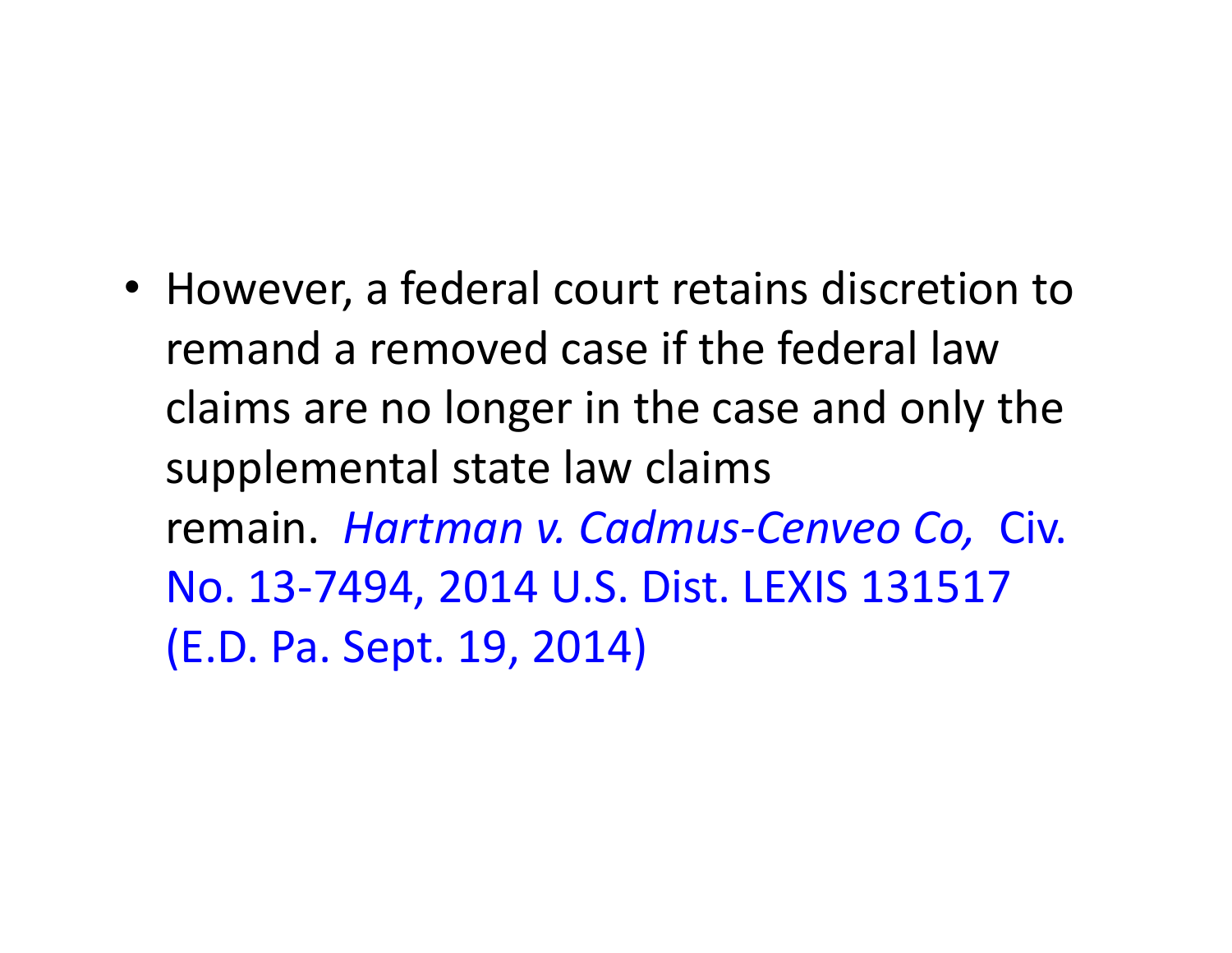- However, a federal court retains discretion to remand a removed case if the federal law claims are no longer in the case and only the supplemental state law claims remain. *Hartman v. Cadmus-Cenveo Co,* Civ. No. 13-7494, 2014 U.S. Dist. LEXIS 131517 (E.D. Pa. Sept. 19, 2014)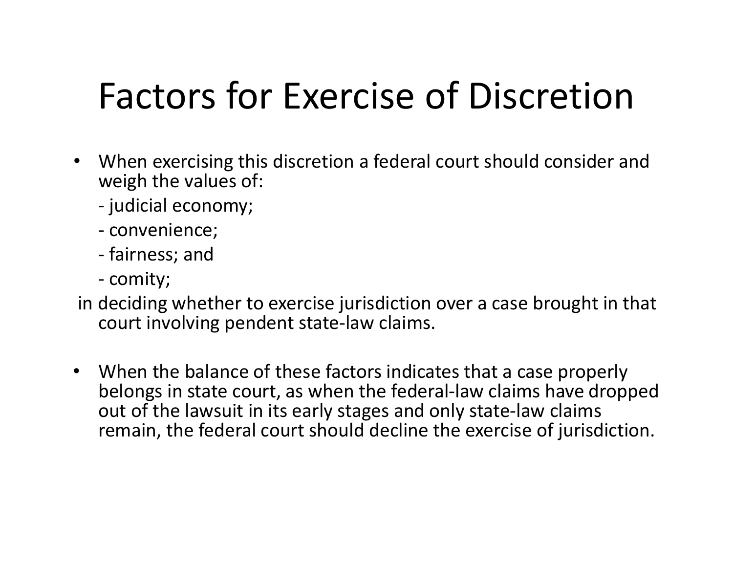# Factors for Exercise of Discretion

- When exercising this discretion a federal court should consider and weigh the values of:
  - judicial economy;
  - convenience;
  - fairness; and
  - comity;

  in deciding whether to exercise jurisdiction over a case brought in that court involving pendent state-law claims.

- When the balance of these factors indicates that a case properly belongs in state court, as when the federal-law claims have dropped out of the lawsuit in its early stages and only state-law claims remain, the federal court should decline the exercise of jurisdiction.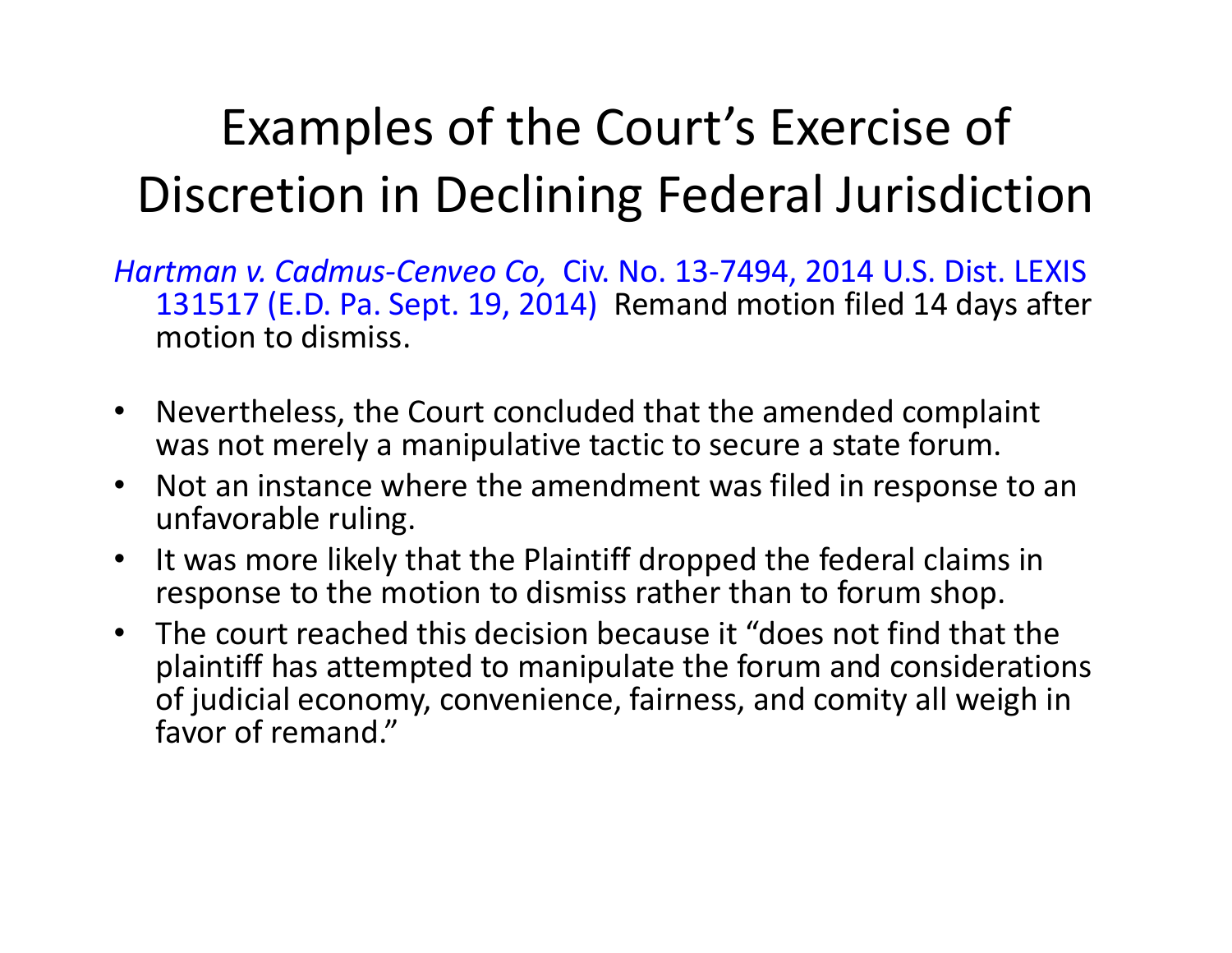# Examples of the Court's Exercise of Discretion in Declining Federal Jurisdiction

*Hartman v. Cadmus-Cenveo Co,* Civ. No. 13-7494, 2014 U.S. Dist. LEXIS 131517 (E.D. Pa. Sept. 19, 2014) Remand motion filed 14 days after motion to dismiss.

- Nevertheless, the Court concluded that the amended complaint was not merely a manipulative tactic to secure a state forum.
- Not an instance where the amendment was filed in response to an unfavorable ruling.
- It was more likely that the Plaintiff dropped the federal claims in response to the motion to dismiss rather than to forum shop.
- The court reached this decision because it "does not find that the plaintiff has attempted to manipulate the forum and considerations of judicial economy, convenience, fairness, and comity all weigh in favor of remand."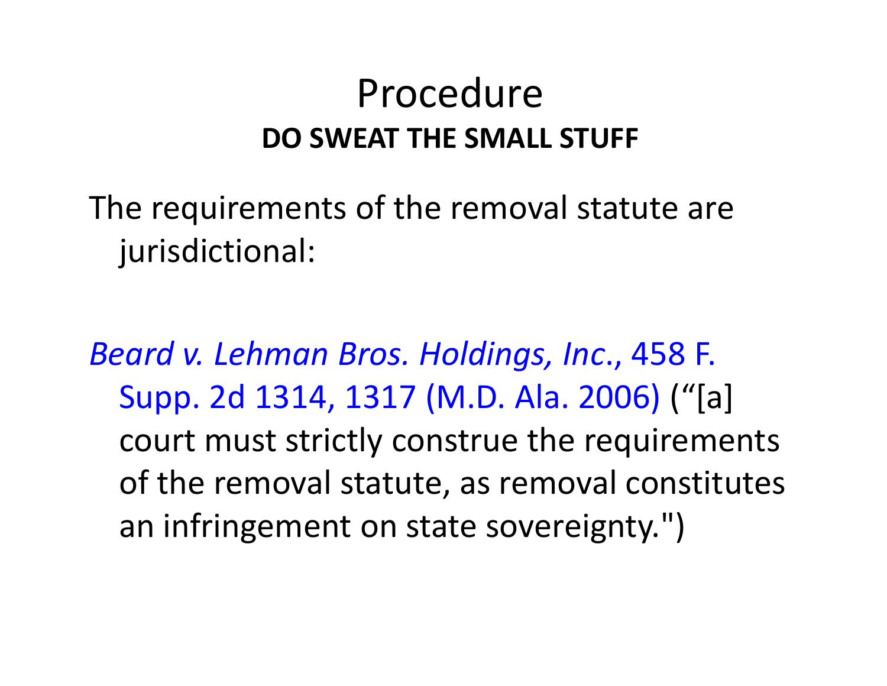# Procedure

## DO SWEAT THE SMALL STUFF

The requirements of the removal statute are jurisdictional:

*Beard v. Lehman Bros. Holdings, Inc.*, 458 F. Supp. 2d 1314, 1317 (M.D. Ala. 2006) ("[a] court must strictly construe the requirements of the removal statute, as removal constitutes an infringement on state sovereignty.")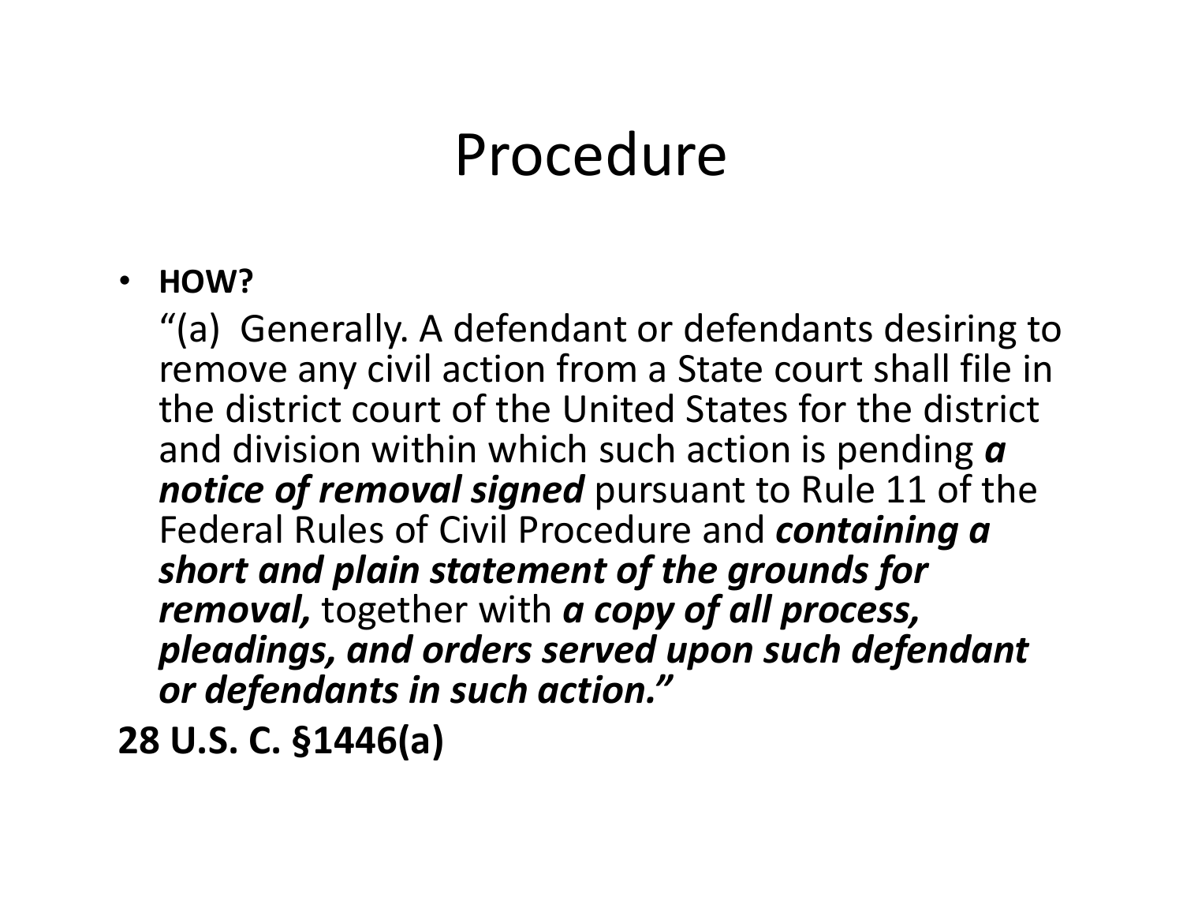# Procedure

- **HOW?**

  “(a) Generally. A defendant or defendants desiring to remove any civil action from a State court shall file in the district court of the United States for the district and division within which such action is pending ***a notice of removal signed*** pursuant to Rule 11 of the Federal Rules of Civil Procedure and ***containing a short and plain statement of the grounds for removal,*** together with ***a copy of all process, pleadings, and orders served upon such defendant or defendants in such action.”***

**28 U.S. C. §1446(a)**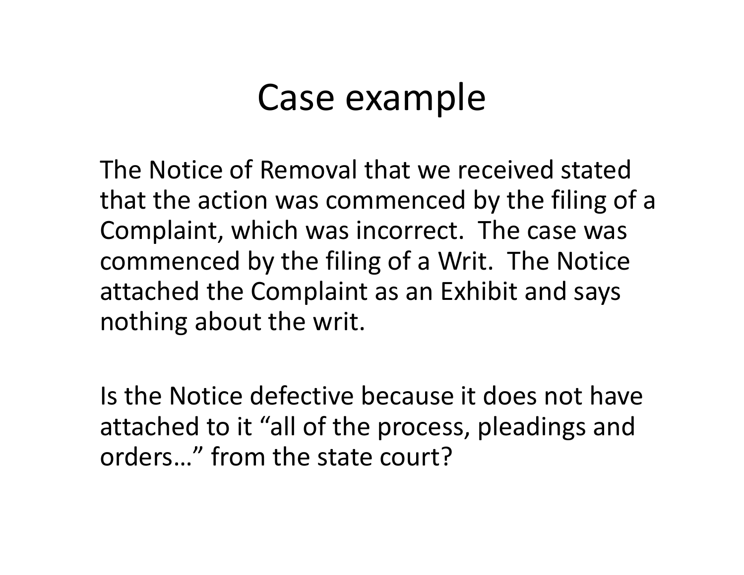# Case example

The Notice of Removal that we received stated that the action was commenced by the filing of a Complaint, which was incorrect. The case was commenced by the filing of a Writ. The Notice attached the Complaint as an Exhibit and says nothing about the writ.

Is the Notice defective because it does not have attached to it "all of the process, pleadings and orders…" from the state court?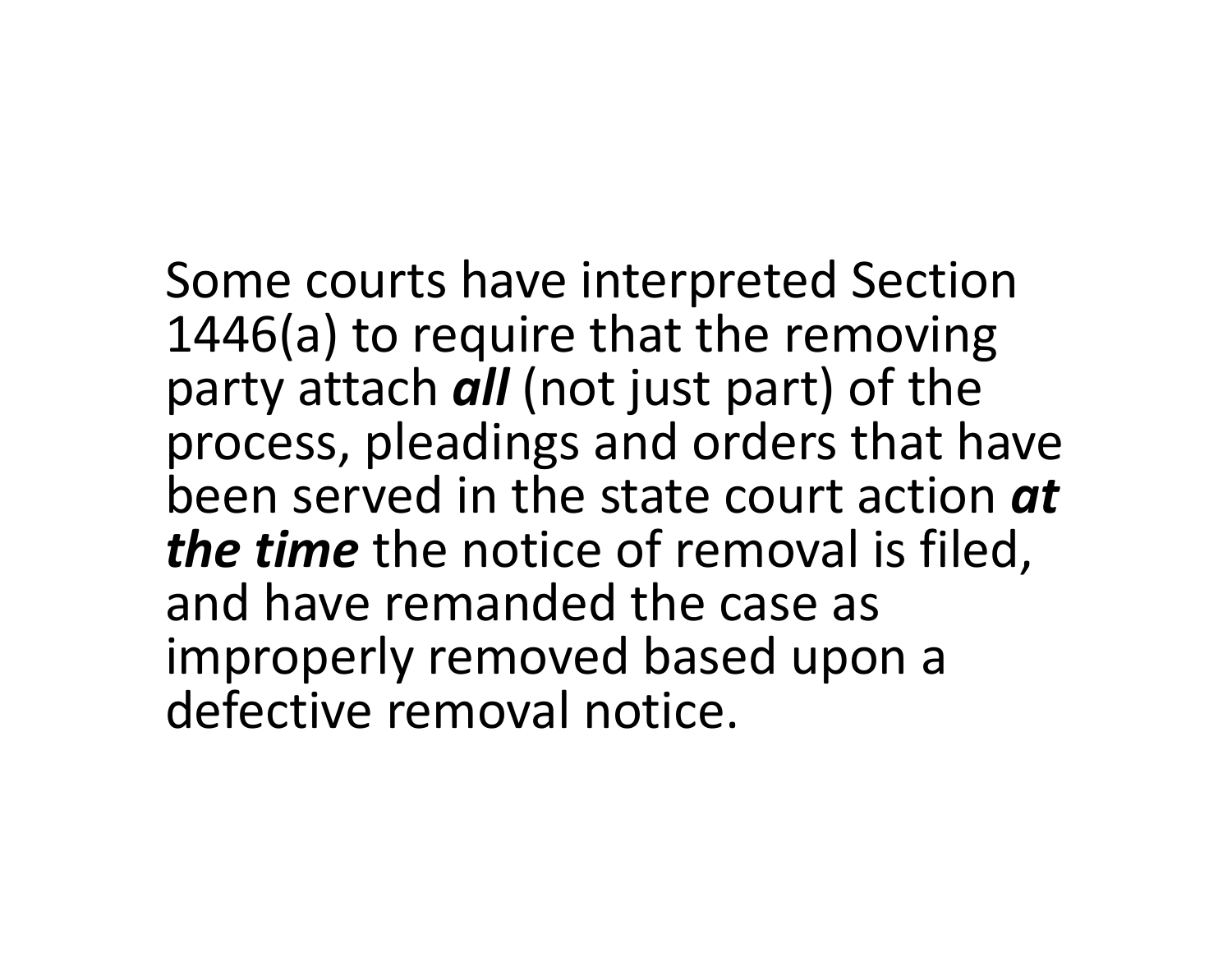Some courts have interpreted Section 1446(a) to require that the removing party attach ***all*** (not just part) of the process, pleadings and orders that have been served in the state court action ***at the time*** the notice of removal is filed, and have remanded the case as improperly removed based upon a defective removal notice.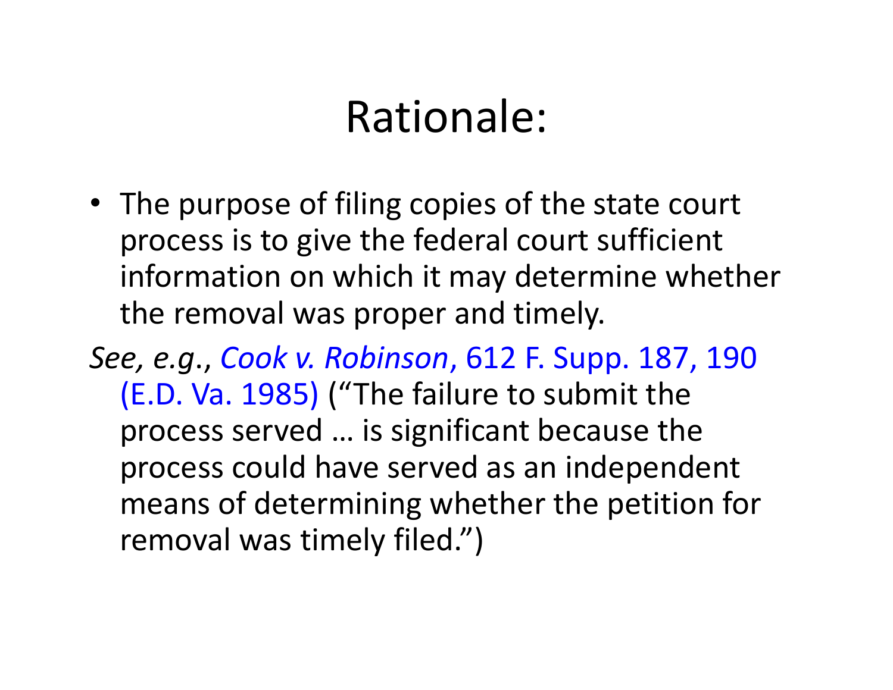# Rationale:

- The purpose of filing copies of the state court process is to give the federal court sufficient information on which it may determine whether the removal was proper and timely.

*See, e.g.*, *Cook v. Robinson*, 612 F. Supp. 187, 190 (E.D. Va. 1985) ("The failure to submit the process served … is significant because the process could have served as an independent means of determining whether the petition for removal was timely filed.")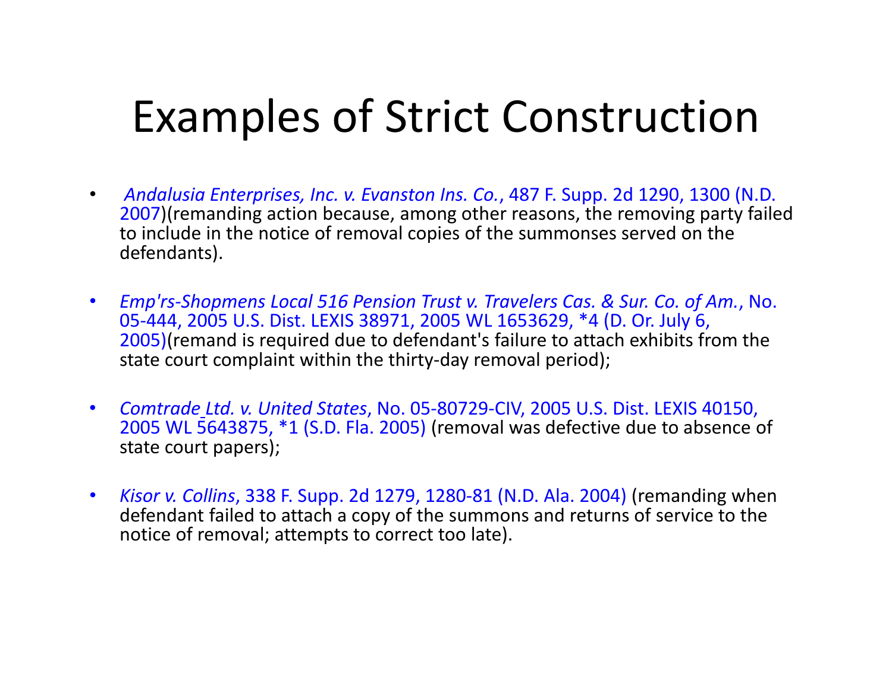# Examples of Strict Construction

- *Andalusia Enterprises, Inc. v. Evanston Ins. Co.*, 487 F. Supp. 2d 1290, 1300 (N.D. 2007)(remanding action because, among other reasons, the removing party failed to include in the notice of removal copies of the summonses served on the defendants).

- *Emp'rs-Shopmens Local 516 Pension Trust v. Travelers Cas. & Sur. Co. of Am.*, No. 05-444, 2005 U.S. Dist. LEXIS 38971, 2005 WL 1653629, *4 (D. Or. July 6, 2005)(remand is required due to defendant's failure to attach exhibits from the state court complaint within the thirty-day removal period);

- *Comtrade Ltd. v. United States*, No. 05-80729-CIV, 2005 U.S. Dist. LEXIS 40150, 2005 WL 5643875, *1 (S.D. Fla. 2005) (removal was defective due to absence of state court papers);

- *Kisor v. Collins*, 338 F. Supp. 2d 1279, 1280-81 (N.D. Ala. 2004) (remanding when defendant failed to attach a copy of the summons and returns of service to the notice of removal; attempts to correct too late).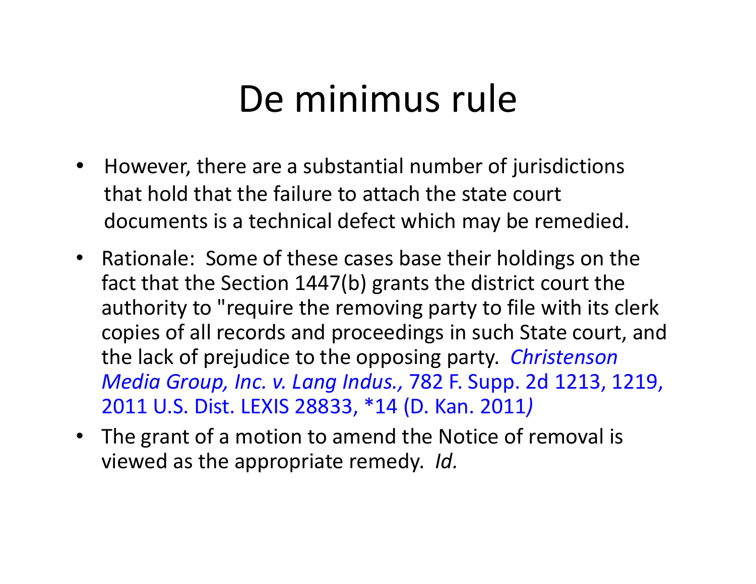# De minimus rule

- However, there are a substantial number of jurisdictions that hold that the failure to attach the state court documents is a technical defect which may be remedied.
- Rationale: Some of these cases base their holdings on the fact that the Section 1447(b) grants the district court the authority to "require the removing party to file with its clerk copies of all records and proceedings in such State court, and the lack of prejudice to the opposing party. *Christenson Media Group, Inc. v. Lang Indus.,* 782 F. Supp. 2d 1213, 1219, 2011 U.S. Dist. LEXIS 28833, *14 (D. Kan. 2011*)*
- The grant of a motion to amend the Notice of removal is viewed as the appropriate remedy. *Id.*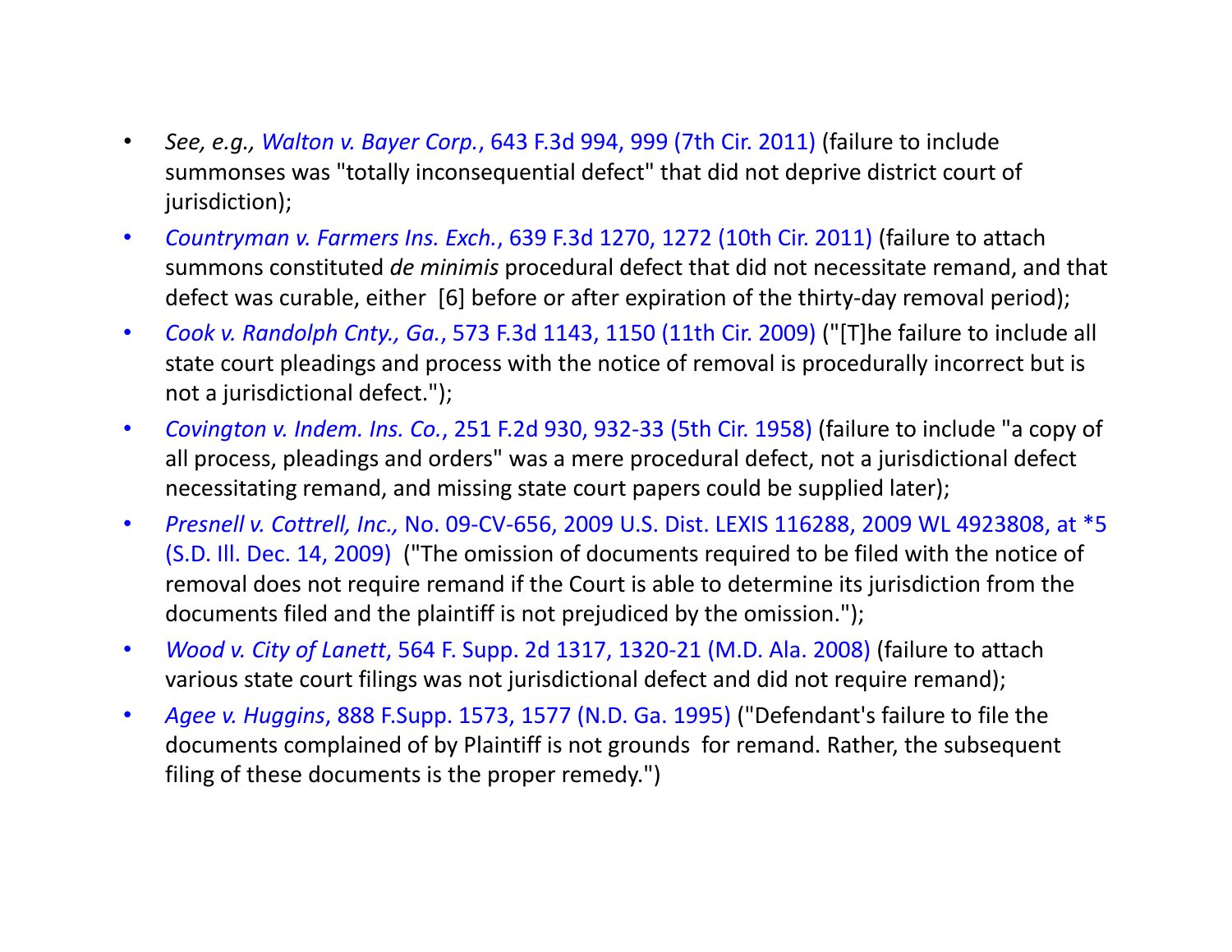- *See, e.g., Walton v. Bayer Corp.*, 643 F.3d 994, 999 (7th Cir. 2011) (failure to include summonses was "totally inconsequential defect" that did not deprive district court of jurisdiction);
- *Countryman v. Farmers Ins. Exch.*, 639 F.3d 1270, 1272 (10th Cir. 2011) (failure to attach summons constituted *de minimis* procedural defect that did not necessitate remand, and that defect was curable, either [6] before or after expiration of the thirty-day removal period);
- *Cook v. Randolph Cnty., Ga.*, 573 F.3d 1143, 1150 (11th Cir. 2009) ("[T]he failure to include all state court pleadings and process with the notice of removal is procedurally incorrect but is not a jurisdictional defect.");
- *Covington v. Indem. Ins. Co.*, 251 F.2d 930, 932-33 (5th Cir. 1958) (failure to include "a copy of all process, pleadings and orders" was a mere procedural defect, not a jurisdictional defect necessitating remand, and missing state court papers could be supplied later);
- *Presnell v. Cottrell, Inc.,* No. 09-CV-656, 2009 U.S. Dist. LEXIS 116288, 2009 WL 4923808, at *5 (S.D. Ill. Dec. 14, 2009) ("The omission of documents required to be filed with the notice of removal does not require remand if the Court is able to determine its jurisdiction from the documents filed and the plaintiff is not prejudiced by the omission.");
- *Wood v. City of Lanett*, 564 F. Supp. 2d 1317, 1320-21 (M.D. Ala. 2008) (failure to attach various state court filings was not jurisdictional defect and did not require remand);
- *Agee v. Huggins*, 888 F.Supp. 1573, 1577 (N.D. Ga. 1995) ("Defendant's failure to file the documents complained of by Plaintiff is not grounds for remand. Rather, the subsequent filing of these documents is the proper remedy.")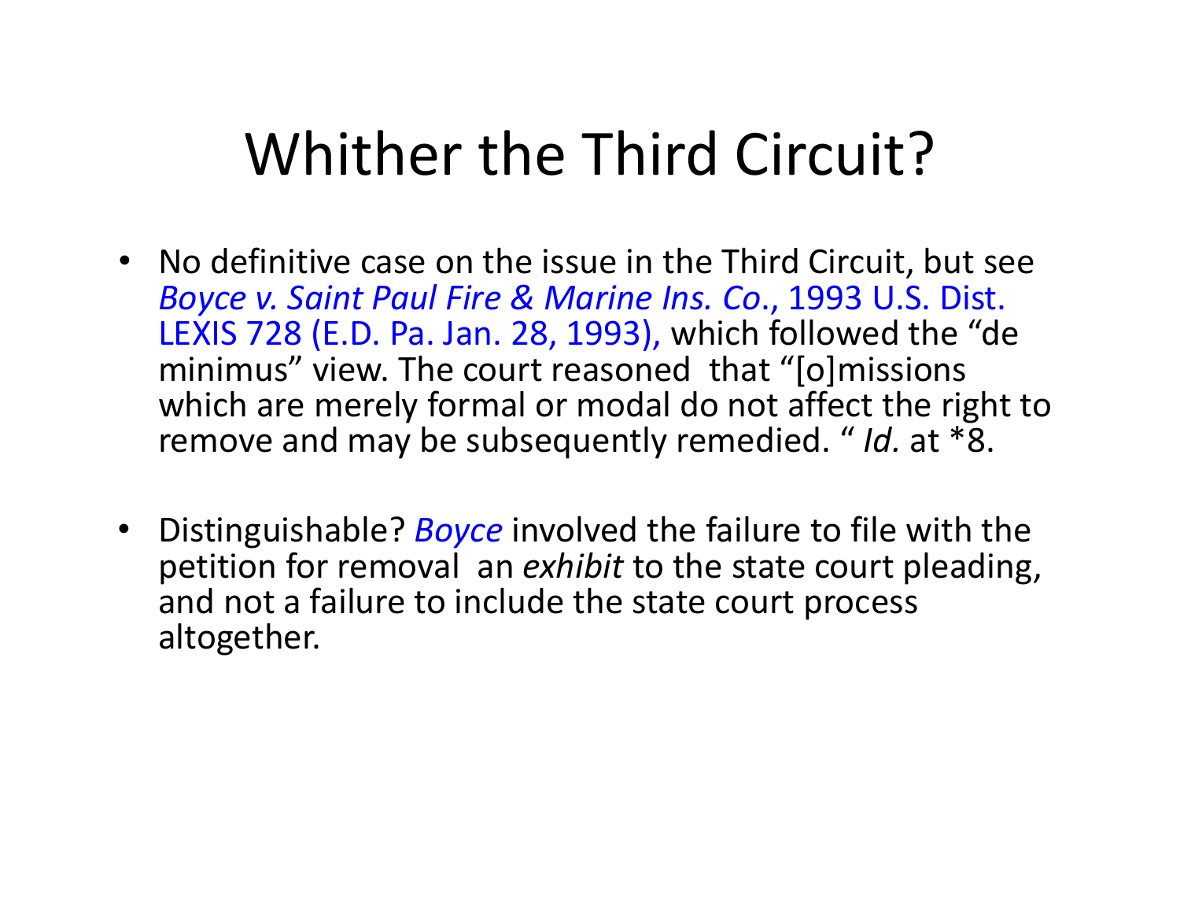# Whither the Third Circuit?

- No definitive case on the issue in the Third Circuit, but see *Boyce v. Saint Paul Fire & Marine Ins. Co*., 1993 U.S. Dist. LEXIS 728 (E.D. Pa. Jan. 28, 1993), which followed the "de minimus" view. The court reasoned that "[o]missions which are merely formal or modal do not affect the right to remove and may be subsequently remedied. " *Id.* at *8.

- Distinguishable? *Boyce* involved the failure to file with the petition for removal an *exhibit* to the state court pleading, and not a failure to include the state court process altogether.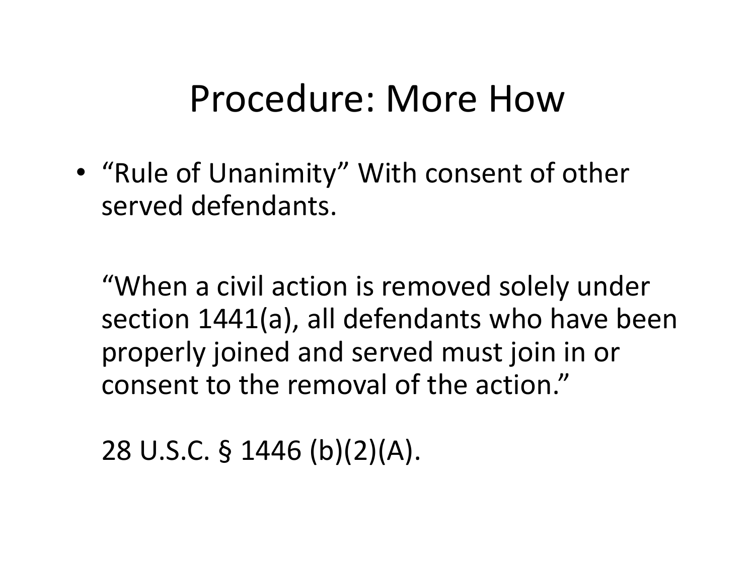# Procedure: More How

- "Rule of Unanimity" With consent of other served defendants.

  "When a civil action is removed solely under section 1441(a), all defendants who have been properly joined and served must join in or consent to the removal of the action."

  28 U.S.C. § 1446 (b)(2)(A).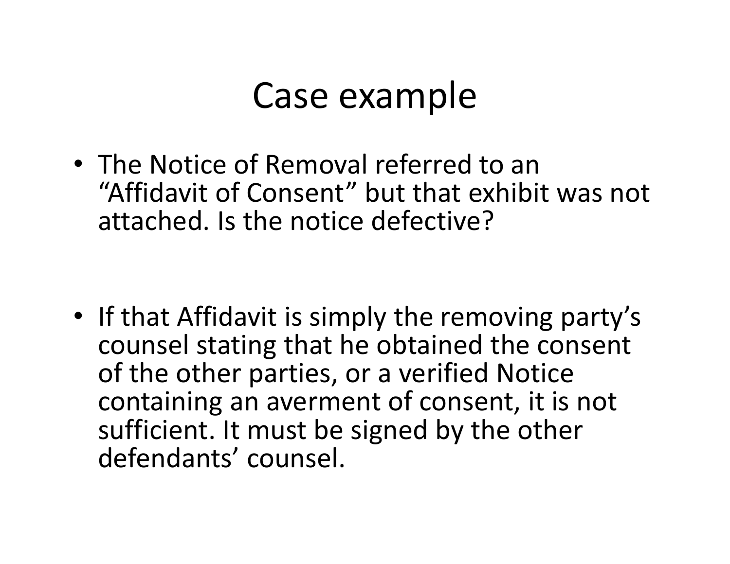# Case example

- The Notice of Removal referred to an "Affidavit of Consent" but that exhibit was not attached. Is the notice defective?

- If that Affidavit is simply the removing party's counsel stating that he obtained the consent of the other parties, or a verified Notice containing an averment of consent, it is not sufficient. It must be signed by the other defendants' counsel.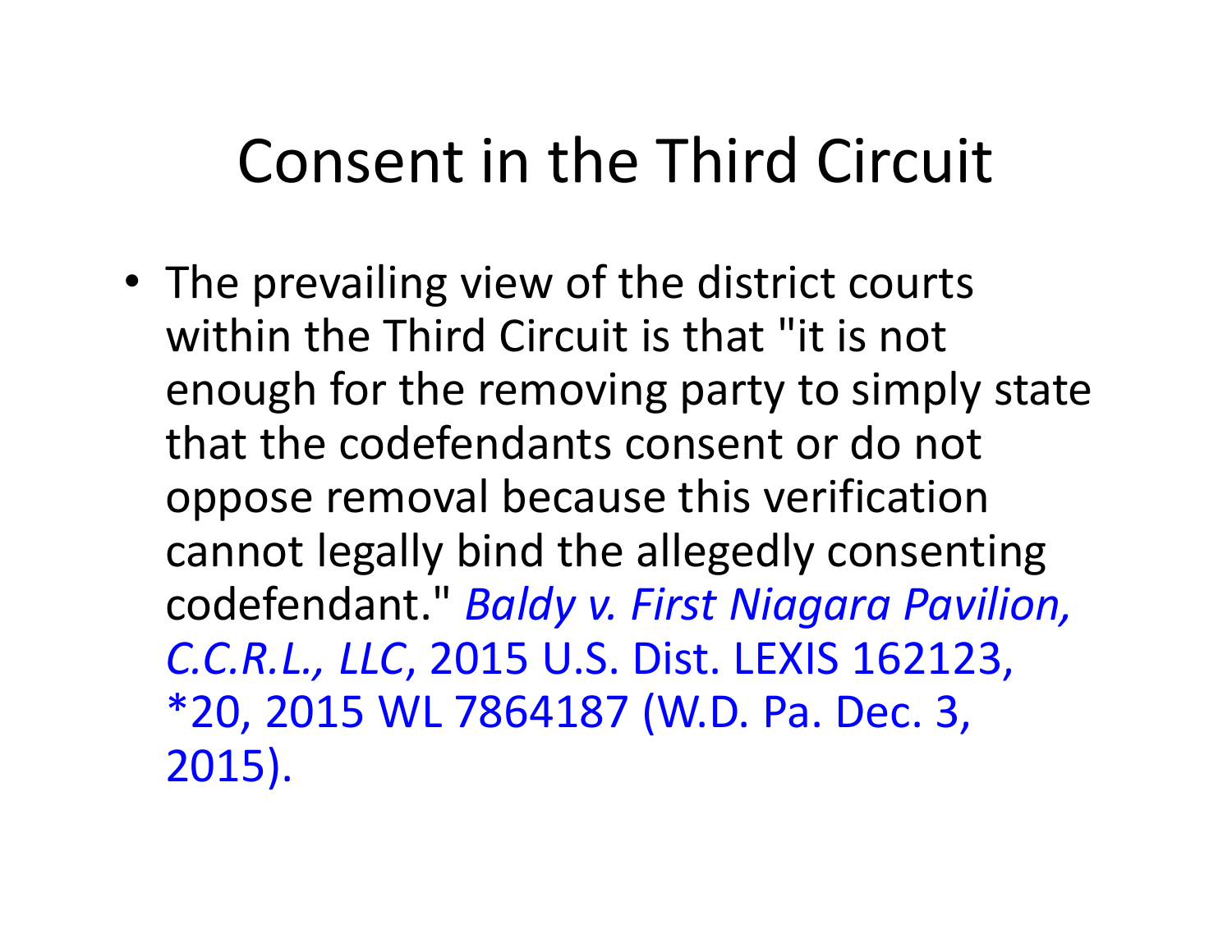# Consent in the Third Circuit

- The prevailing view of the district courts within the Third Circuit is that "it is not enough for the removing party to simply state that the codefendants consent or do not oppose removal because this verification cannot legally bind the allegedly consenting codefendant." *Baldy v. First Niagara Pavilion, C.C.R.L., LLC*, 2015 U.S. Dist. LEXIS 162123, *20, 2015 WL 7864187 (W.D. Pa. Dec. 3, 2015).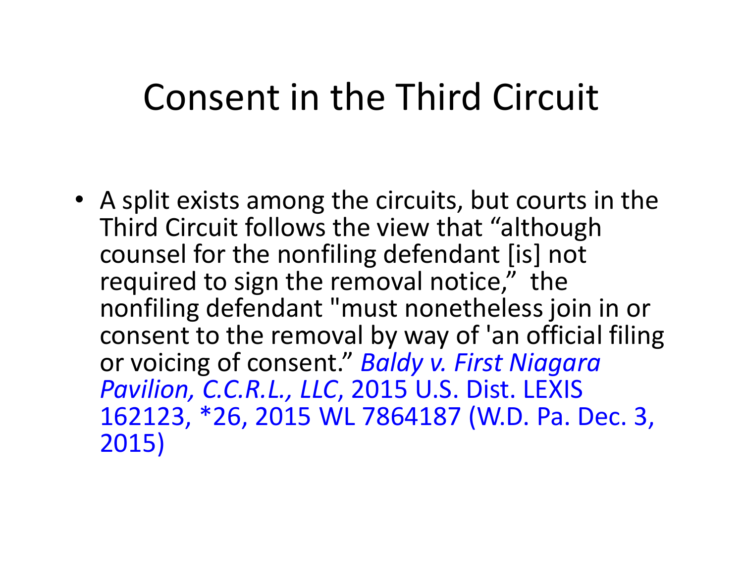# Consent in the Third Circuit

- A split exists among the circuits, but courts in the Third Circuit follows the view that “although counsel for the nonfiling defendant [is] not required to sign the removal notice,” the nonfiling defendant "must nonetheless join in or consent to the removal by way of 'an official filing or voicing of consent.” *Baldy v. First Niagara Pavilion, C.C.R.L., LLC*, 2015 U.S. Dist. LEXIS 162123, *26, 2015 WL 7864187 (W.D. Pa. Dec. 3, 2015)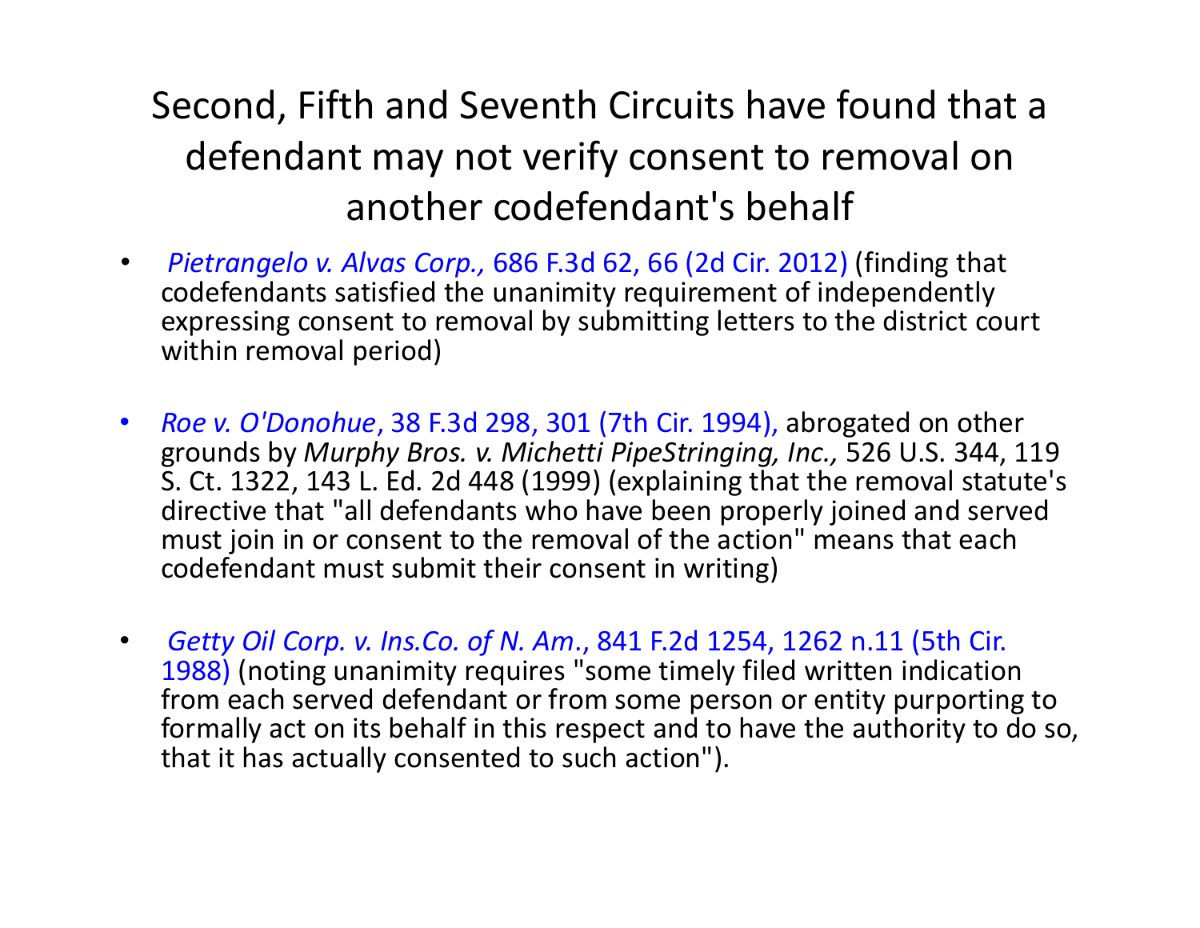# Second, Fifth and Seventh Circuits have found that a defendant may not verify consent to removal on another codefendant's behalf

- *Pietrangelo v. Alvas Corp.,* 686 F.3d 62, 66 (2d Cir. 2012) (finding that codefendants satisfied the unanimity requirement of independently expressing consent to removal by submitting letters to the district court within removal period)

- *Roe v. O'Donohue*, 38 F.3d 298, 301 (7th Cir. 1994), abrogated on other grounds by *Murphy Bros. v. Michetti PipeStringing, Inc.,* 526 U.S. 344, 119 S. Ct. 1322, 143 L. Ed. 2d 448 (1999) (explaining that the removal statute's directive that "all defendants who have been properly joined and served must join in or consent to the removal of the action" means that each codefendant must submit their consent in writing)

- *Getty Oil Corp. v. Ins.Co. of N. Am*., 841 F.2d 1254, 1262 n.11 (5th Cir. 1988) (noting unanimity requires "some timely filed written indication from each served defendant or from some person or entity purporting to formally act on its behalf in this respect and to have the authority to do so, that it has actually consented to such action").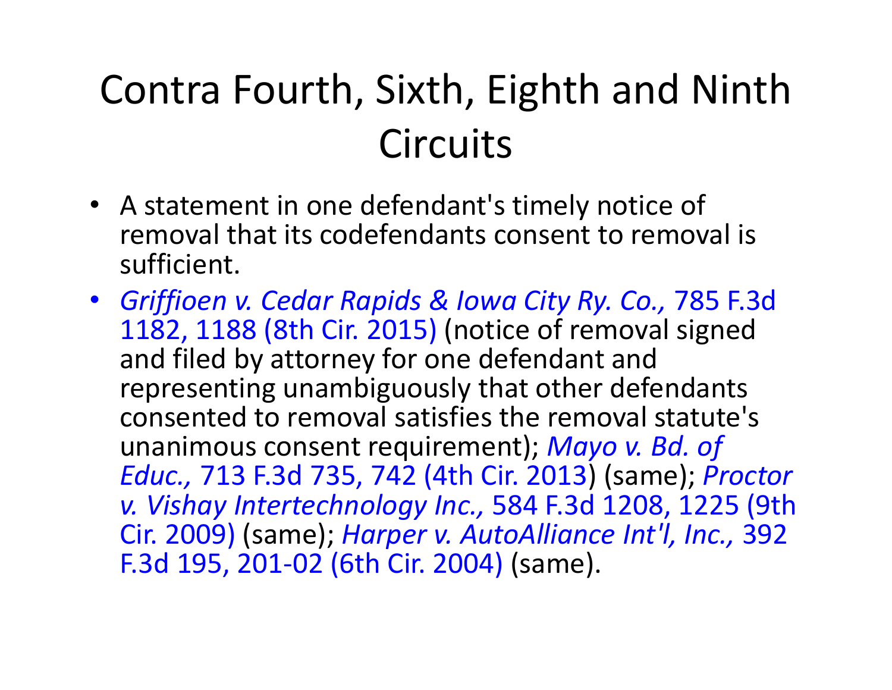# Contra Fourth, Sixth, Eighth and Ninth Circuits

- A statement in one defendant's timely notice of removal that its codefendants consent to removal is sufficient.
- *Griffioen v. Cedar Rapids & Iowa City Ry. Co.,* 785 F.3d 1182, 1188 (8th Cir. 2015) (notice of removal signed and filed by attorney for one defendant and representing unambiguously that other defendants consented to removal satisfies the removal statute's unanimous consent requirement); *Mayo v. Bd. of Educ.,* 713 F.3d 735, 742 (4th Cir. 2013) (same); *Proctor v. Vishay Intertechnology Inc.,* 584 F.3d 1208, 1225 (9th Cir. 2009) (same); *Harper v. AutoAlliance Int'l, Inc.,* 392 F.3d 195, 201-02 (6th Cir. 2004) (same).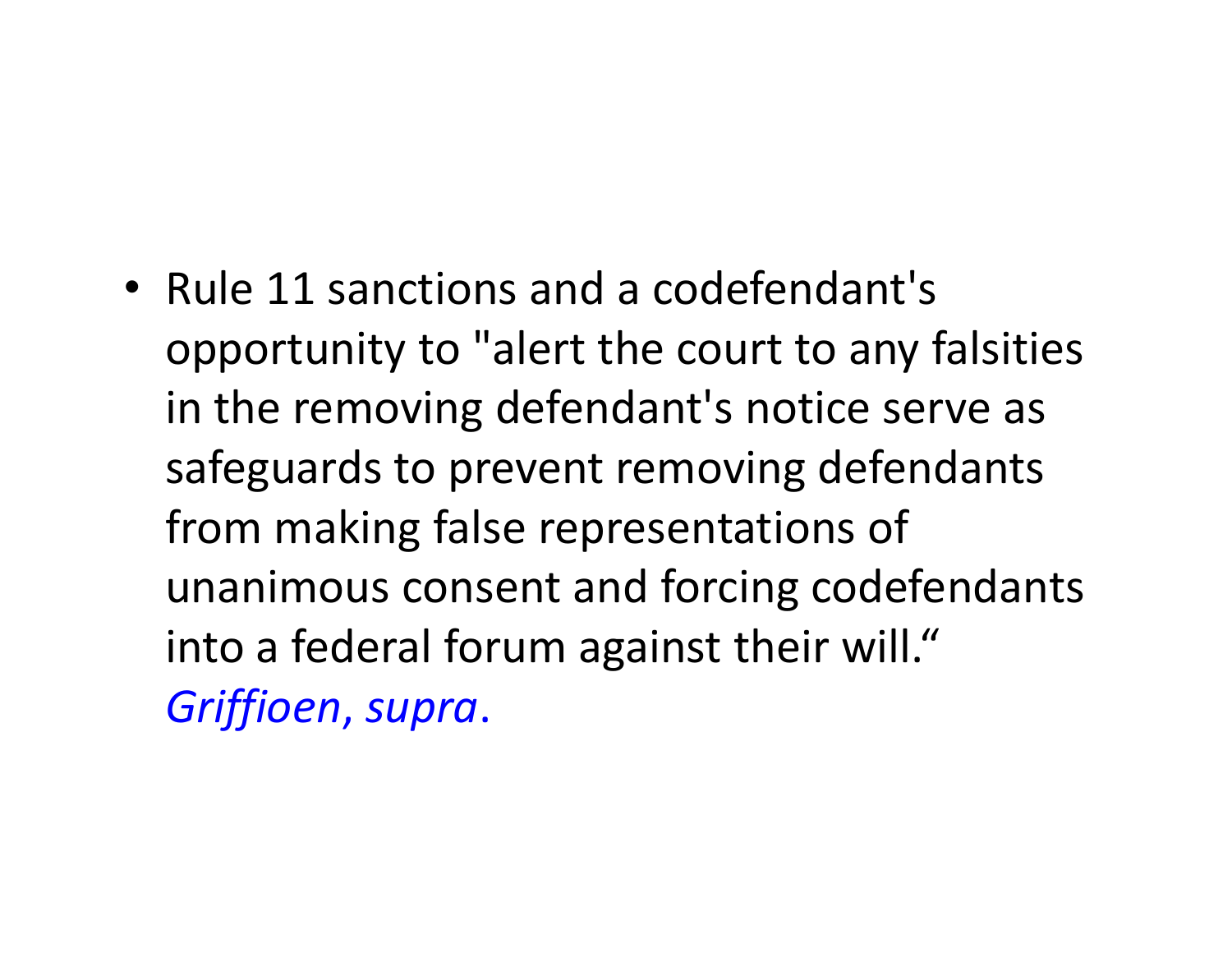- Rule 11 sanctions and a codefendant's opportunity to "alert the court to any falsities in the removing defendant's notice serve as safeguards to prevent removing defendants from making false representations of unanimous consent and forcing codefendants into a federal forum against their will.“ *Griffioen, supra*.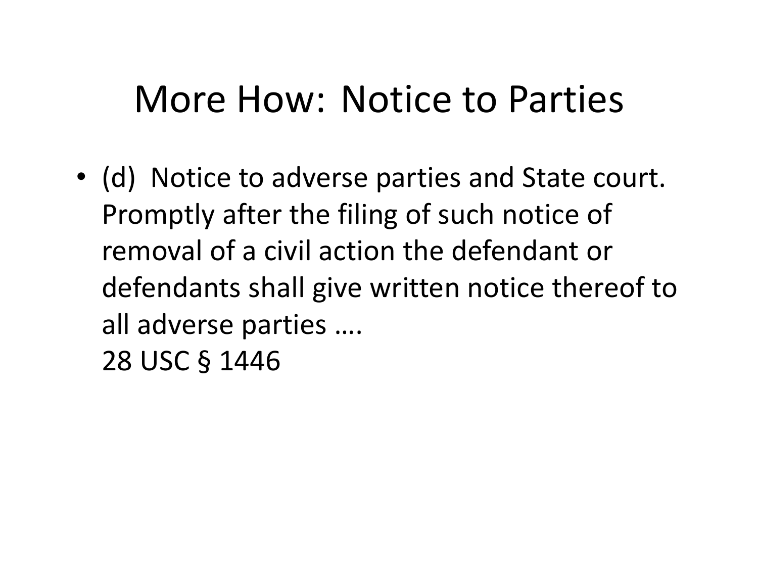# More How: Notice to Parties

- (d) Notice to adverse parties and State court. Promptly after the filing of such notice of removal of a civil action the defendant or defendants shall give written notice thereof to all adverse parties ….
  28 USC § 1446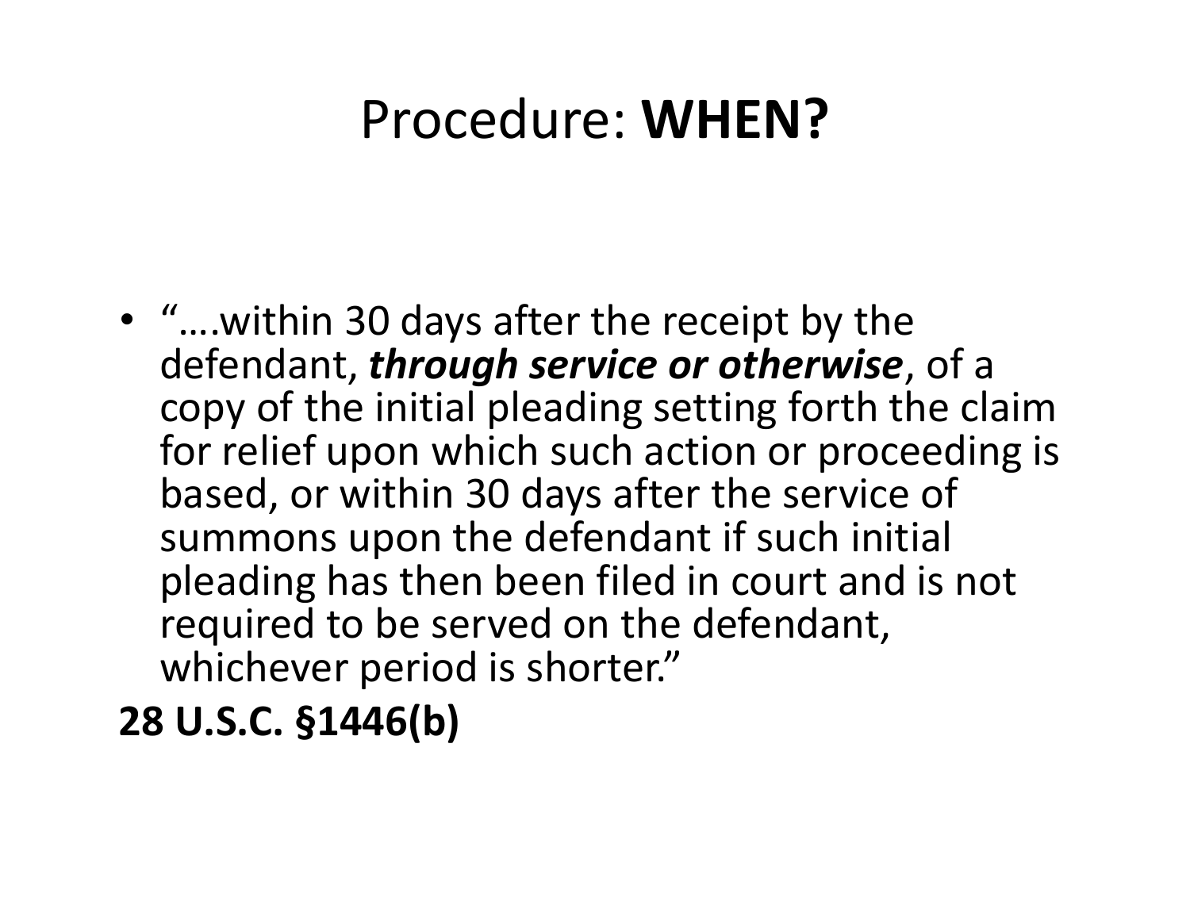# Procedure: **WHEN?**

- "….within 30 days after the receipt by the defendant, ***through service or otherwise***, of a copy of the initial pleading setting forth the claim for relief upon which such action or proceeding is based, or within 30 days after the service of summons upon the defendant if such initial pleading has then been filed in court and is not required to be served on the defendant, whichever period is shorter."

**28 U.S.C. §1446(b)**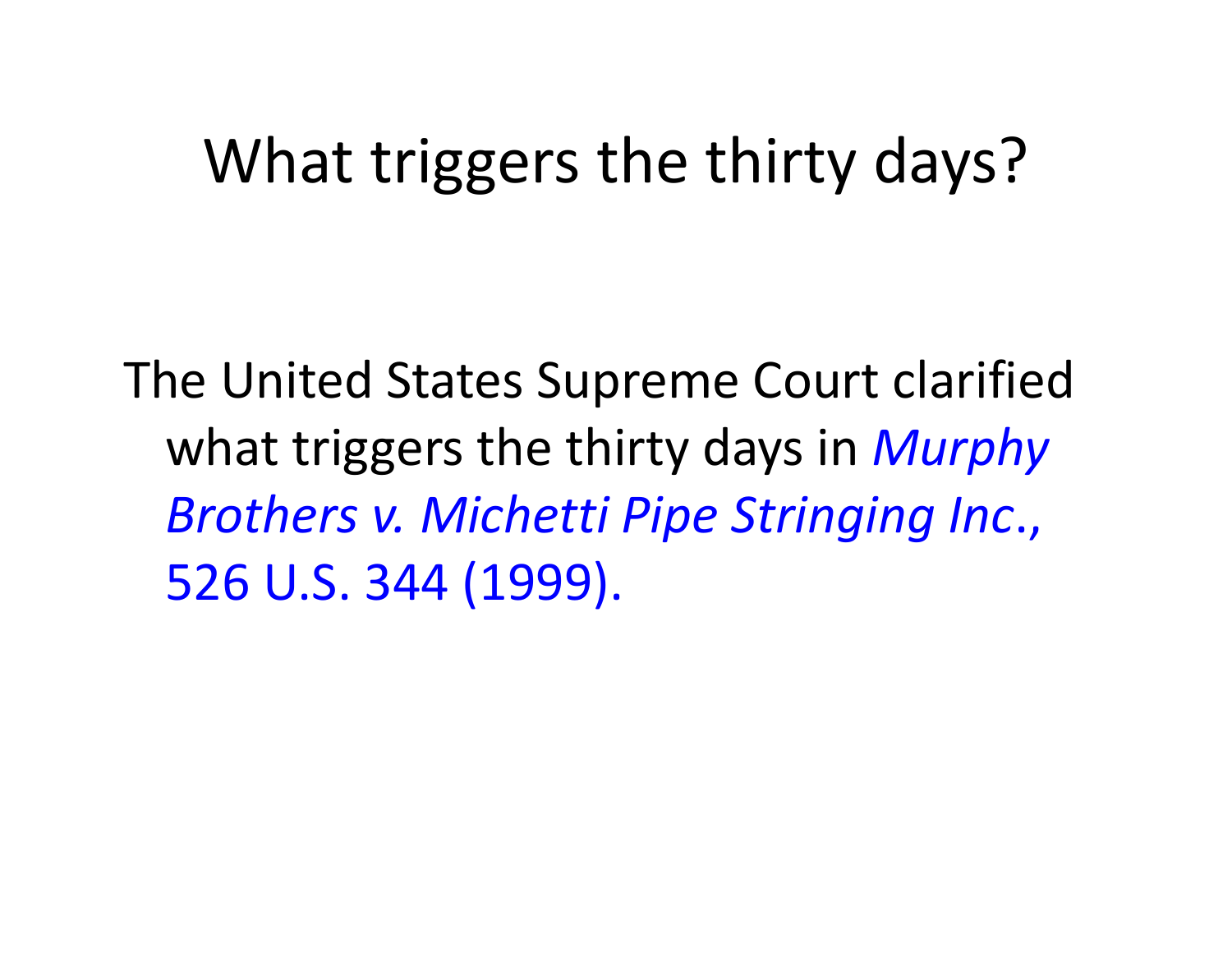# What triggers the thirty days?

The United States Supreme Court clarified what triggers the thirty days in *Murphy Brothers v. Michetti Pipe Stringing Inc*., 526 U.S. 344 (1999).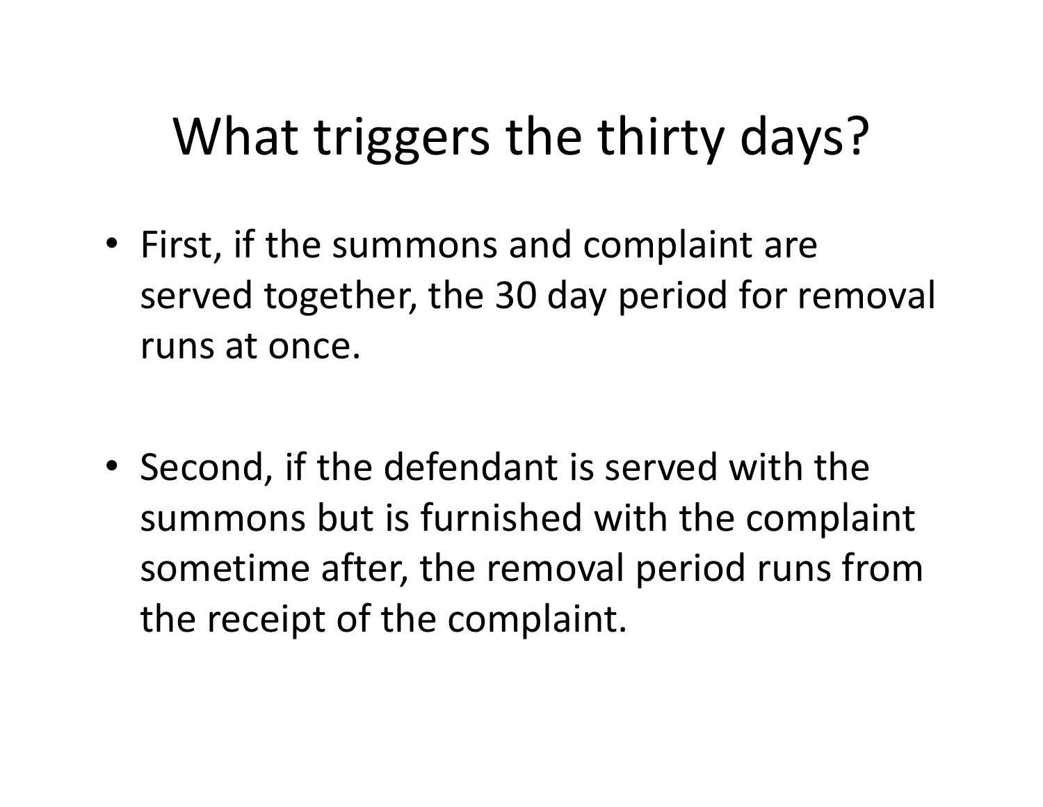# What triggers the thirty days?

- First, if the summons and complaint are served together, the 30 day period for removal runs at once.

- Second, if the defendant is served with the summons but is furnished with the complaint sometime after, the removal period runs from the receipt of the complaint.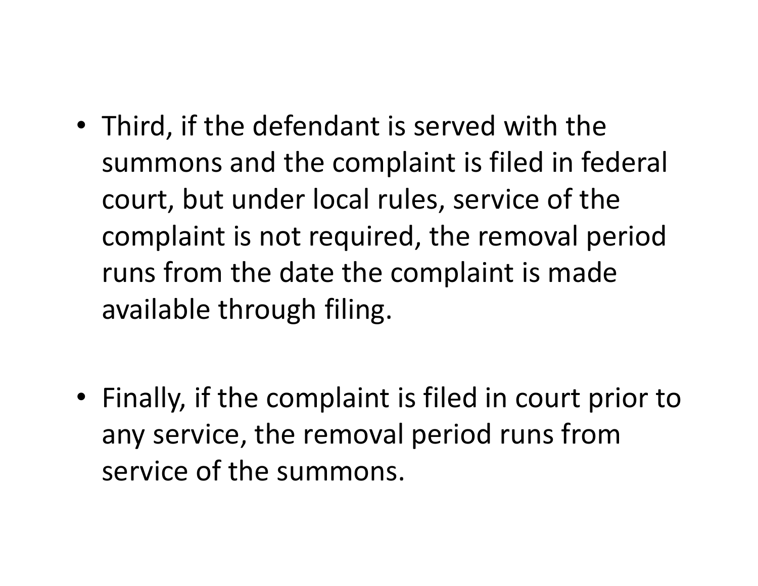- Third, if the defendant is served with the summons and the complaint is filed in federal court, but under local rules, service of the complaint is not required, the removal period runs from the date the complaint is made available through filing.

- Finally, if the complaint is filed in court prior to any service, the removal period runs from service of the summons.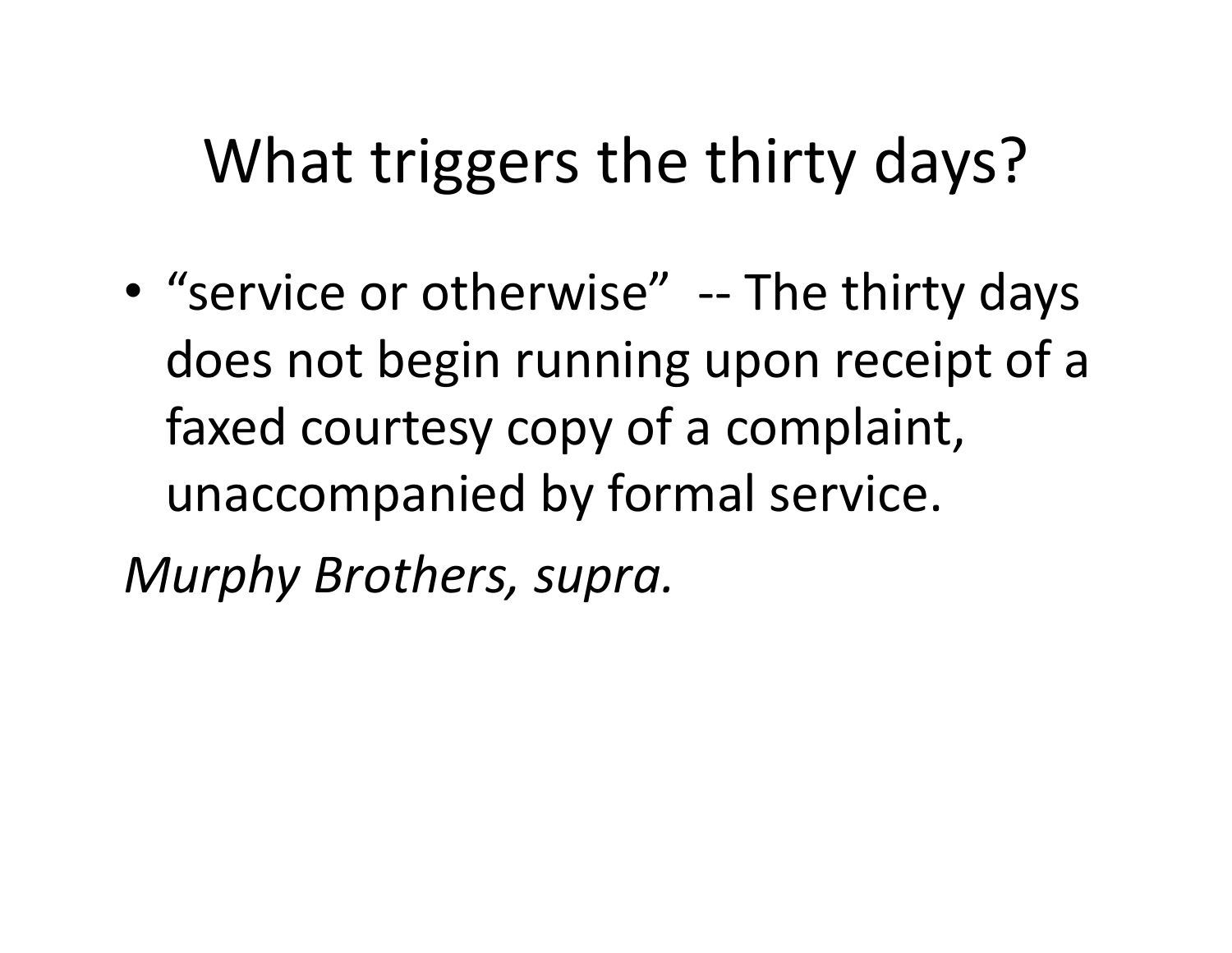# What triggers the thirty days?

- "service or otherwise" -- The thirty days does not begin running upon receipt of a faxed courtesy copy of a complaint, unaccompanied by formal service.

*Murphy Brothers, supra.*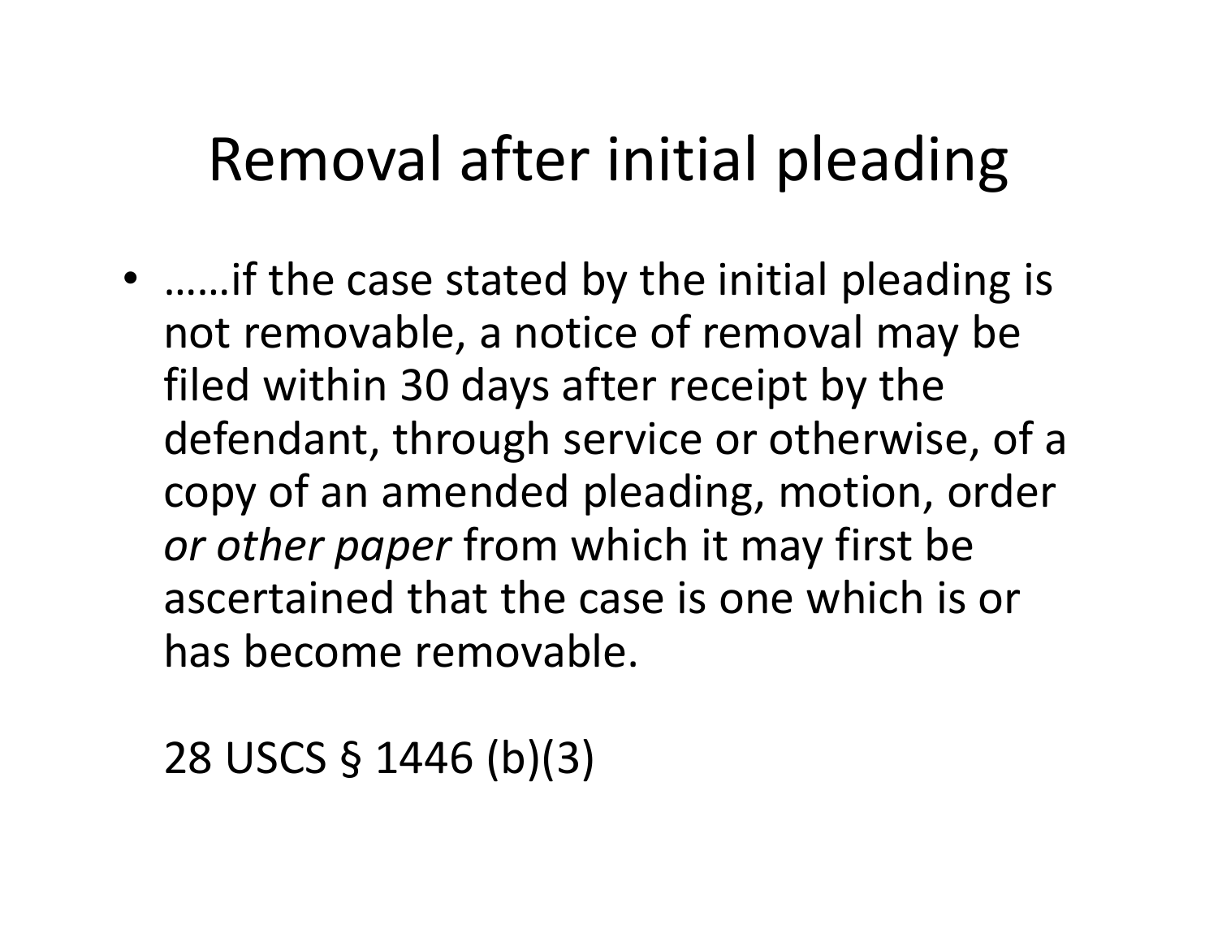# Removal after initial pleading

- ……if the case stated by the initial pleading is not removable, a notice of removal may be filed within 30 days after receipt by the defendant, through service or otherwise, of a copy of an amended pleading, motion, order *or other paper* from which it may first be ascertained that the case is one which is or has become removable.

  28 USCS § 1446 (b)(3)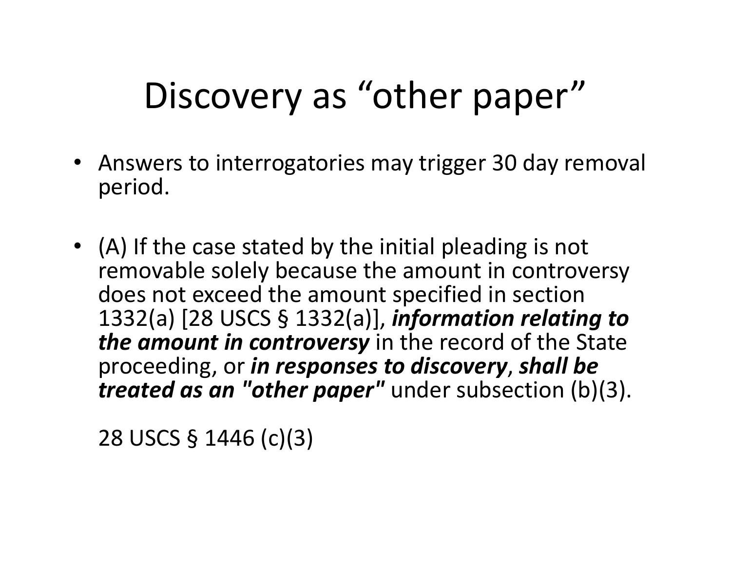# Discovery as "other paper"

- Answers to interrogatories may trigger 30 day removal period.

- (A) If the case stated by the initial pleading is not removable solely because the amount in controversy does not exceed the amount specified in section 1332(a) [28 USCS § 1332(a)], ***information relating to the amount in controversy*** in the record of the State proceeding, or ***in responses to discovery***, ***shall be treated as an "other paper"*** under subsection (b)(3).

  28 USCS § 1446 (c)(3)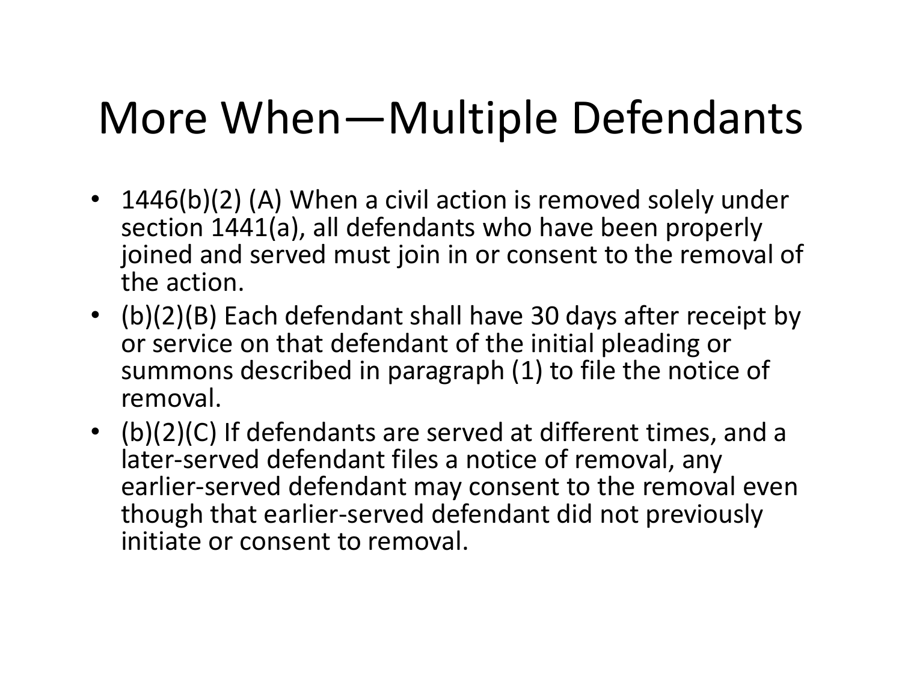# More When—Multiple Defendants

- 1446(b)(2) (A) When a civil action is removed solely under section 1441(a), all defendants who have been properly joined and served must join in or consent to the removal of the action.
- (b)(2)(B) Each defendant shall have 30 days after receipt by or service on that defendant of the initial pleading or summons described in paragraph (1) to file the notice of removal.
- (b)(2)(C) If defendants are served at different times, and a later-served defendant files a notice of removal, any earlier-served defendant may consent to the removal even though that earlier-served defendant did not previously initiate or consent to removal.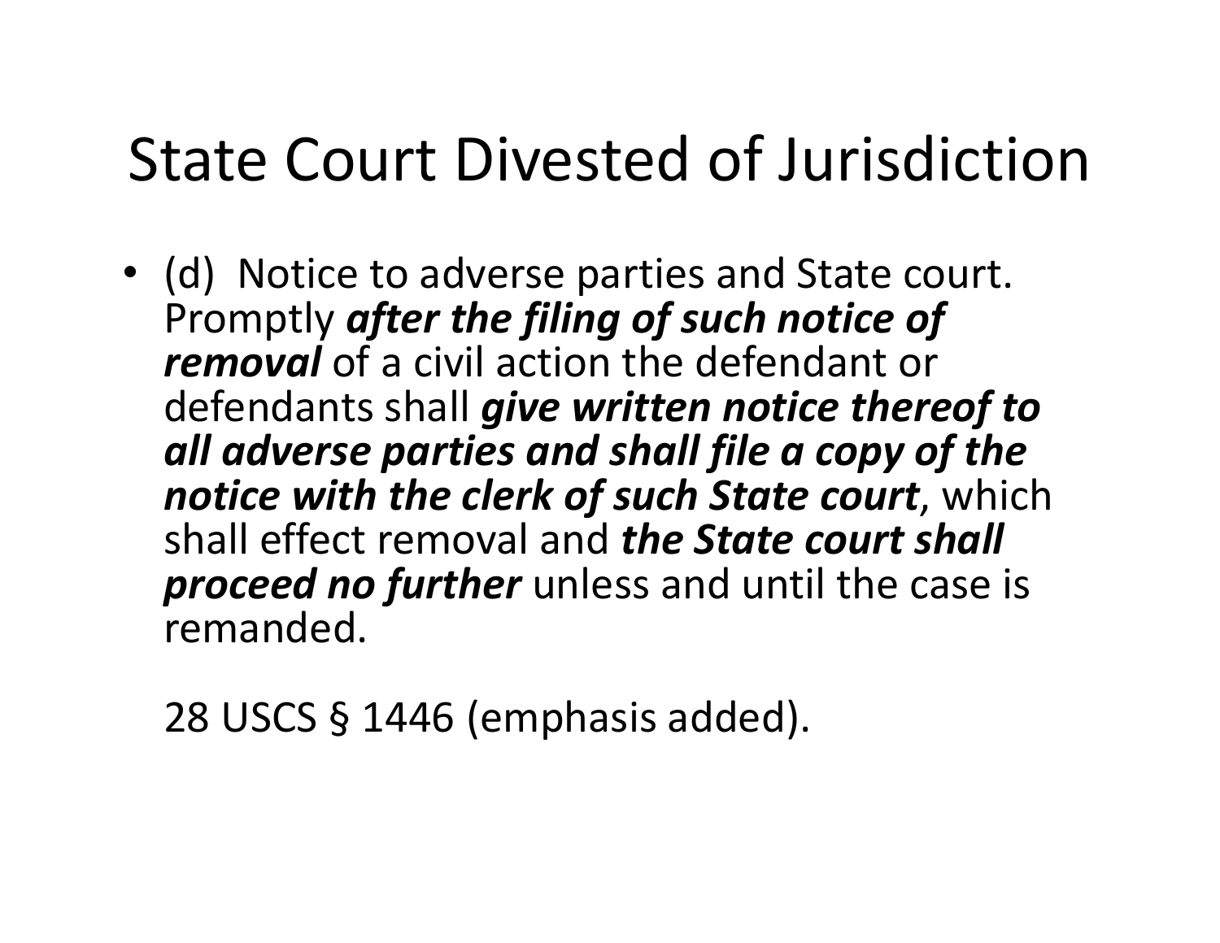# State Court Divested of Jurisdiction

- (d) Notice to adverse parties and State court. Promptly ***after the filing of such notice of removal*** of a civil action the defendant or defendants shall ***give written notice thereof to all adverse parties and shall file a copy of the notice with the clerk of such State court***, which shall effect removal and ***the State court shall proceed no further*** unless and until the case is remanded.

  28 USCS § 1446 (emphasis added).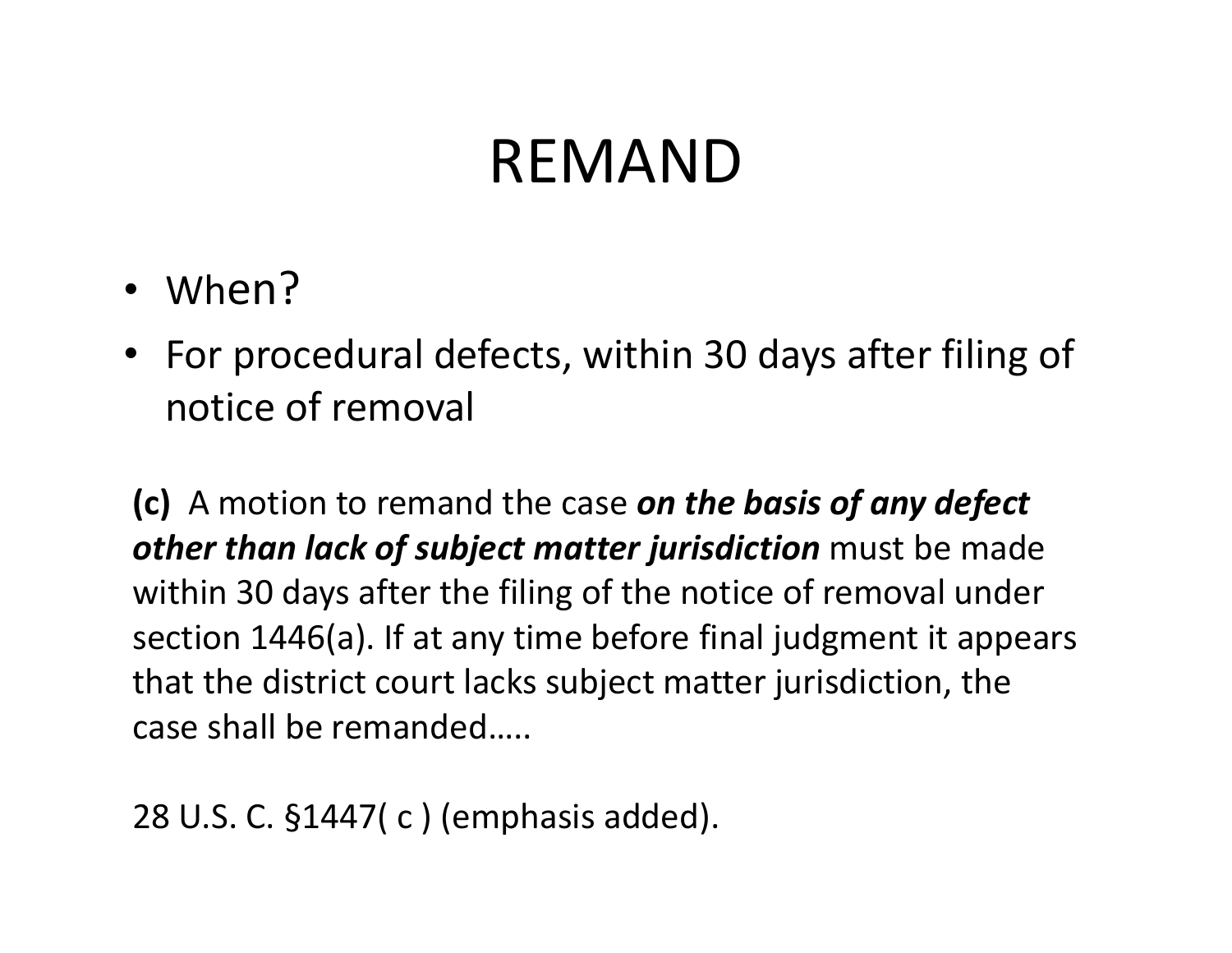# REMAND

- When?
- For procedural defects, within 30 days after filing of notice of removal

**(c)** A motion to remand the case ***on the basis of any defect other than lack of subject matter jurisdiction*** must be made within 30 days after the filing of the notice of removal under section 1446(a). If at any time before final judgment it appears that the district court lacks subject matter jurisdiction, the case shall be remanded…..

28 U.S. C. §1447( c ) (emphasis added).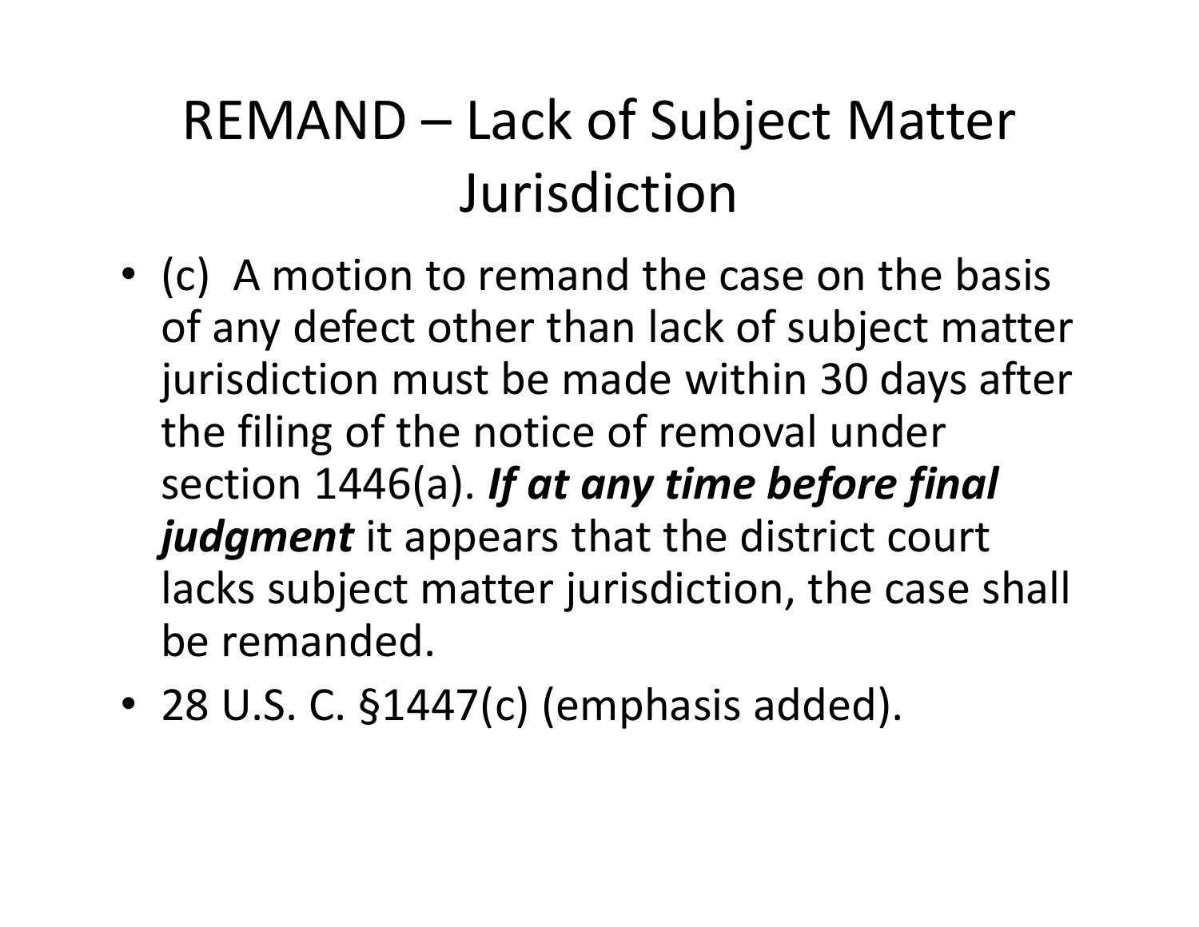# REMAND – Lack of Subject Matter Jurisdiction

- (c) A motion to remand the case on the basis of any defect other than lack of subject matter jurisdiction must be made within 30 days after the filing of the notice of removal under section 1446(a). ***If at any time before final judgment*** it appears that the district court lacks subject matter jurisdiction, the case shall be remanded.
- 28 U.S. C. §1447(c) (emphasis added).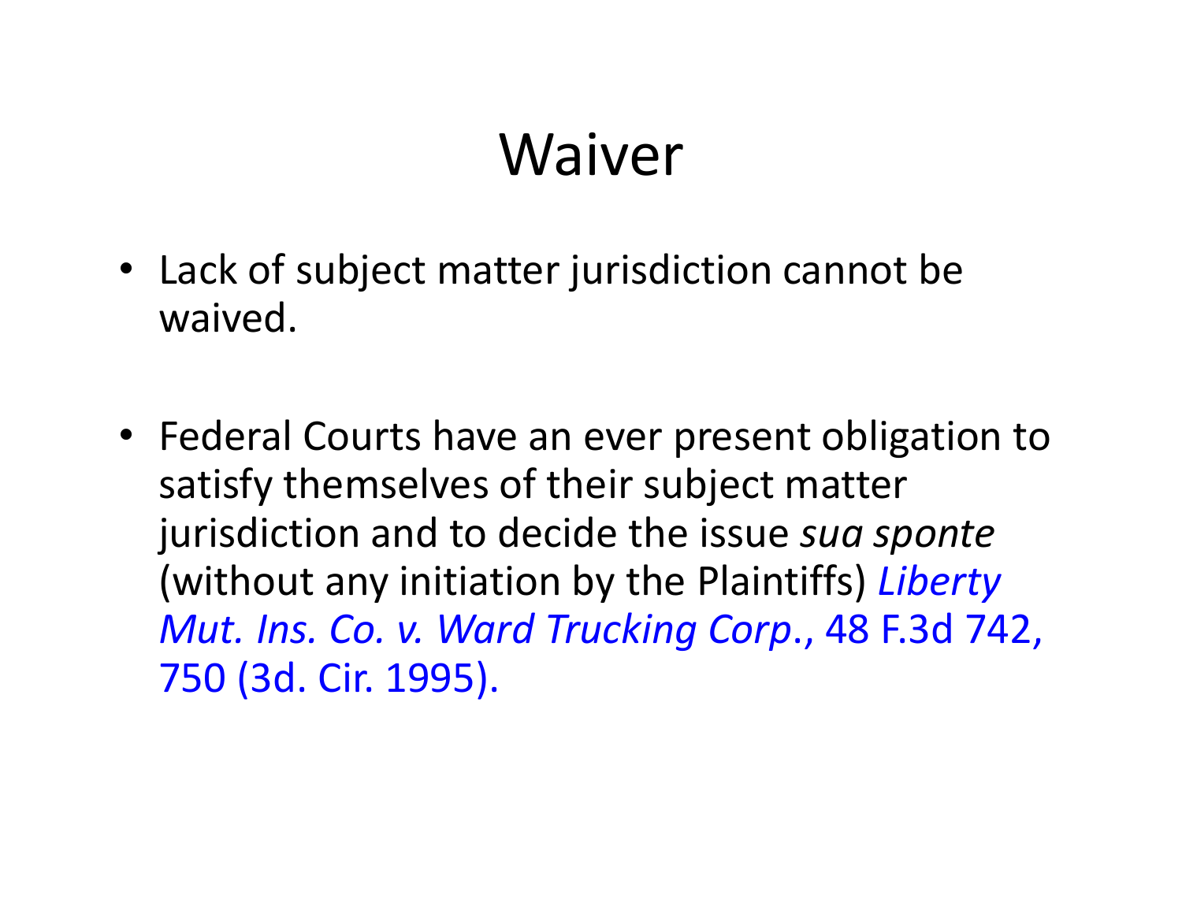# Waiver

- Lack of subject matter jurisdiction cannot be waived.

- Federal Courts have an ever present obligation to satisfy themselves of their subject matter jurisdiction and to decide the issue *sua sponte* (without any initiation by the Plaintiffs) *Liberty Mut. Ins. Co. v. Ward Trucking Corp.*, 48 F.3d 742, 750 (3d. Cir. 1995).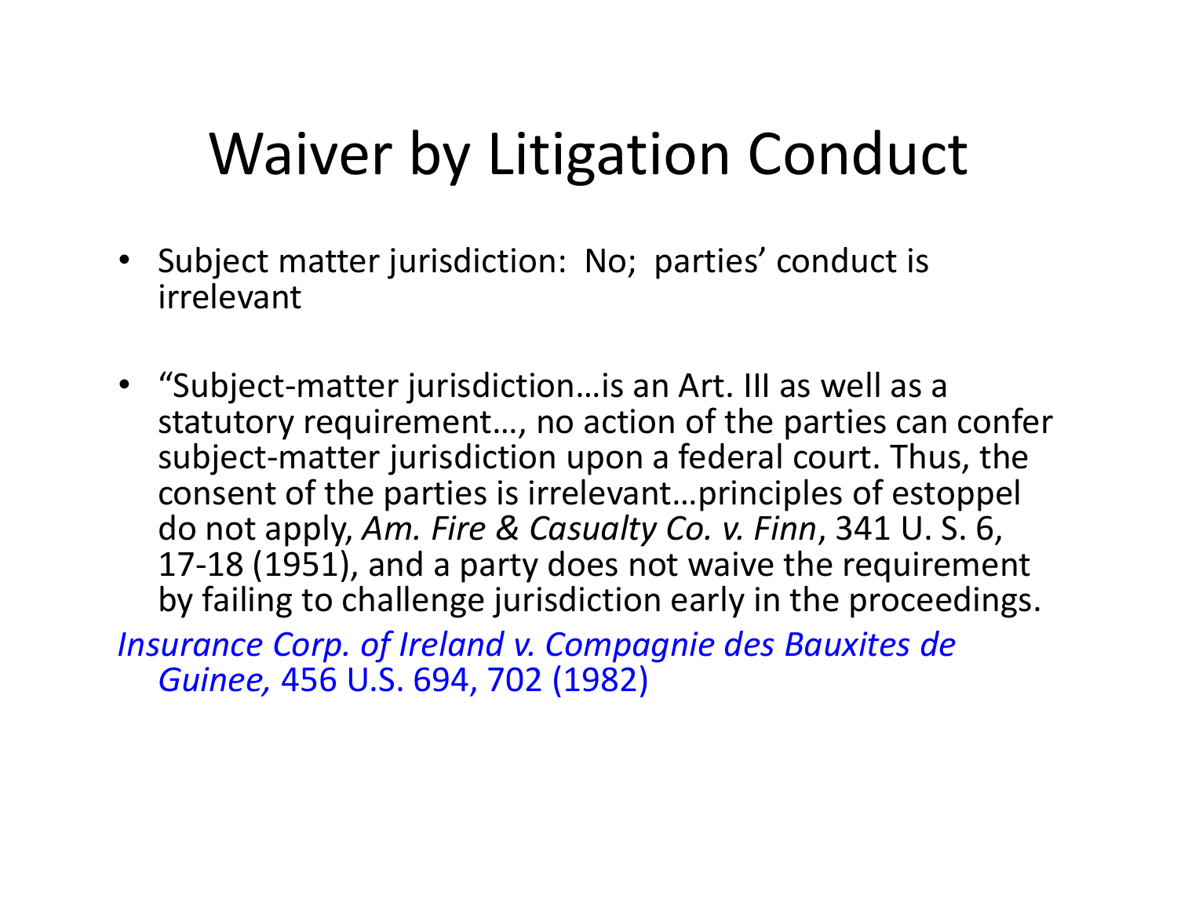# Waiver by Litigation Conduct

- Subject matter jurisdiction: No; parties' conduct is irrelevant

- "Subject-matter jurisdiction…is an Art. III as well as a statutory requirement…, no action of the parties can confer subject-matter jurisdiction upon a federal court. Thus, the consent of the parties is irrelevant…principles of estoppel do not apply, *Am. Fire & Casualty Co. v. Finn*, 341 U. S. 6, 17-18 (1951), and a party does not waive the requirement by failing to challenge jurisdiction early in the proceedings.

*Insurance Corp. of Ireland v. Compagnie des Bauxites de Guinee,* 456 U.S. 694, 702 (1982)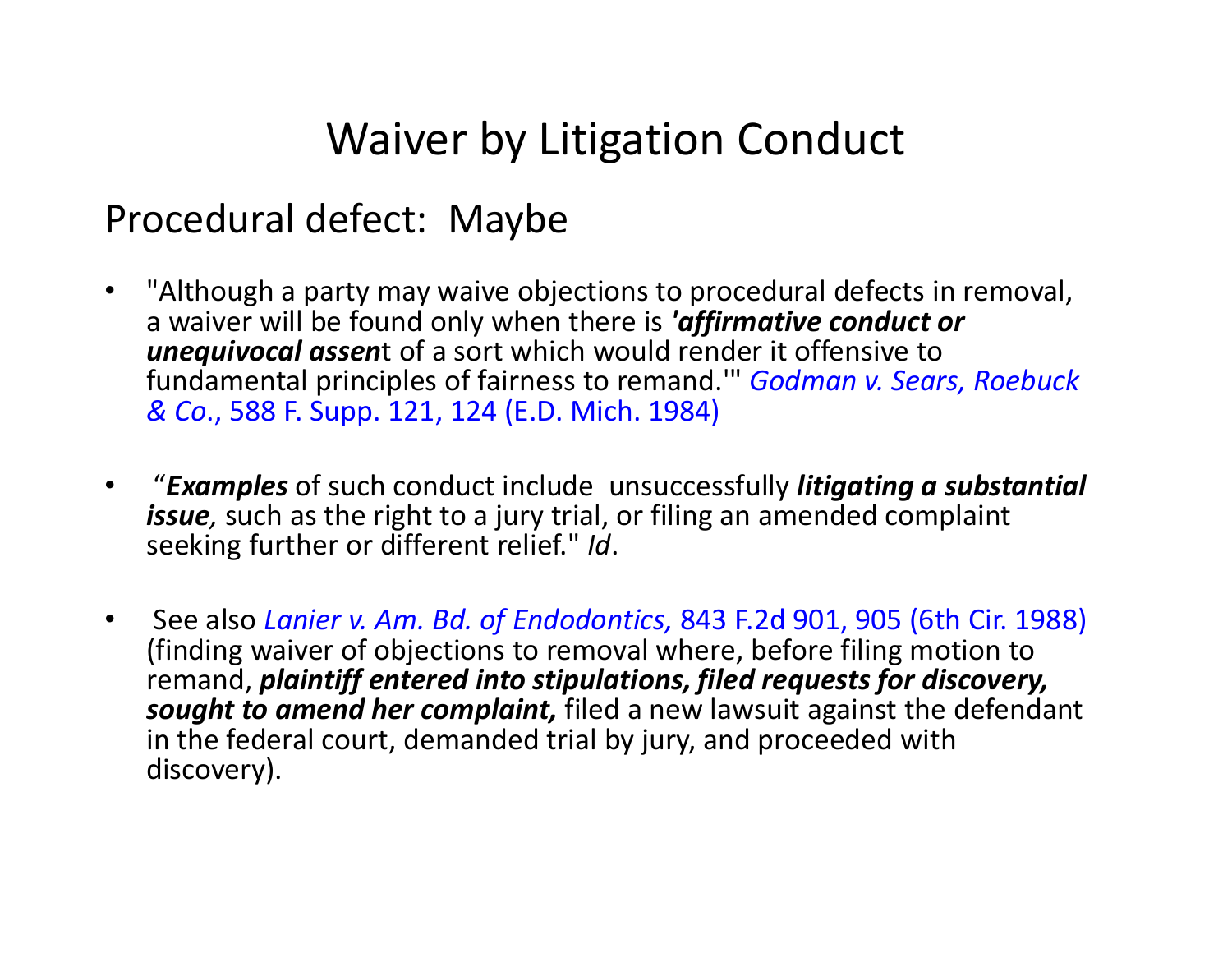# Waiver by Litigation Conduct

## Procedural defect: Maybe

- "Although a party may waive objections to procedural defects in removal, a waiver will be found only when there is ***'affirmative conduct or unequivocal assen***t of a sort which would render it offensive to fundamental principles of fairness to remand.'" *Godman v. Sears, Roebuck & Co*., 588 F. Supp. 121, 124 (E.D. Mich. 1984)

- "***Examples*** of such conduct include unsuccessfully ***litigating a substantial issue****,* such as the right to a jury trial, or filing an amended complaint seeking further or different relief." *Id*.

- See also *Lanier v. Am. Bd. of Endodontics,* 843 F.2d 901, 905 (6th Cir. 1988) (finding waiver of objections to removal where, before filing motion to remand, ***plaintiff entered into stipulations, filed requests for discovery, sought to amend her complaint,*** filed a new lawsuit against the defendant in the federal court, demanded trial by jury, and proceeded with discovery).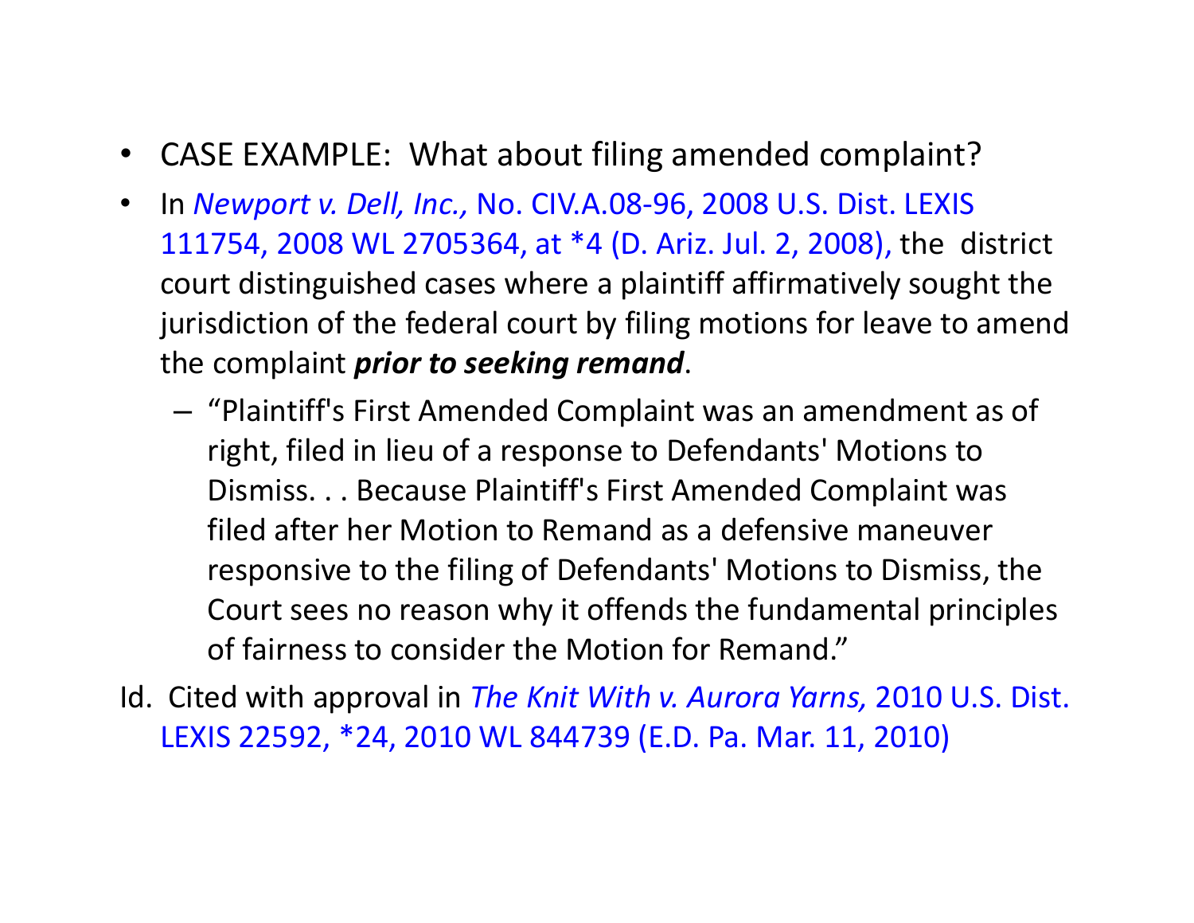- CASE EXAMPLE: What about filing amended complaint?
- In *Newport v. Dell, Inc.,* No. CIV.A.08-96, 2008 U.S. Dist. LEXIS 111754, 2008 WL 2705364, at *4 (D. Ariz. Jul. 2, 2008), the district court distinguished cases where a plaintiff affirmatively sought the jurisdiction of the federal court by filing motions for leave to amend the complaint ***prior to seeking remand***.
  - "Plaintiff's First Amended Complaint was an amendment as of right, filed in lieu of a response to Defendants' Motions to Dismiss. . . Because Plaintiff's First Amended Complaint was filed after her Motion to Remand as a defensive maneuver responsive to the filing of Defendants' Motions to Dismiss, the Court sees no reason why it offends the fundamental principles of fairness to consider the Motion for Remand."

Id. Cited with approval in *The Knit With v. Aurora Yarns,* 2010 U.S. Dist. LEXIS 22592, *24, 2010 WL 844739 (E.D. Pa. Mar. 11, 2010)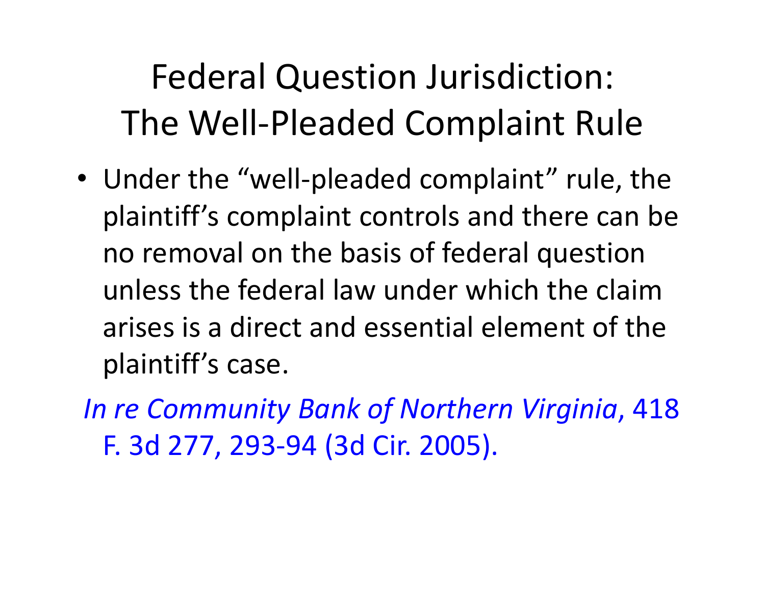# Federal Question Jurisdiction: The Well-Pleaded Complaint Rule

- Under the "well-pleaded complaint" rule, the plaintiff's complaint controls and there can be no removal on the basis of federal question unless the federal law under which the claim arises is a direct and essential element of the plaintiff's case.

*In re Community Bank of Northern Virginia*, 418 F. 3d 277, 293-94 (3d Cir. 2005).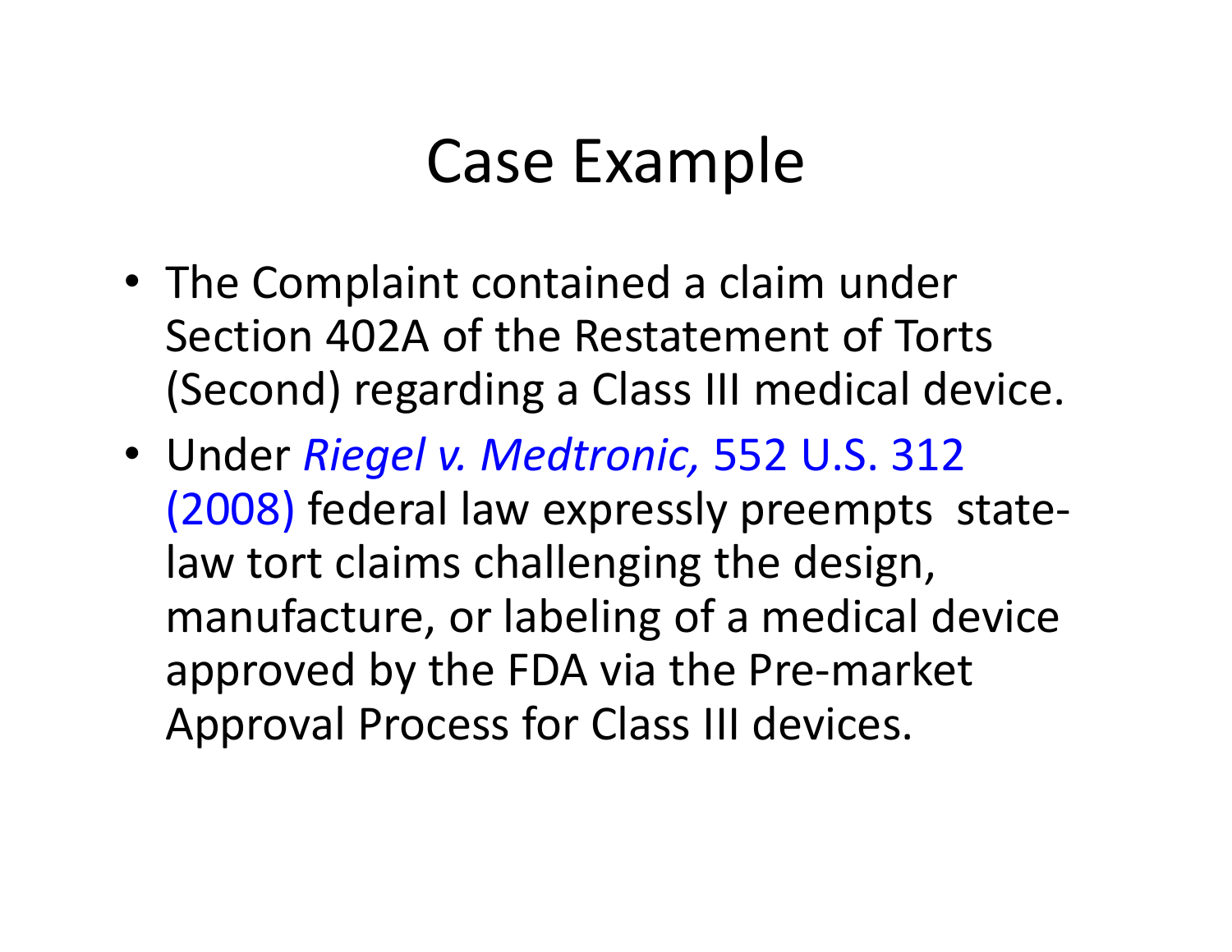# Case Example

- The Complaint contained a claim under Section 402A of the Restatement of Torts (Second) regarding a Class III medical device.
- Under *Riegel v. Medtronic,* 552 U.S. 312 (2008) federal law expressly preempts state-law tort claims challenging the design, manufacture, or labeling of a medical device approved by the FDA via the Pre-market Approval Process for Class III devices.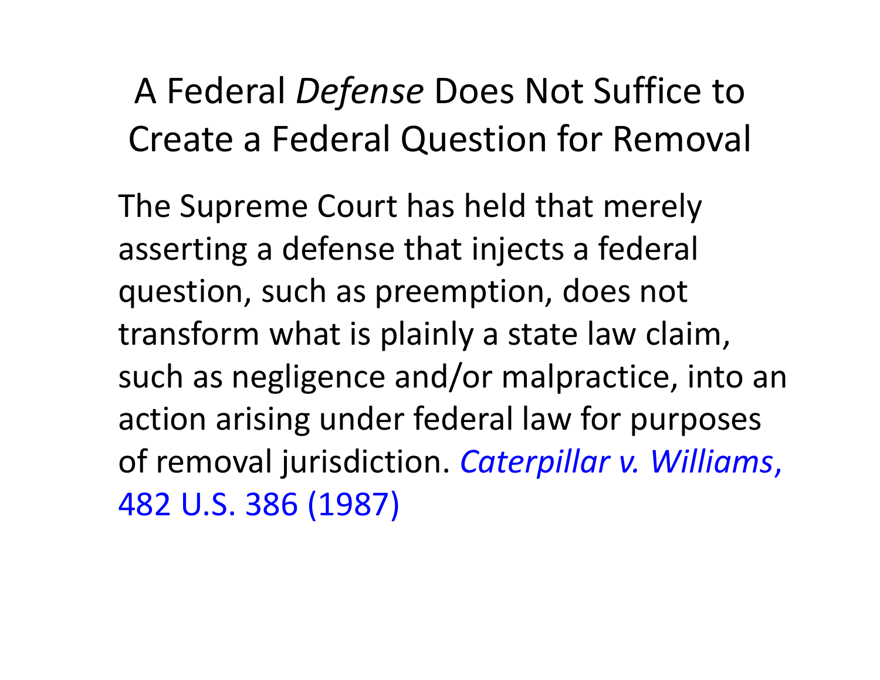# A Federal *Defense* Does Not Suffice to Create a Federal Question for Removal

The Supreme Court has held that merely asserting a defense that injects a federal question, such as preemption, does not transform what is plainly a state law claim, such as negligence and/or malpractice, into an action arising under federal law for purposes of removal jurisdiction. *Caterpillar v. Williams*, 482 U.S. 386 (1987)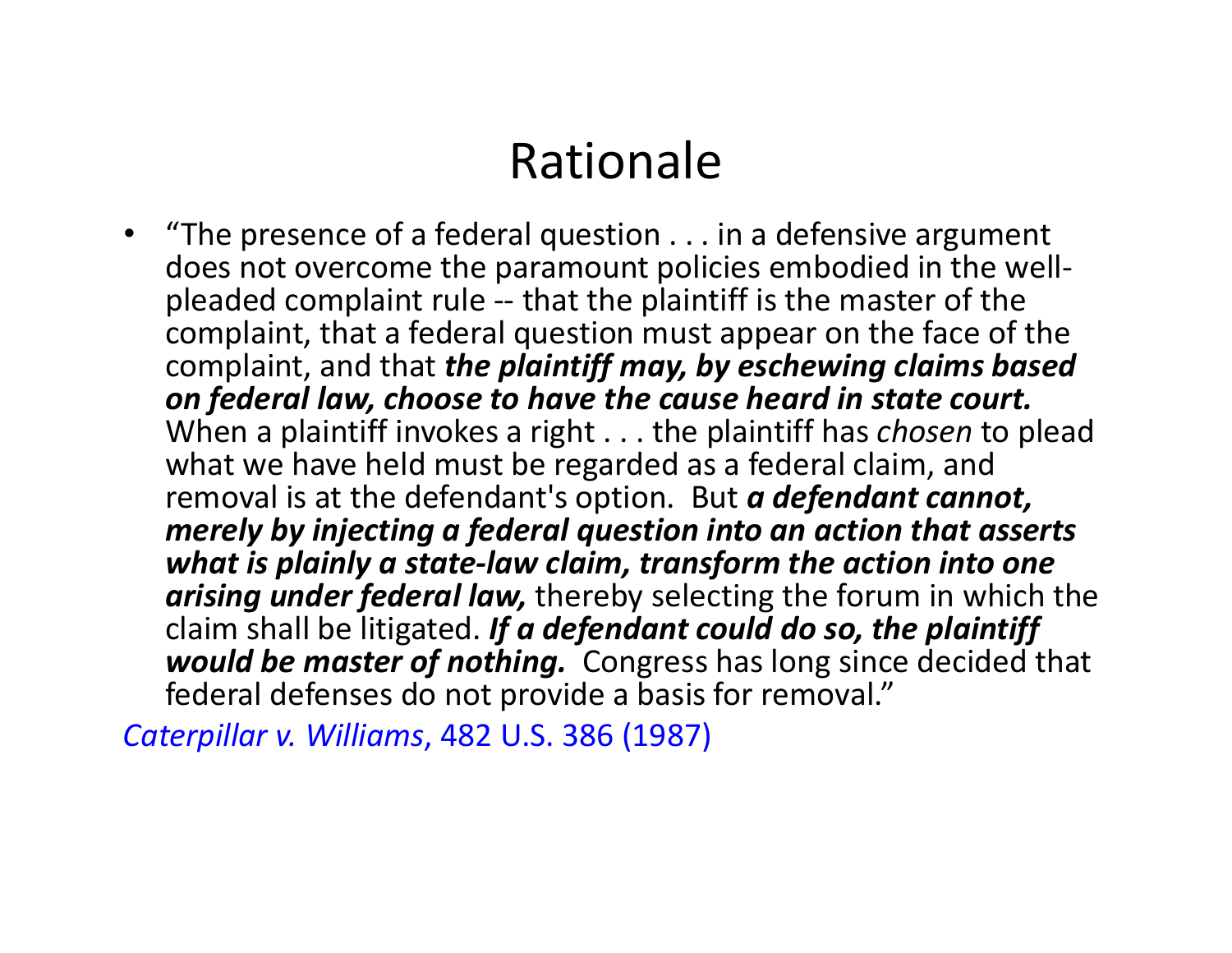# Rationale

- "The presence of a federal question . . . in a defensive argument does not overcome the paramount policies embodied in the well-pleaded complaint rule -- that the plaintiff is the master of the complaint, that a federal question must appear on the face of the complaint, and that ***the plaintiff may, by eschewing claims based on federal law, choose to have the cause heard in state court.*** When a plaintiff invokes a right . . . the plaintiff has *chosen* to plead what we have held must be regarded as a federal claim, and removal is at the defendant's option. But ***a defendant cannot, merely by injecting a federal question into an action that asserts what is plainly a state-law claim, transform the action into one arising under federal law,*** thereby selecting the forum in which the claim shall be litigated. ***If a defendant could do so, the plaintiff would be master of nothing.*** Congress has long since decided that federal defenses do not provide a basis for removal."

*Caterpillar v. Williams*, 482 U.S. 386 (1987)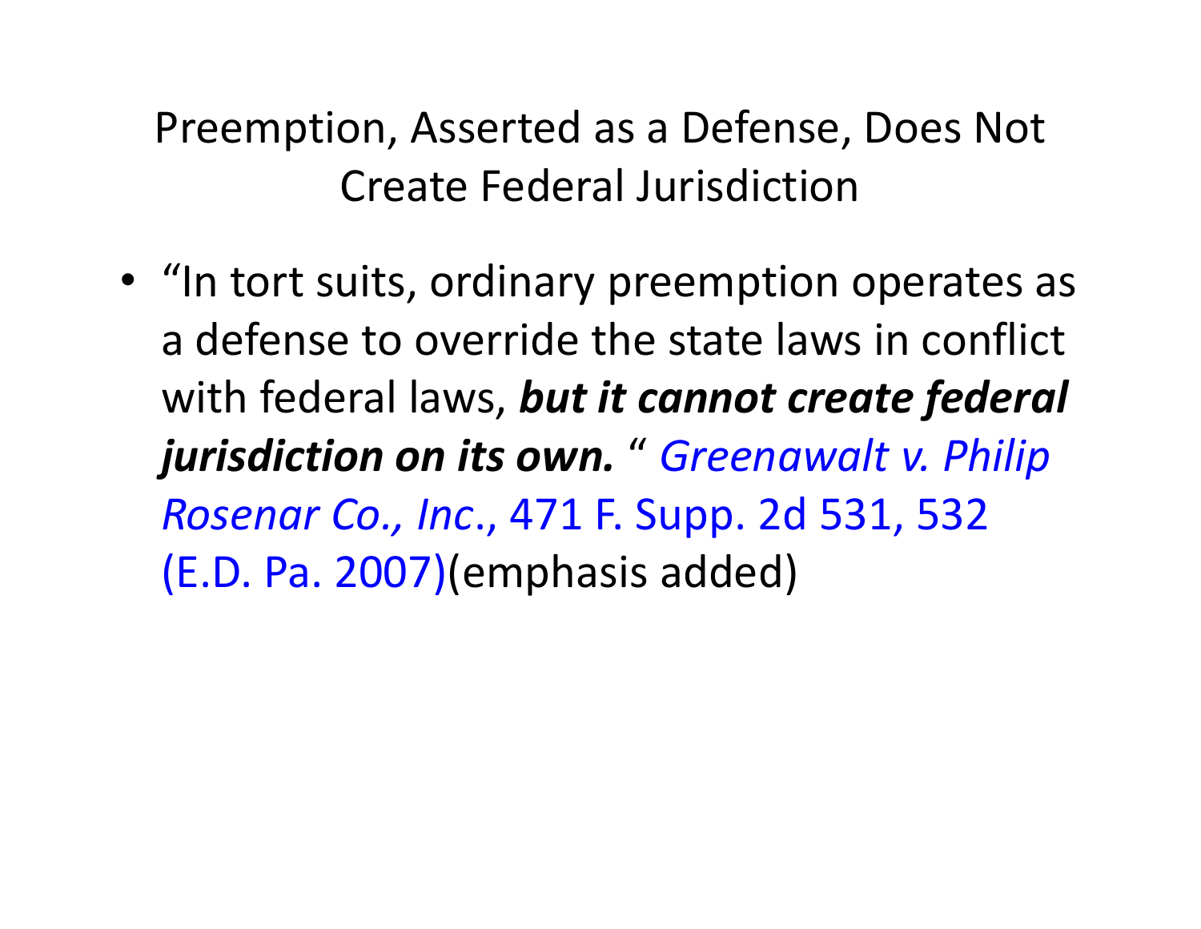# Preemption, Asserted as a Defense, Does Not Create Federal Jurisdiction

- "In tort suits, ordinary preemption operates as a defense to override the state laws in conflict with federal laws, ***but it cannot create federal jurisdiction on its own.*** " *Greenawalt v. Philip Rosenar Co., Inc*., 471 F. Supp. 2d 531, 532 (E.D. Pa. 2007)(emphasis added)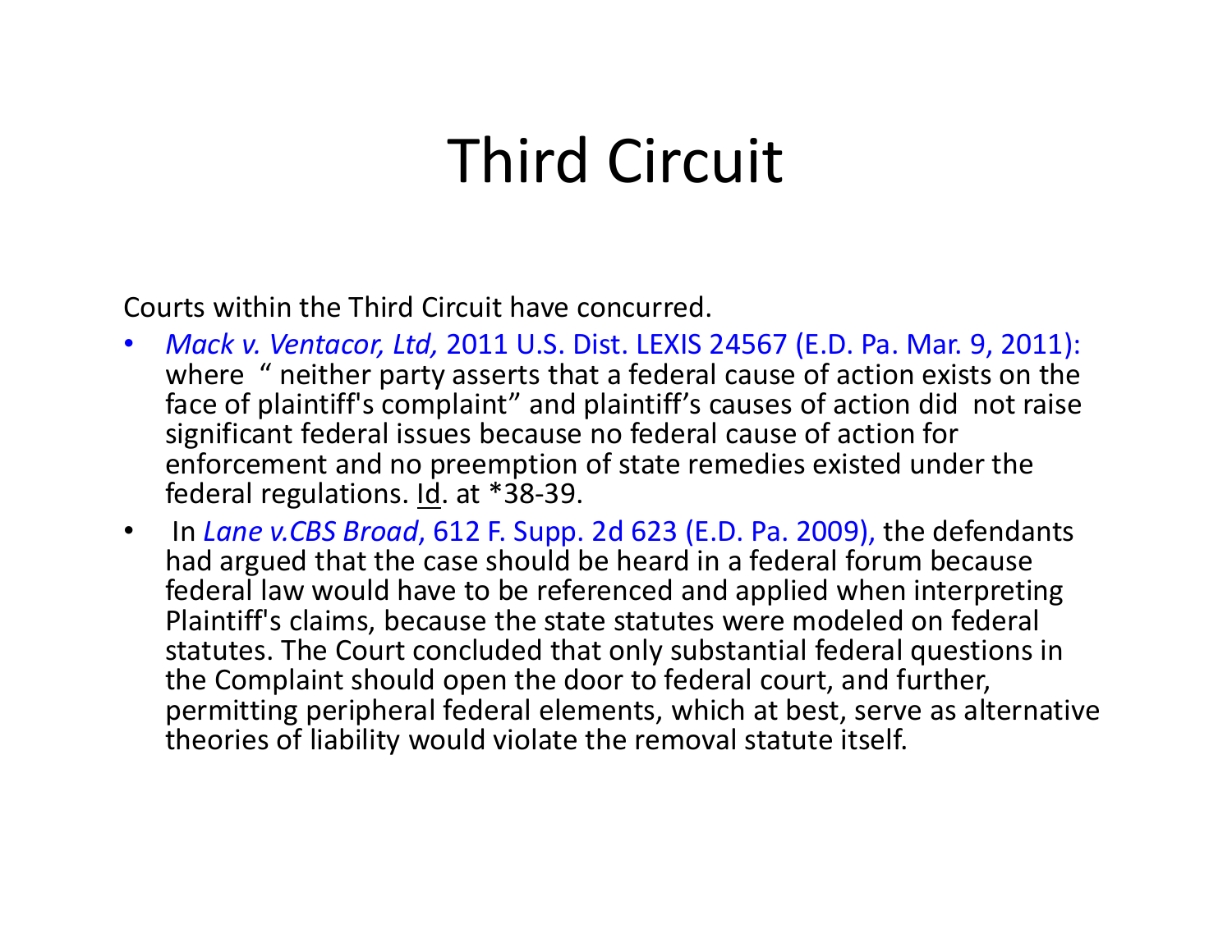# Third Circuit

Courts within the Third Circuit have concurred.

- *Mack v. Ventacor, Ltd,* 2011 U.S. Dist. LEXIS 24567 (E.D. Pa. Mar. 9, 2011): where " neither party asserts that a federal cause of action exists on the face of plaintiff's complaint" and plaintiff's causes of action did not raise significant federal issues because no federal cause of action for enforcement and no preemption of state remedies existed under the federal regulations. Id. at *38-39.
- In *Lane v.CBS Broad*, 612 F. Supp. 2d 623 (E.D. Pa. 2009), the defendants had argued that the case should be heard in a federal forum because federal law would have to be referenced and applied when interpreting Plaintiff's claims, because the state statutes were modeled on federal statutes. The Court concluded that only substantial federal questions in the Complaint should open the door to federal court, and further, permitting peripheral federal elements, which at best, serve as alternative theories of liability would violate the removal statute itself.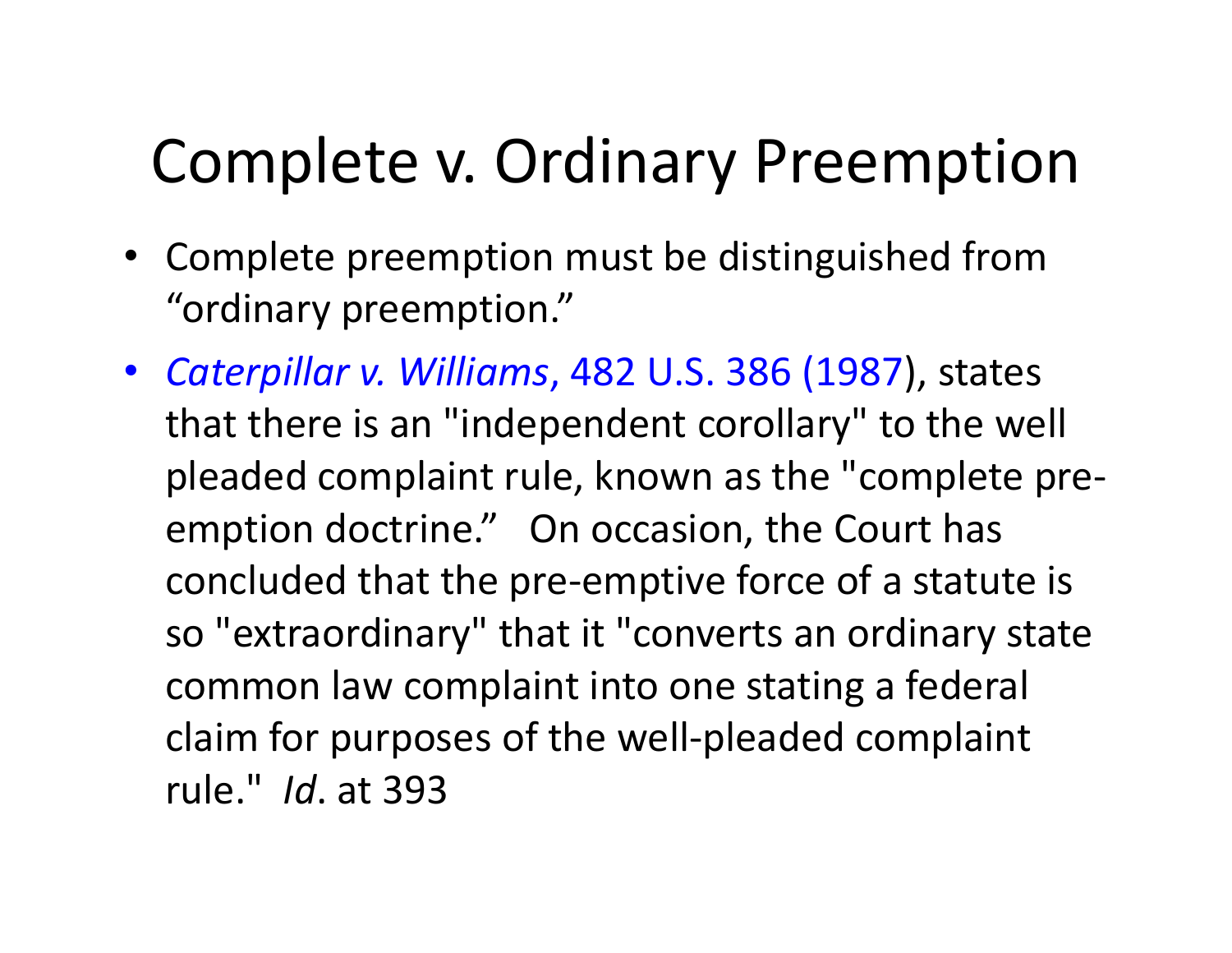# Complete v. Ordinary Preemption

- Complete preemption must be distinguished from "ordinary preemption."
- *Caterpillar v. Williams*, 482 U.S. 386 (1987), states that there is an "independent corollary" to the well pleaded complaint rule, known as the "complete pre-emption doctrine." On occasion, the Court has concluded that the pre-emptive force of a statute is so "extraordinary" that it "converts an ordinary state common law complaint into one stating a federal claim for purposes of the well-pleaded complaint rule." *Id*. at 393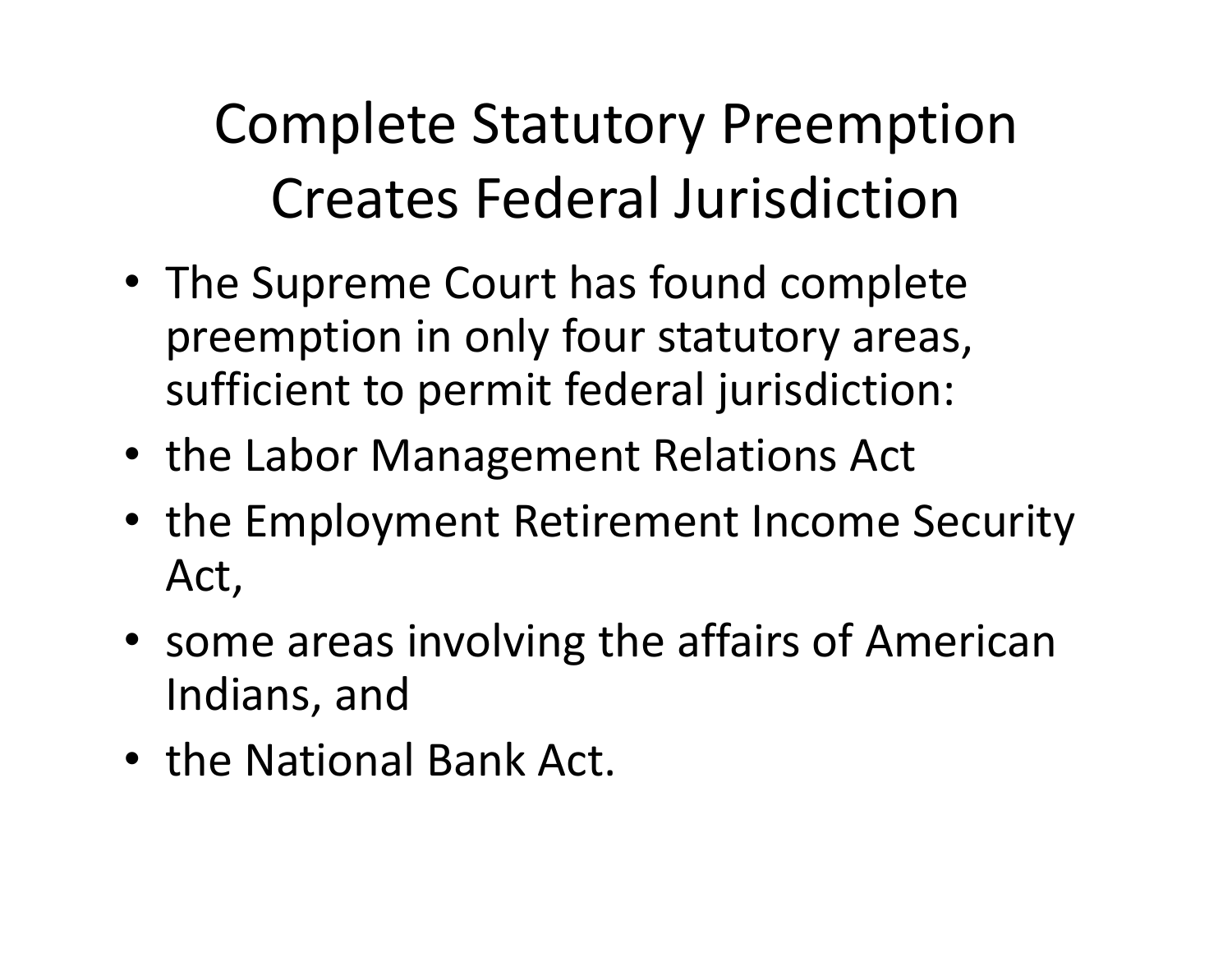# Complete Statutory Preemption Creates Federal Jurisdiction

- The Supreme Court has found complete preemption in only four statutory areas, sufficient to permit federal jurisdiction:
- the Labor Management Relations Act
- the Employment Retirement Income Security Act,
- some areas involving the affairs of American Indians, and
- the National Bank Act.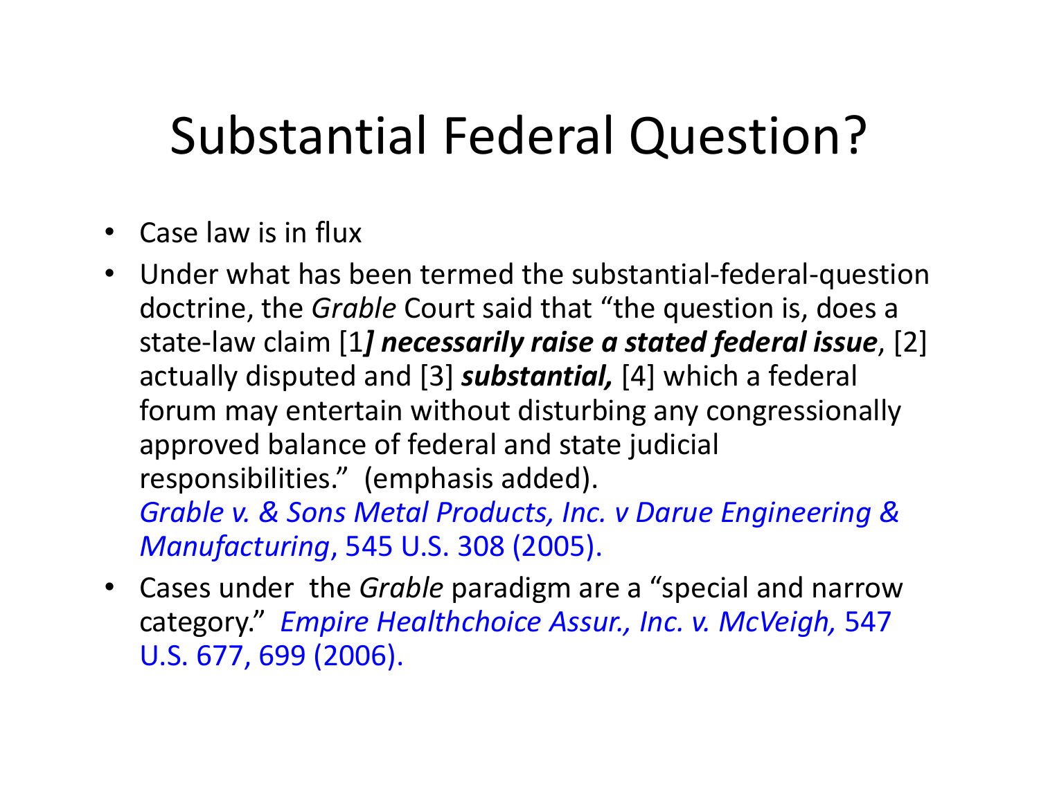# Substantial Federal Question?

- Case law is in flux
- Under what has been termed the substantial-federal-question doctrine, the *Grable* Court said that "the question is, does a state-law claim [1***] necessarily raise a stated federal issue***, [2] actually disputed and [3] ***substantial,*** [4] which a federal forum may entertain without disturbing any congressionally approved balance of federal and state judicial responsibilities." (emphasis added). *Grable v. & Sons Metal Products, Inc. v Darue Engineering & Manufacturing*, 545 U.S. 308 (2005).
- Cases under the *Grable* paradigm are a "special and narrow category." *Empire Healthchoice Assur., Inc. v. McVeigh,* 547 U.S. 677, 699 (2006).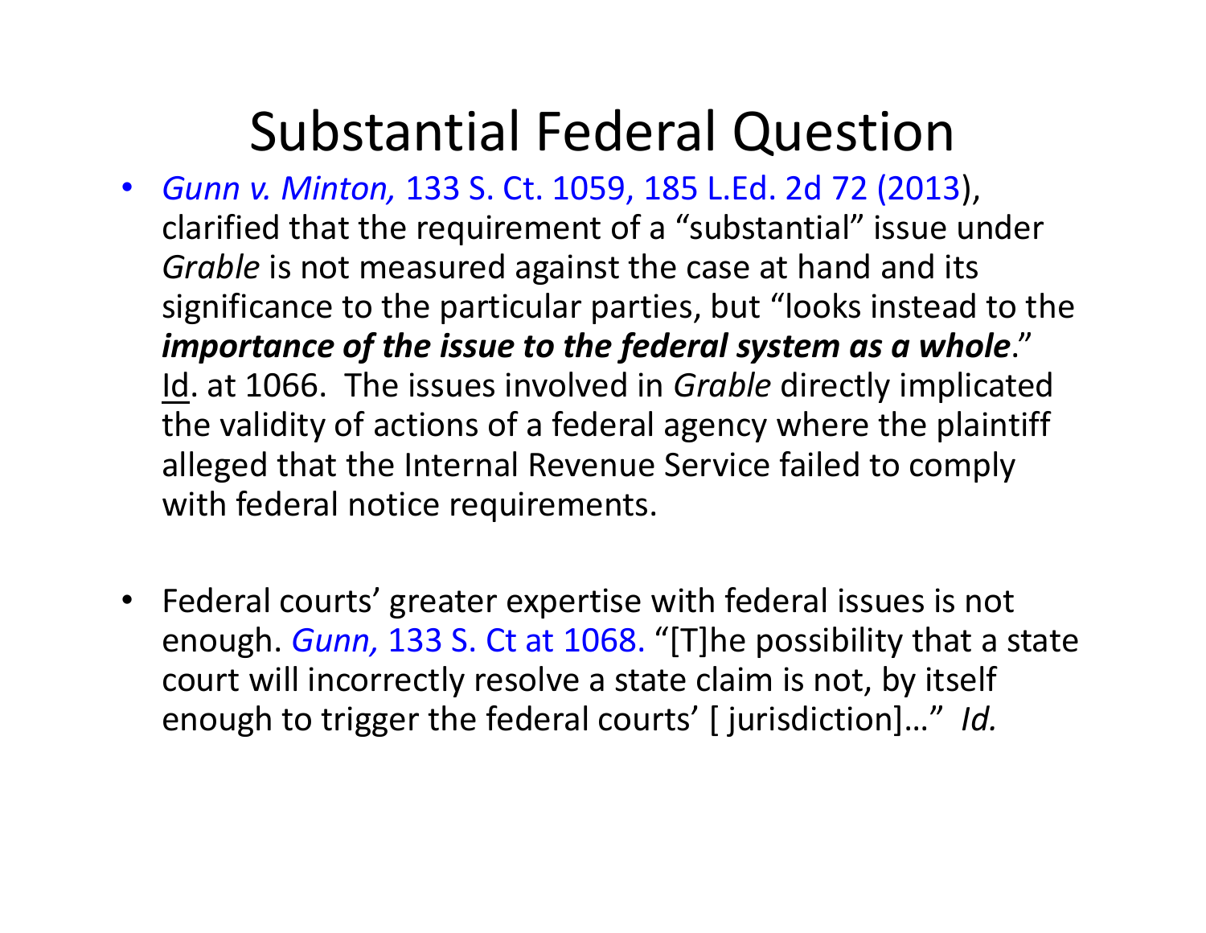# Substantial Federal Question

- *Gunn v. Minton,* 133 S. Ct. 1059, 185 L.Ed. 2d 72 (2013), clarified that the requirement of a "substantial" issue under *Grable* is not measured against the case at hand and its significance to the particular parties, but "looks instead to the ***importance of the issue to the federal system as a whole***." Id. at 1066. The issues involved in *Grable* directly implicated the validity of actions of a federal agency where the plaintiff alleged that the Internal Revenue Service failed to comply with federal notice requirements.

- Federal courts' greater expertise with federal issues is not enough. *Gunn,* 133 S. Ct at 1068. "[T]he possibility that a state court will incorrectly resolve a state claim is not, by itself enough to trigger the federal courts' [ jurisdiction]…" *Id.*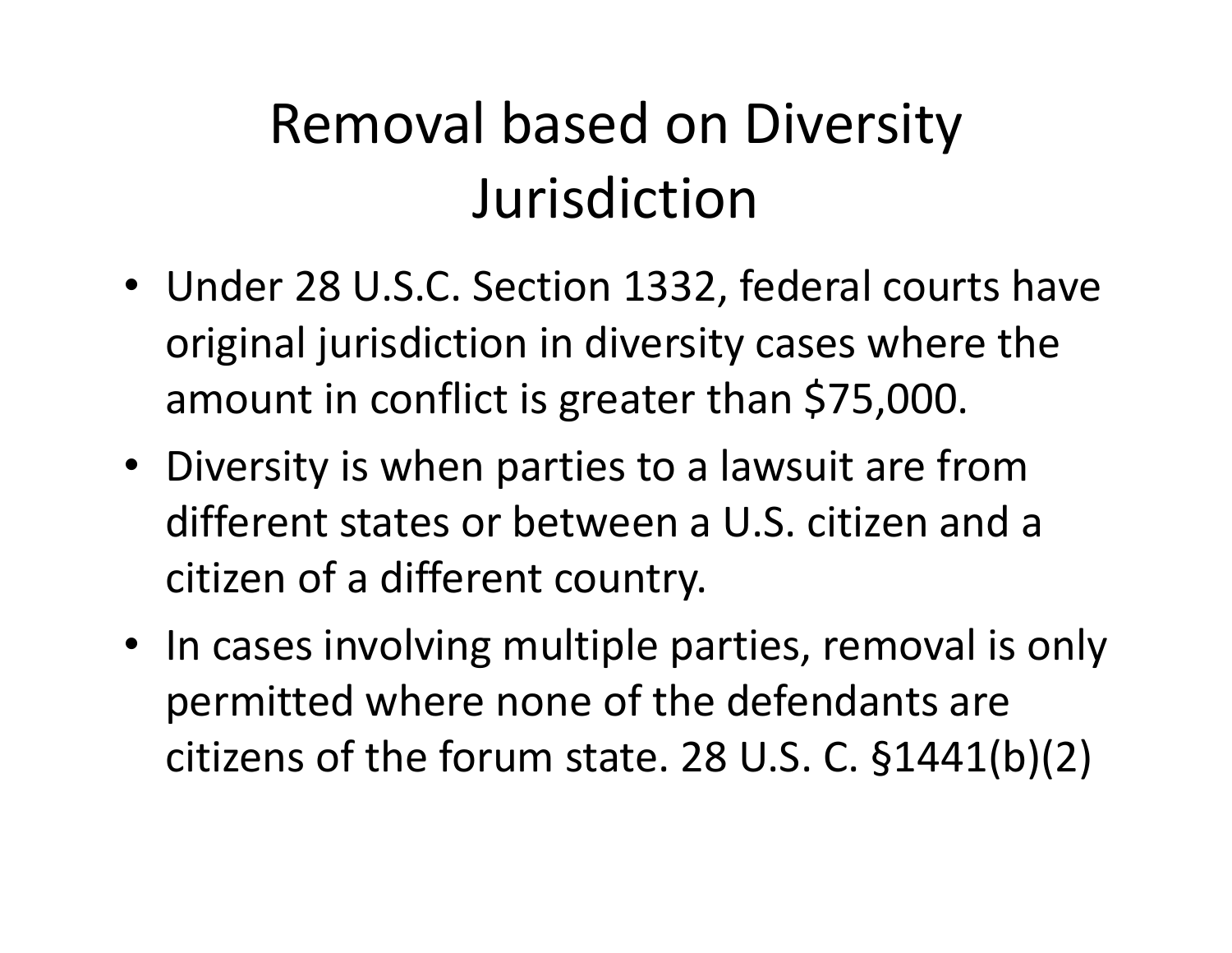# Removal based on Diversity Jurisdiction

- Under 28 U.S.C. Section 1332, federal courts have original jurisdiction in diversity cases where the amount in conflict is greater than $75,000.
- Diversity is when parties to a lawsuit are from different states or between a U.S. citizen and a citizen of a different country.
- In cases involving multiple parties, removal is only permitted where none of the defendants are citizens of the forum state. 28 U.S. C. §1441(b)(2)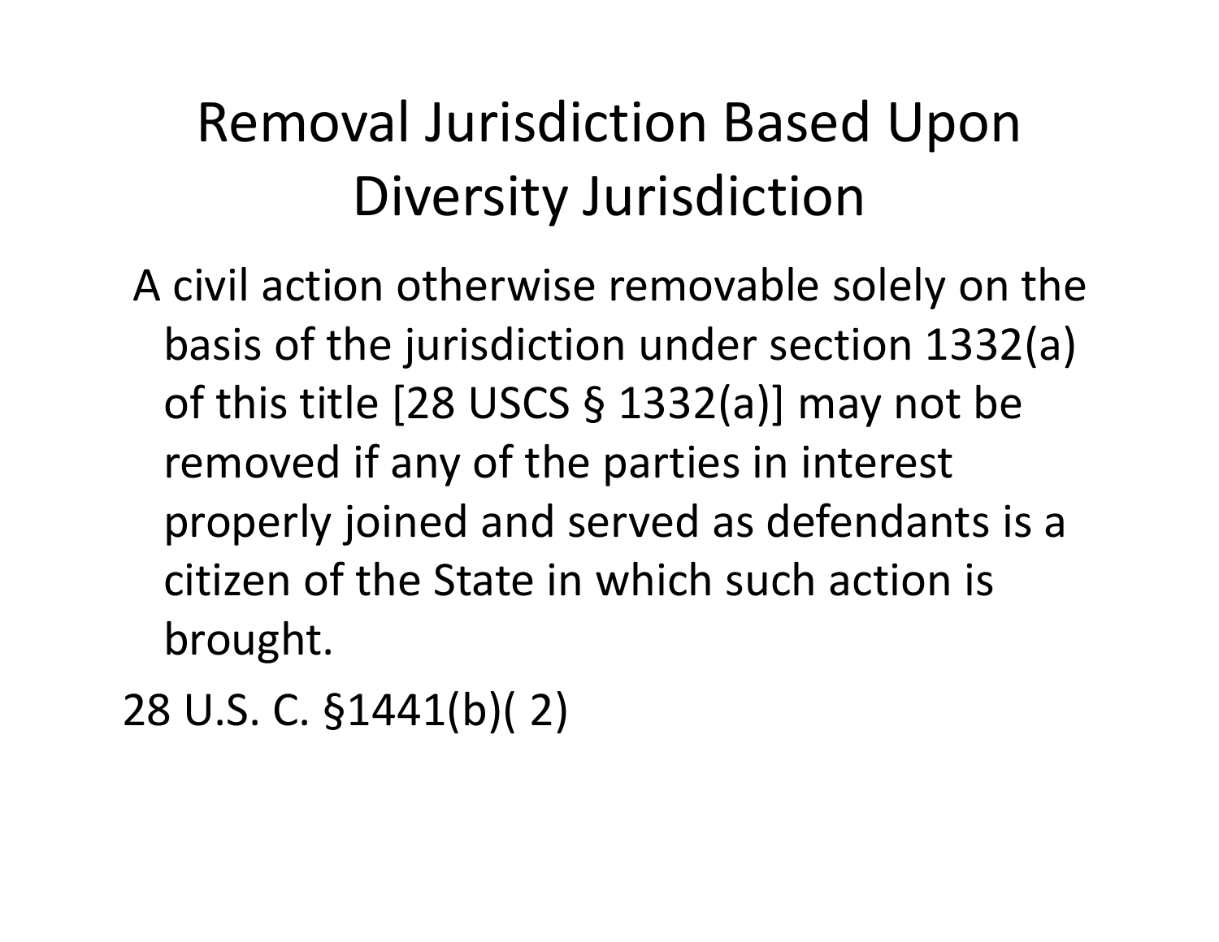# Removal Jurisdiction Based Upon Diversity Jurisdiction

A civil action otherwise removable solely on the basis of the jurisdiction under section 1332(a) of this title [28 USCS § 1332(a)] may not be removed if any of the parties in interest properly joined and served as defendants is a citizen of the State in which such action is brought.

28 U.S. C. §1441(b)( 2)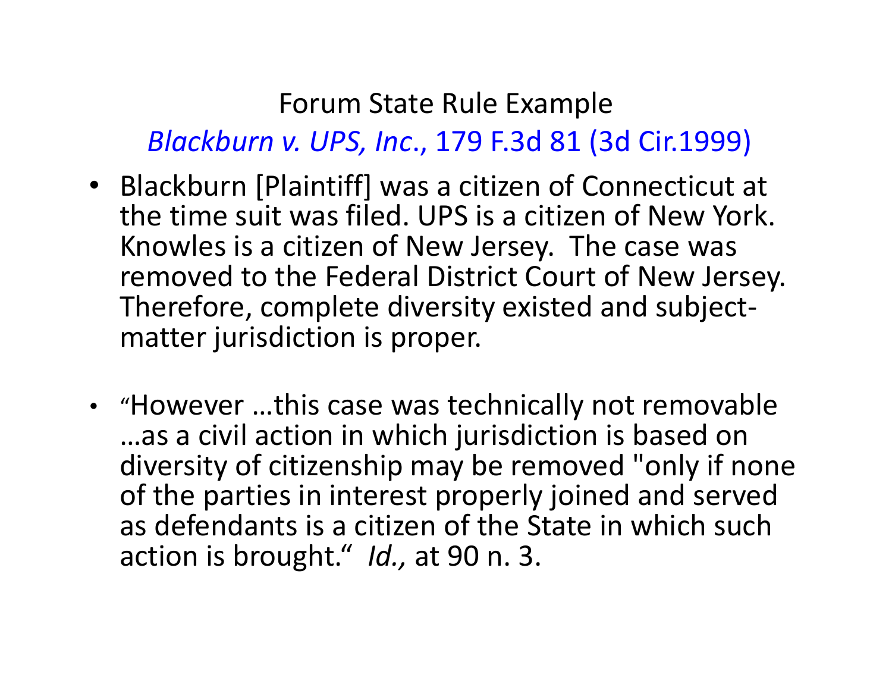# Forum State Rule Example

## *Blackburn v. UPS, Inc.*, 179 F.3d 81 (3d Cir.1999)

- Blackburn [Plaintiff] was a citizen of Connecticut at the time suit was filed. UPS is a citizen of New York. Knowles is a citizen of New Jersey. The case was removed to the Federal District Court of New Jersey. Therefore, complete diversity existed and subject-matter jurisdiction is proper.

- "However …this case was technically not removable …as a civil action in which jurisdiction is based on diversity of citizenship may be removed "only if none of the parties in interest properly joined and served as defendants is a citizen of the State in which such action is brought." *Id.,* at 90 n. 3.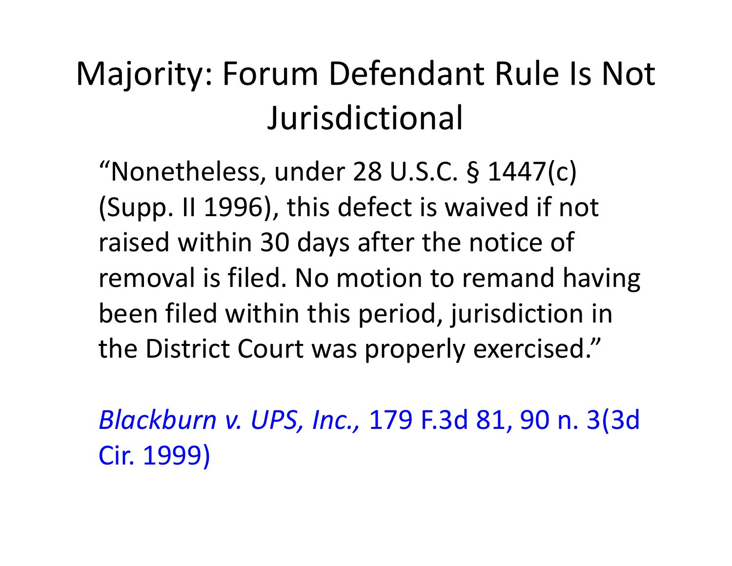# Majority: Forum Defendant Rule Is Not Jurisdictional

"Nonetheless, under 28 U.S.C. § 1447(c) (Supp. II 1996), this defect is waived if not raised within 30 days after the notice of removal is filed. No motion to remand having been filed within this period, jurisdiction in the District Court was properly exercised."

*Blackburn v. UPS, Inc.,* 179 F.3d 81, 90 n. 3(3d Cir. 1999)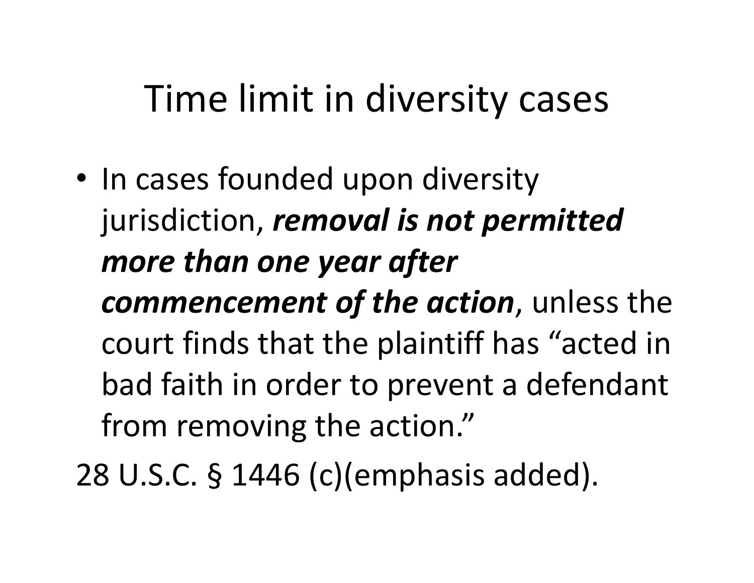# Time limit in diversity cases

- In cases founded upon diversity jurisdiction, ***removal is not permitted more than one year after commencement of the action***, unless the court finds that the plaintiff has "acted in bad faith in order to prevent a defendant from removing the action."

28 U.S.C. § 1446 (c)(emphasis added).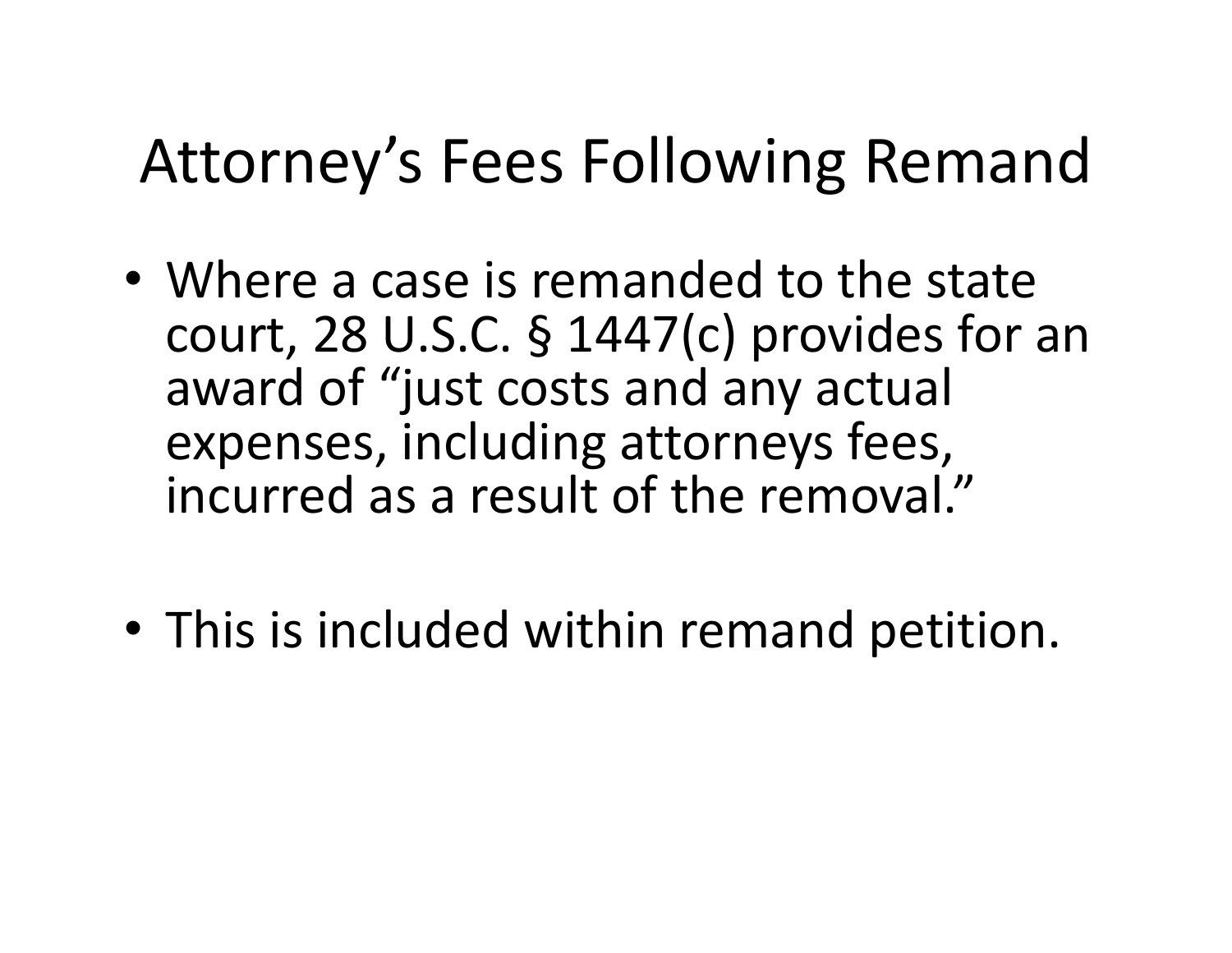# Attorney’s Fees Following Remand

- Where a case is remanded to the state court, 28 U.S.C. § 1447(c) provides for an award of “just costs and any actual expenses, including attorneys fees, incurred as a result of the removal.”

- This is included within remand petition.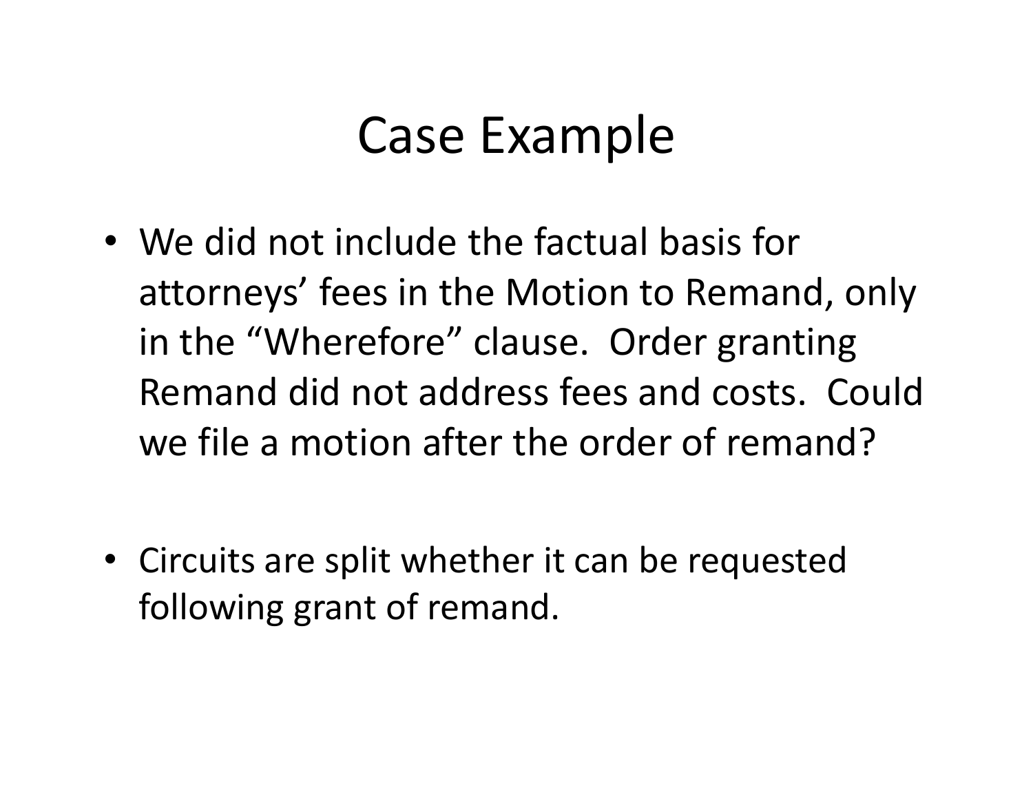# Case Example

- We did not include the factual basis for attorneys' fees in the Motion to Remand, only in the "Wherefore" clause. Order granting Remand did not address fees and costs. Could we file a motion after the order of remand?
- Circuits are split whether it can be requested following grant of remand.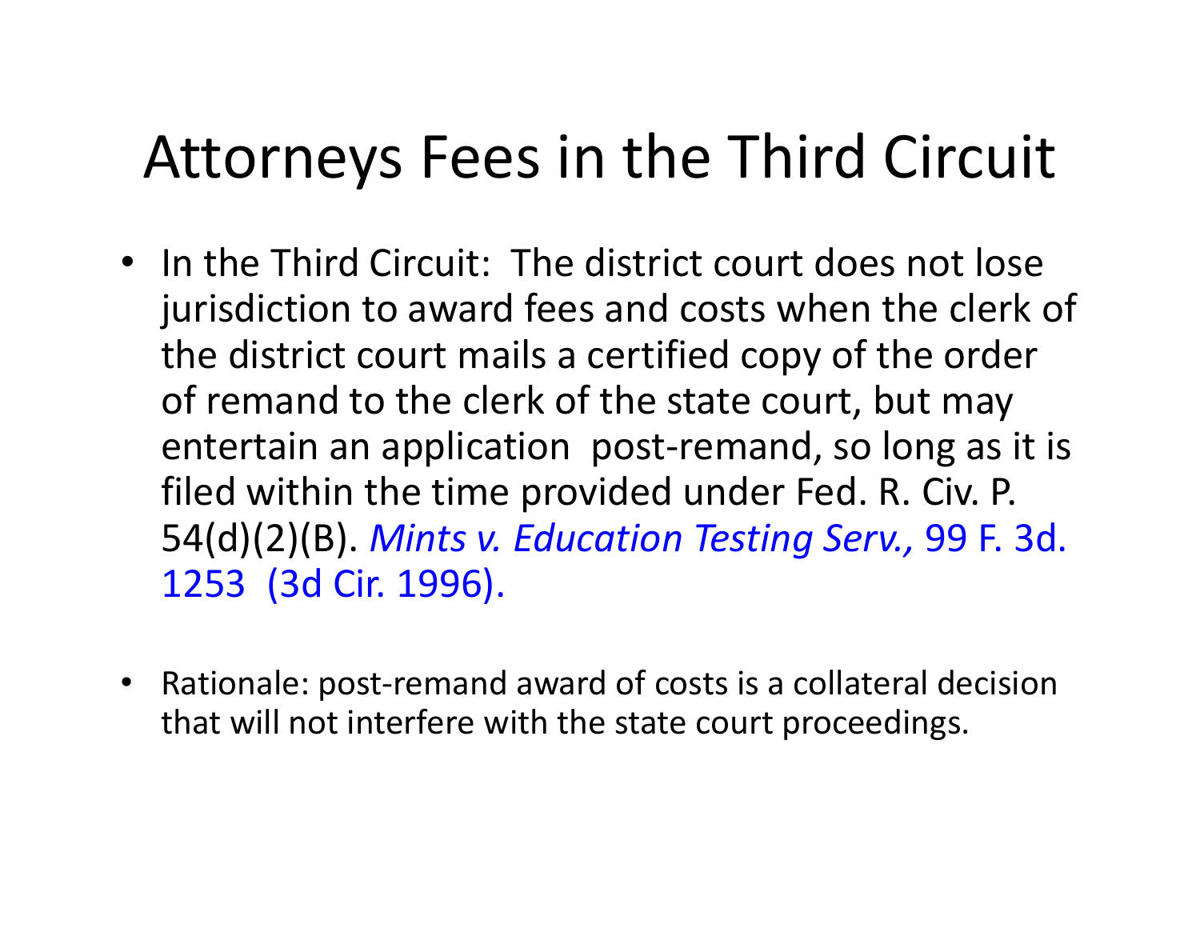# Attorneys Fees in the Third Circuit

- In the Third Circuit: The district court does not lose jurisdiction to award fees and costs when the clerk of the district court mails a certified copy of the order of remand to the clerk of the state court, but may entertain an application post-remand, so long as it is filed within the time provided under Fed. R. Civ. P. 54(d)(2)(B). *Mints v. Education Testing Serv.,* 99 F. 3d. 1253 (3d Cir. 1996).

- Rationale: post-remand award of costs is a collateral decision that will not interfere with the state court proceedings.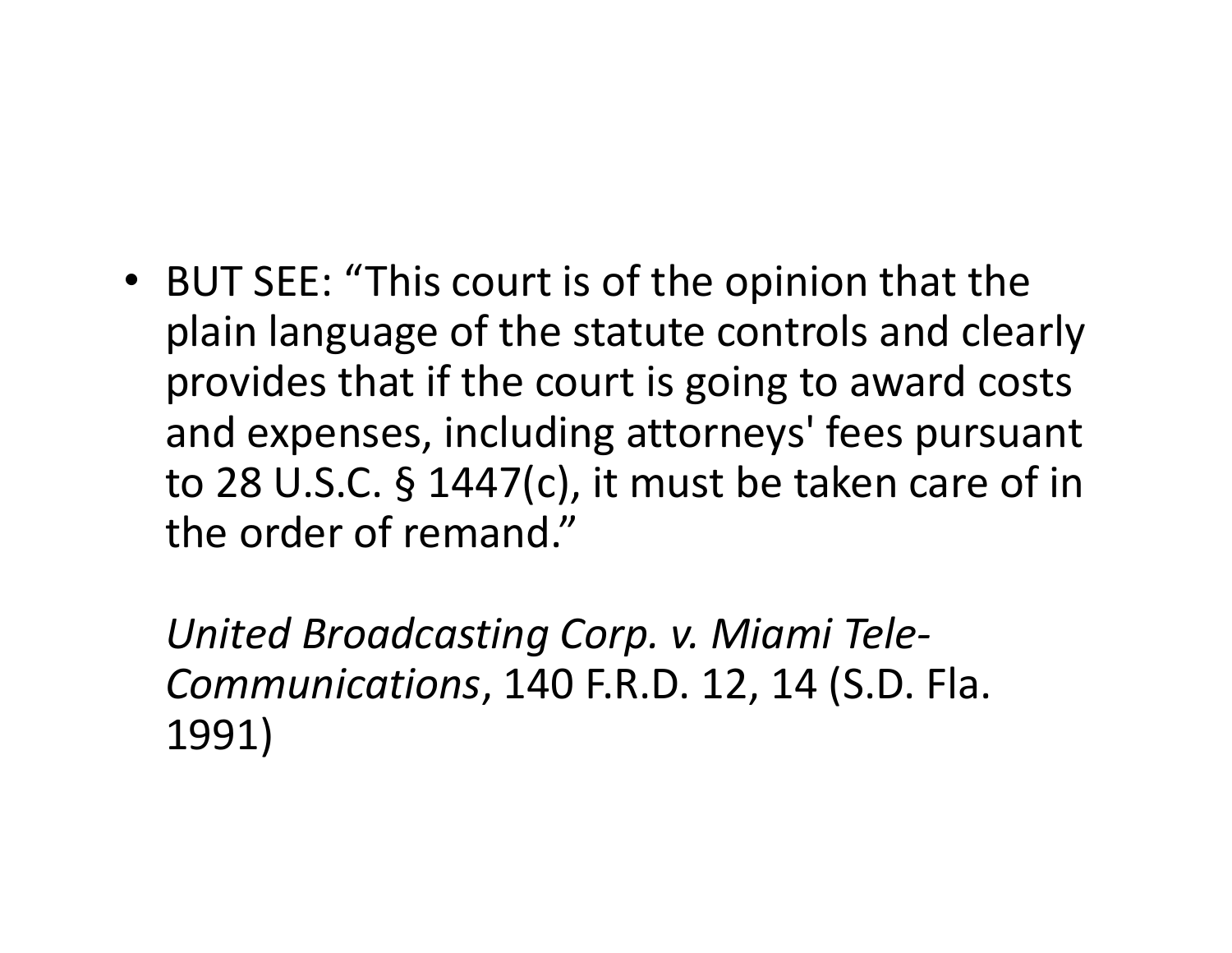- BUT SEE: "This court is of the opinion that the plain language of the statute controls and clearly provides that if the court is going to award costs and expenses, including attorneys' fees pursuant to 28 U.S.C. § 1447(c), it must be taken care of in the order of remand."

  *United Broadcasting Corp. v. Miami Tele-Communications*, 140 F.R.D. 12, 14 (S.D. Fla. 1991)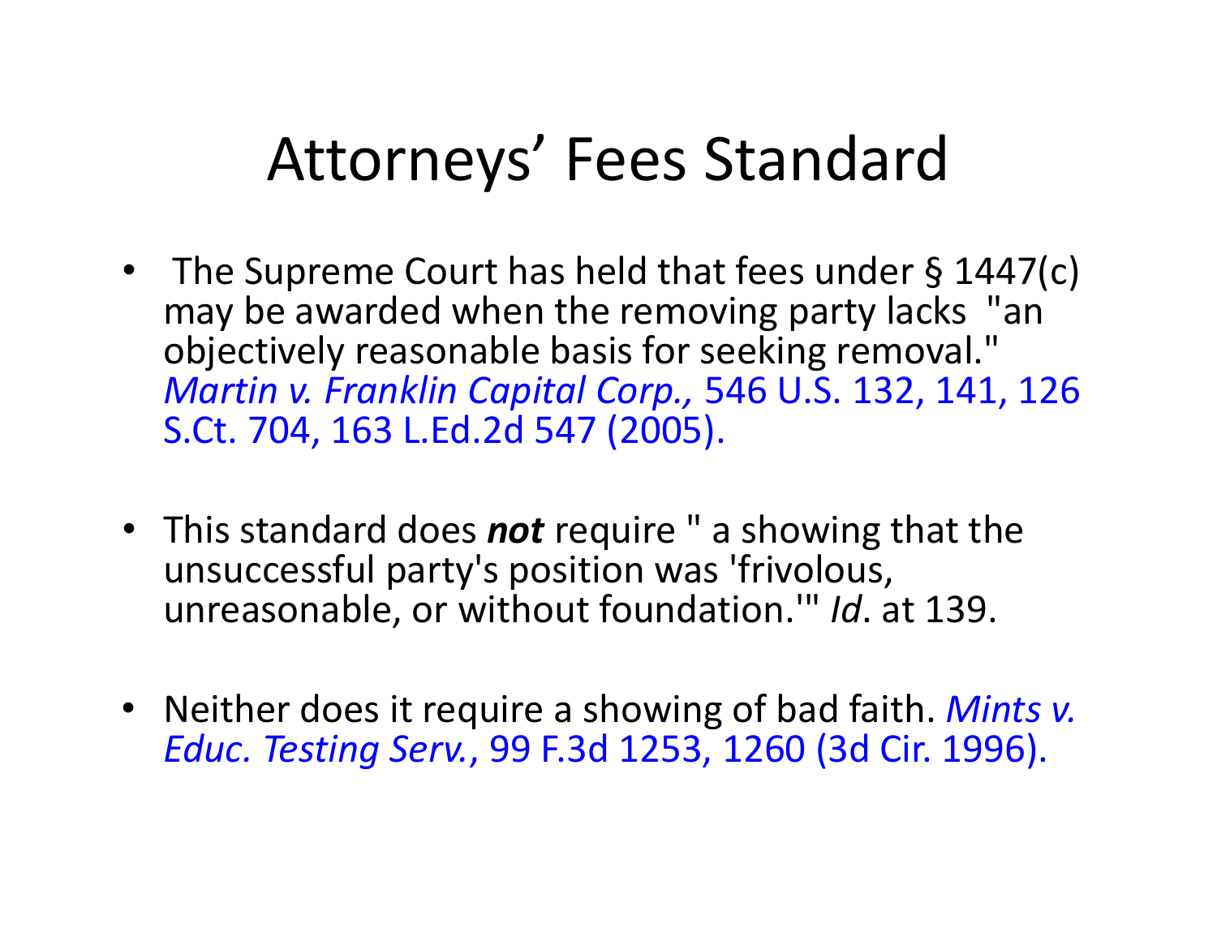# Attorneys' Fees Standard

- The Supreme Court has held that fees under § 1447(c) may be awarded when the removing party lacks "an objectively reasonable basis for seeking removal." *Martin v. Franklin Capital Corp.,* 546 U.S. 132, 141, 126 S.Ct. 704, 163 L.Ed.2d 547 (2005).

- This standard does ***not*** require " a showing that the unsuccessful party's position was 'frivolous, unreasonable, or without foundation.'" *Id*. at 139.

- Neither does it require a showing of bad faith. *Mints v. Educ. Testing Serv.*, 99 F.3d 1253, 1260 (3d Cir. 1996).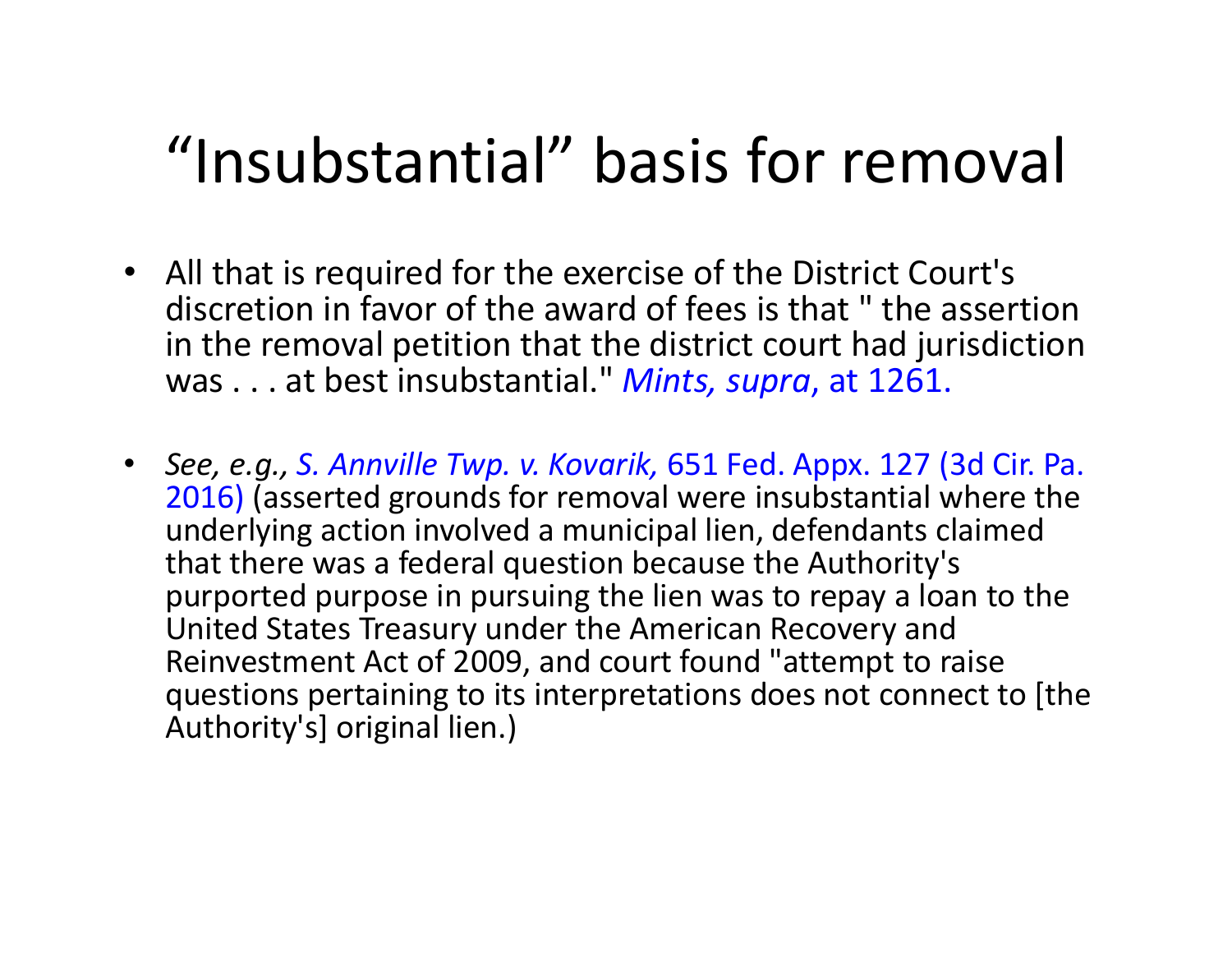# “Insubstantial” basis for removal

- All that is required for the exercise of the District Court's discretion in favor of the award of fees is that " the assertion in the removal petition that the district court had jurisdiction was . . . at best insubstantial." *Mints, supra*, at 1261.

- *See, e.g.,* *S. Annville Twp. v. Kovarik,* 651 Fed. Appx. 127 (3d Cir. Pa. 2016) (asserted grounds for removal were insubstantial where the underlying action involved a municipal lien, defendants claimed that there was a federal question because the Authority's purported purpose in pursuing the lien was to repay a loan to the United States Treasury under the American Recovery and Reinvestment Act of 2009, and court found "attempt to raise questions pertaining to its interpretations does not connect to [the Authority's] original lien.)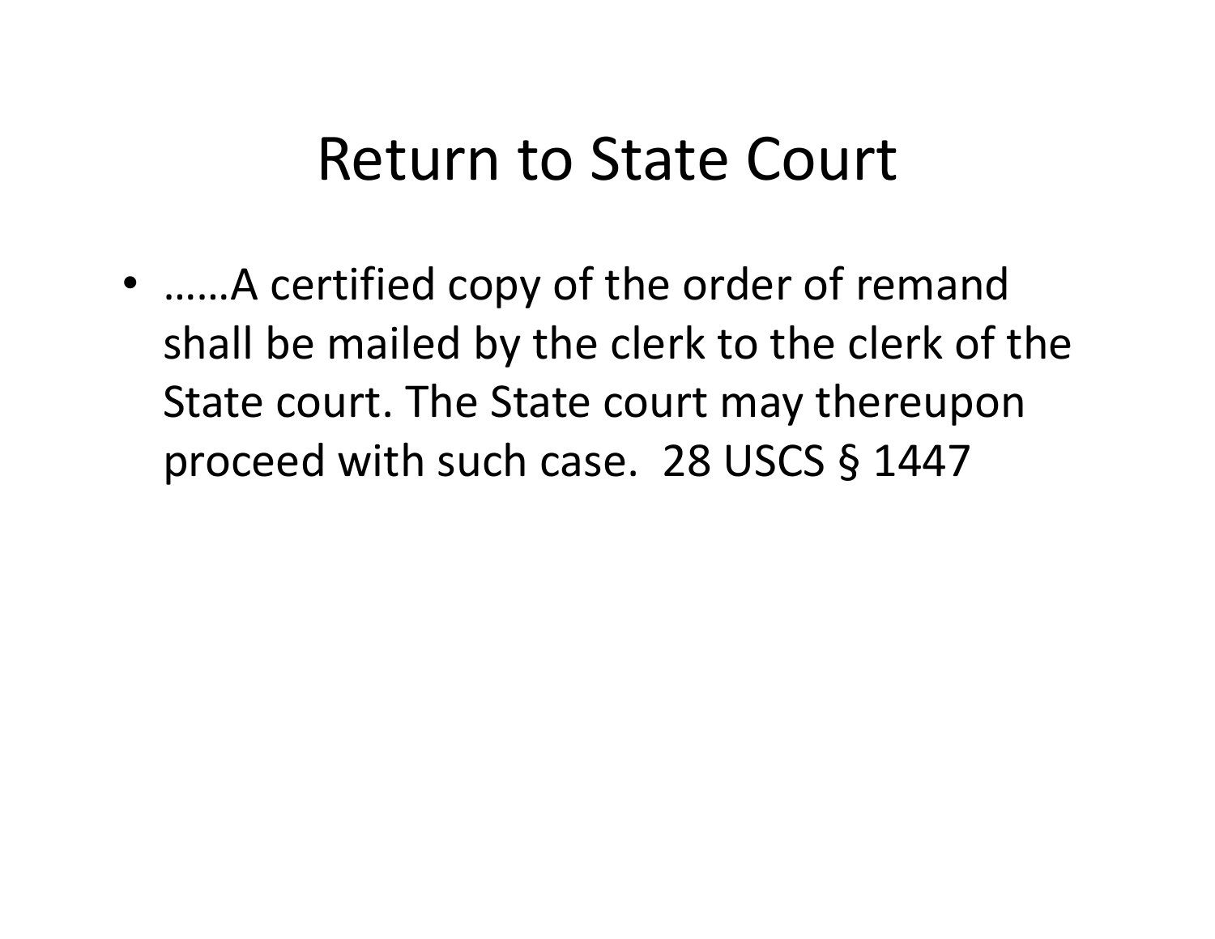# Return to State Court

- ……A certified copy of the order of remand shall be mailed by the clerk to the clerk of the State court. The State court may thereupon proceed with such case. 28 USCS § 1447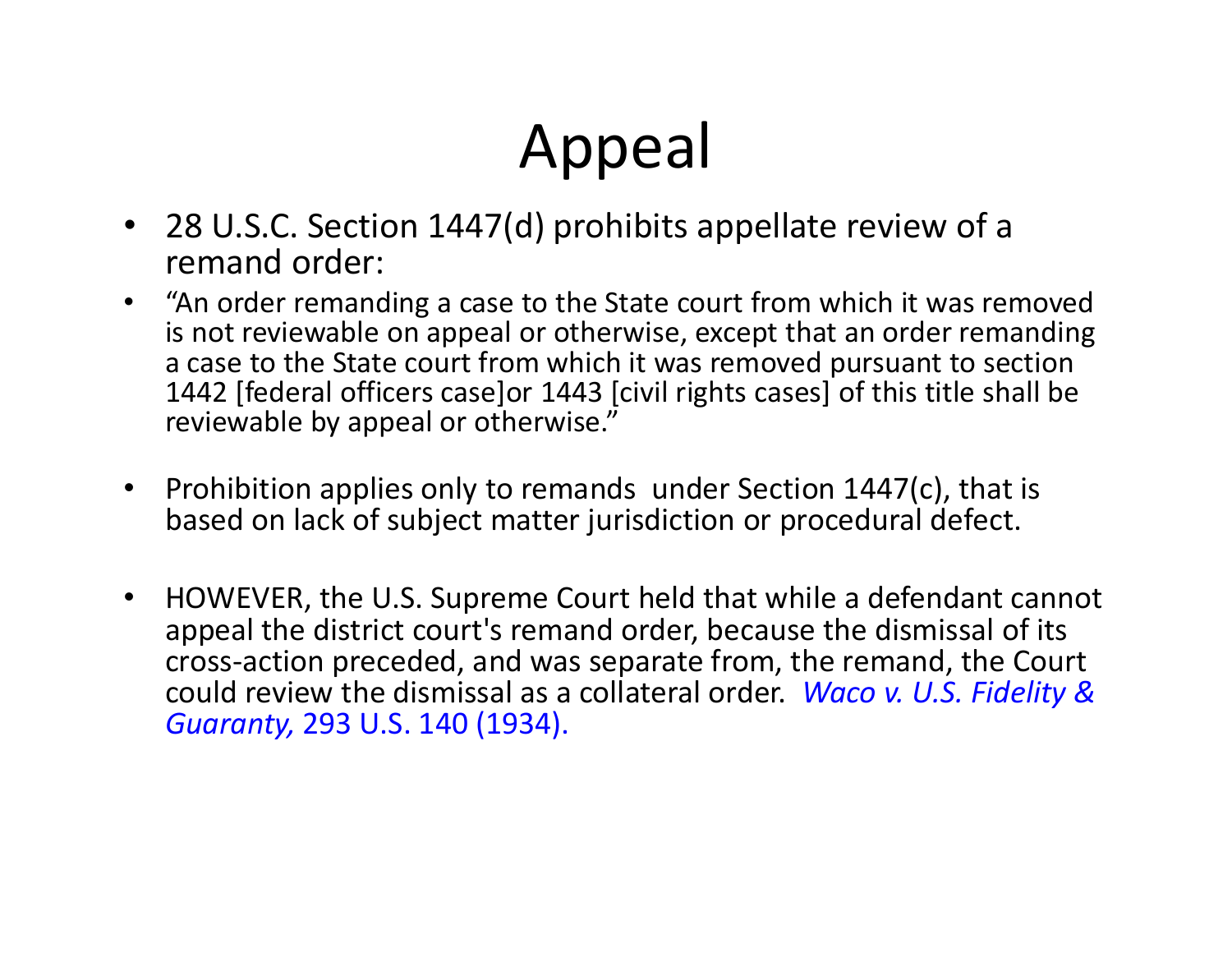# Appeal

- 28 U.S.C. Section 1447(d) prohibits appellate review of a remand order:
- "An order remanding a case to the State court from which it was removed is not reviewable on appeal or otherwise, except that an order remanding a case to the State court from which it was removed pursuant to section 1442 [federal officers case]or 1443 [civil rights cases] of this title shall be reviewable by appeal or otherwise."
- Prohibition applies only to remands under Section 1447(c), that is based on lack of subject matter jurisdiction or procedural defect.
- HOWEVER, the U.S. Supreme Court held that while a defendant cannot appeal the district court's remand order, because the dismissal of its cross-action preceded, and was separate from, the remand, the Court could review the dismissal as a collateral order. *Waco v. U.S. Fidelity & Guaranty,* 293 U.S. 140 (1934).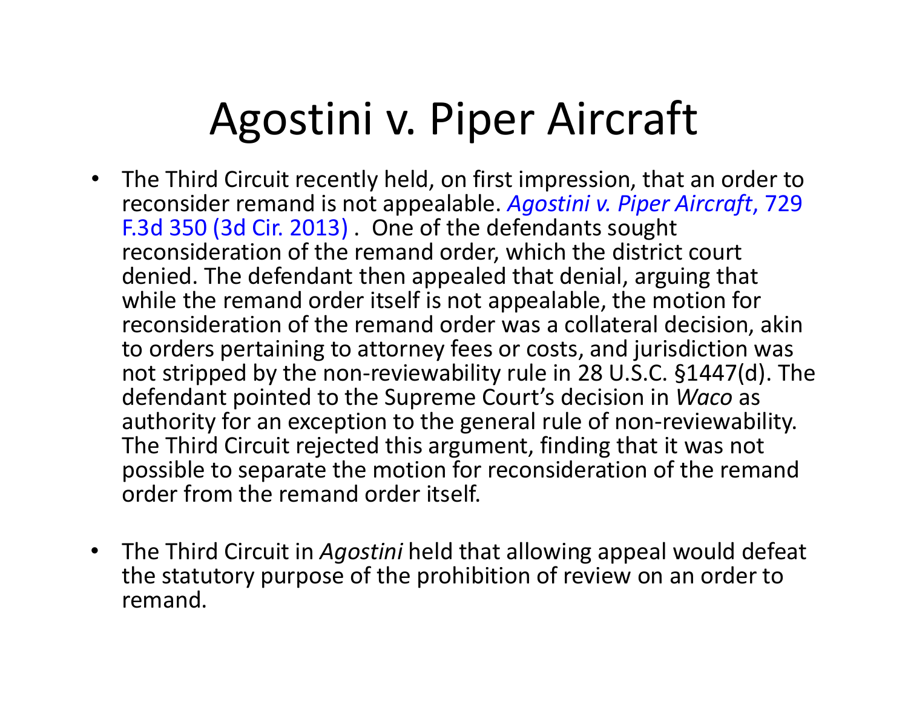# Agostini v. Piper Aircraft

- The Third Circuit recently held, on first impression, that an order to reconsider remand is not appealable. *Agostini v. Piper Aircraft*, 729 F.3d 350 (3d Cir. 2013) . One of the defendants sought reconsideration of the remand order, which the district court denied. The defendant then appealed that denial, arguing that while the remand order itself is not appealable, the motion for reconsideration of the remand order was a collateral decision, akin to orders pertaining to attorney fees or costs, and jurisdiction was not stripped by the non-reviewability rule in 28 U.S.C. §1447(d). The defendant pointed to the Supreme Court's decision in *Waco* as authority for an exception to the general rule of non-reviewability. The Third Circuit rejected this argument, finding that it was not possible to separate the motion for reconsideration of the remand order from the remand order itself.

- The Third Circuit in *Agostini* held that allowing appeal would defeat the statutory purpose of the prohibition of review on an order to remand.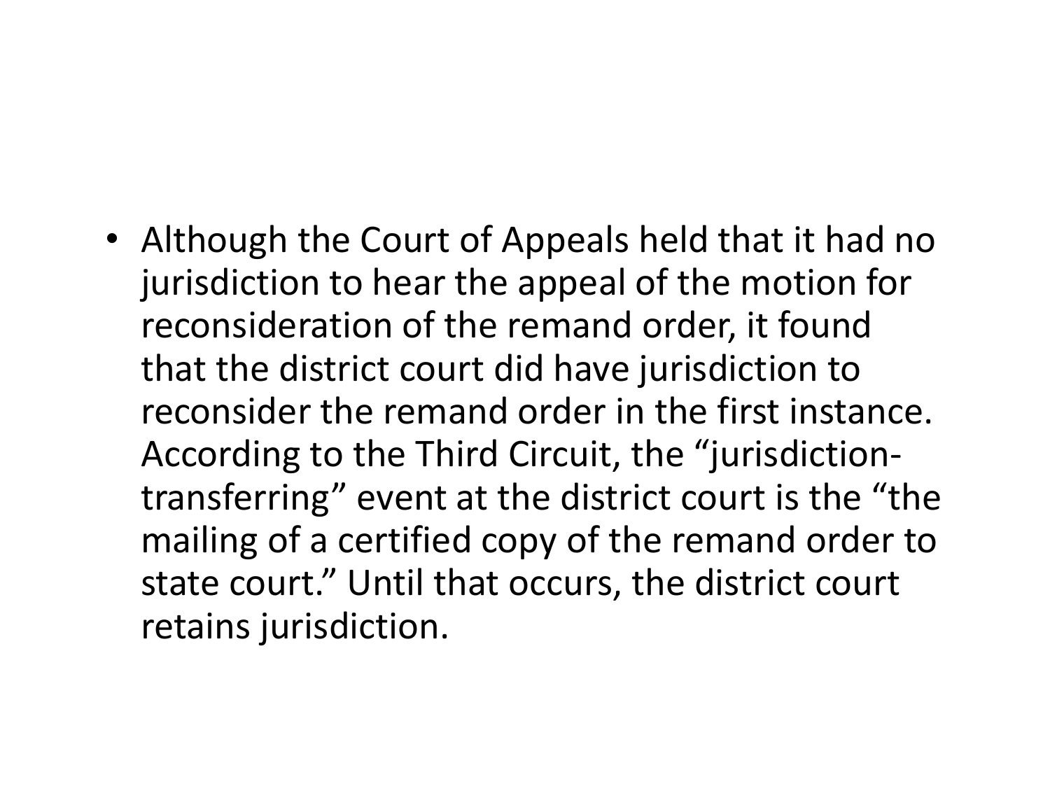- Although the Court of Appeals held that it had no jurisdiction to hear the appeal of the motion for reconsideration of the remand order, it found that the district court did have jurisdiction to reconsider the remand order in the first instance. According to the Third Circuit, the "jurisdiction-transferring" event at the district court is the "the mailing of a certified copy of the remand order to state court." Until that occurs, the district court retains jurisdiction.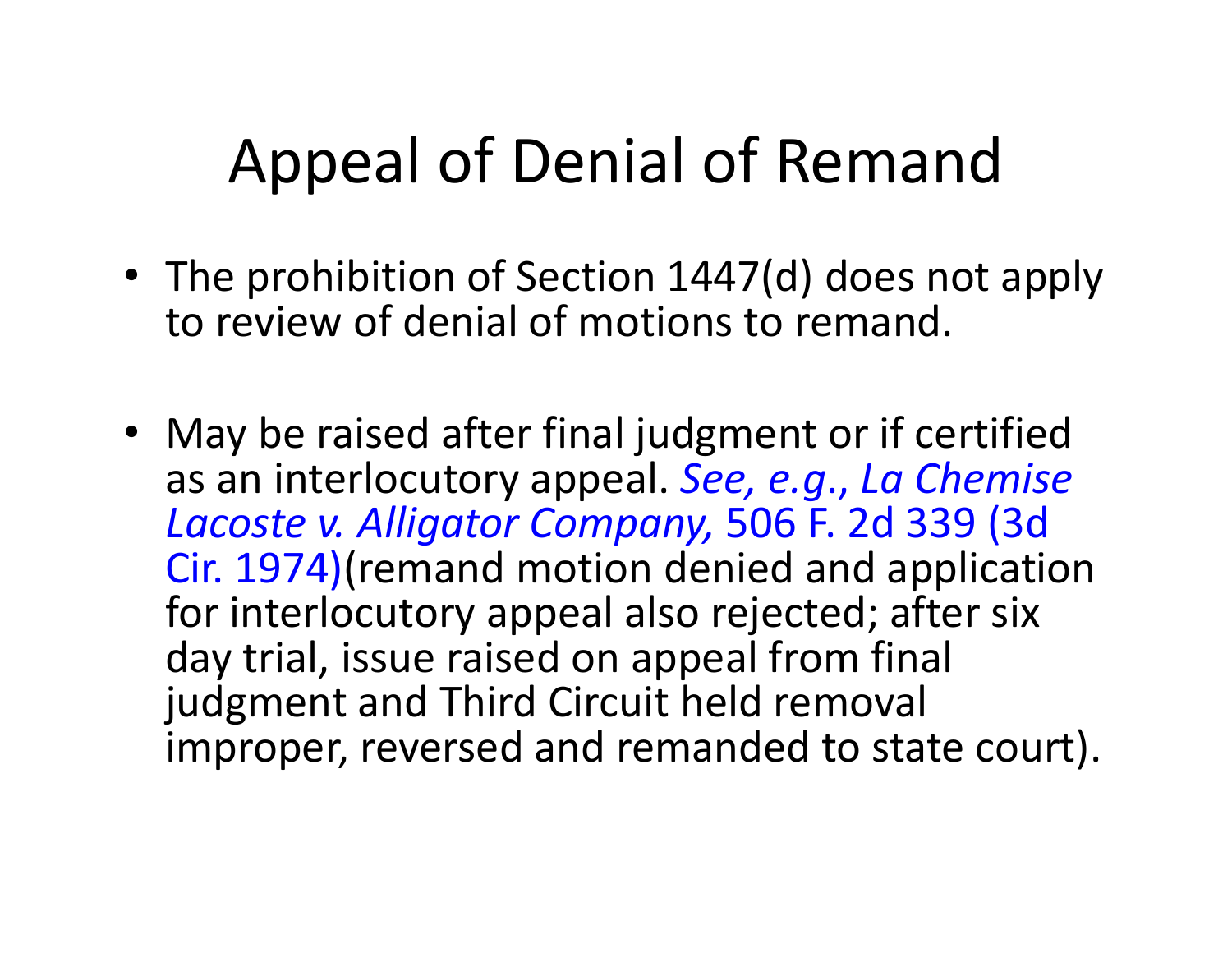# Appeal of Denial of Remand

- The prohibition of Section 1447(d) does not apply to review of denial of motions to remand.

- May be raised after final judgment or if certified as an interlocutory appeal. *See, e.g.*, *La Chemise Lacoste v. Alligator Company,* 506 F. 2d 339 (3d Cir. 1974)(remand motion denied and application for interlocutory appeal also rejected; after six day trial, issue raised on appeal from final judgment and Third Circuit held removal improper, reversed and remanded to state court).